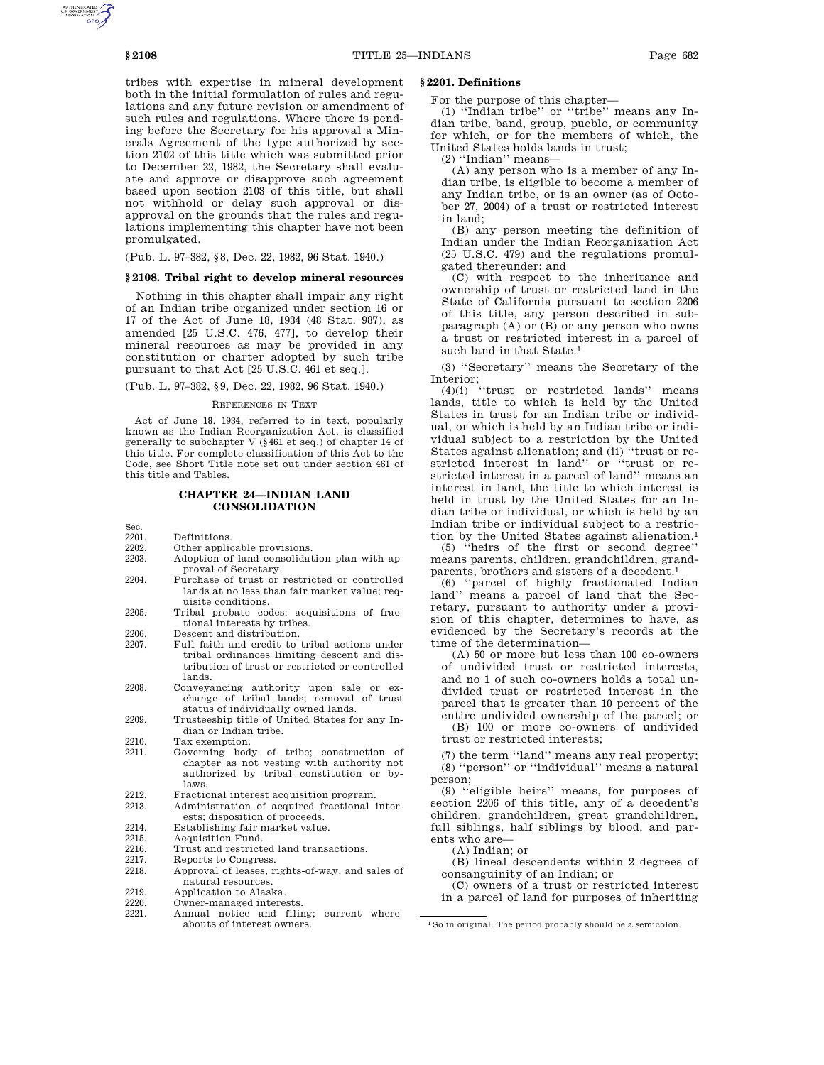tribes with expertise in mineral development both in the initial formulation of rules and regulations and any future revision or amendment of such rules and regulations. Where there is pending before the Secretary for his approval a Minerals Agreement of the type authorized by section 2102 of this title which was submitted prior to December 22, 1982, the Secretary shall evaluate and approve or disapprove such agreement based upon section 2103 of this title, but shall not withhold or delay such approval or disapproval on the grounds that the rules and regulations implementing this chapter have not been promulgated.

(Pub. L. 97–382, §8, Dec. 22, 1982, 96 Stat. 1940.)

### §2108. Tribal right to develop mineral resources

Nothing in this chapter shall impair any right of an Indian tribe organized under section 16 or 17 of the Act of June 18, 1934 (48 Stat. 987), as amended [25 U.S.C. 476, 477], to develop their mineral resources as may be provided in any constitution or charter adopted by such tribe pursuant to that Act [25 U.S.C. 461 et seq.].

(Pub. L. 97–382, §9, Dec. 22, 1982, 96 Stat. 1940.)

REFERENCES IN TEXT

Act of June 18, 1934, referred to in text, popularly known as the Indian Reorganization Act, is classified generally to subchapter V (§461 et seq.) of chapter 14 of this title. For complete classification of this Act to the Code, see Short Title note set out under section 461 of this title and Tables.

## CHAPTER 24—INDIAN LAND CONSOLIDATION

| Sec. | |
|---|---|
| 2201. | Definitions. |
| 2202. | Other applicable provisions. |
| 2203. | Adoption of land consolidation plan with approval of Secretary. |
| 2204. | Purchase of trust or restricted or controlled lands at no less than fair market value; requisite conditions. |
| 2205. | Tribal probate codes; acquisitions of fractional interests by tribes. |
| 2206. | Descent and distribution. |
| 2207. | Full faith and credit to tribal actions under tribal ordinances limiting descent and distribution of trust or restricted or controlled lands. |
| 2208. | Conveyancing authority upon sale or exchange of tribal lands; removal of trust status of individually owned lands. |
| 2209. | Trusteeship title of United States for any Indian or Indian tribe. |
| 2210. | Tax exemption. |
| 2211. | Governing body of tribe; construction of chapter as not vesting with authority not authorized by tribal constitution or bylaws. |
| 2212. | Fractional interest acquisition program. |
| 2213. | Administration of acquired fractional interests; disposition of proceeds. |
| 2214. | Establishing fair market value. |
| 2215. | Acquisition Fund. |
| 2216. | Trust and restricted land transactions. |
| 2217. | Reports to Congress. |
| 2218. | Approval of leases, rights-of-way, and sales of natural resources. |
| 2219. | Application to Alaska. |
| 2220. | Owner-managed interests. |
| 2221. | Annual notice and filing; current whereabouts of interest owners. |

### §2201. Definitions

For the purpose of this chapter—

(1) "Indian tribe" or "tribe" means any Indian tribe, band, group, pueblo, or community for which, or for the members of which, the United States holds lands in trust;

(2) "Indian" means—

(A) any person who is a member of any Indian tribe, is eligible to become a member of any Indian tribe, or is an owner (as of October 27, 2004) of a trust or restricted interest in land;

(B) any person meeting the definition of Indian under the Indian Reorganization Act (25 U.S.C. 479) and the regulations promulgated thereunder; and

(C) with respect to the inheritance and ownership of trust or restricted land in the State of California pursuant to section 2206 of this title, any person described in subparagraph (A) or (B) or any person who owns a trust or restricted interest in a parcel of such land in that State.[1]

(3) "Secretary" means the Secretary of the Interior;

(4)(i) "trust or restricted lands" means lands, title to which is held by the United States in trust for an Indian tribe or individual, or which is held by an Indian tribe or individual subject to a restriction by the United States against alienation; and (ii) "trust or restricted interest in land" or "trust or restricted interest in a parcel of land" means an interest in land, the title to which interest is held in trust by the United States for an Indian tribe or individual, or which is held by an Indian tribe or individual subject to a restriction by the United States against alienation.[1]

(5) "heirs of the first or second degree" means parents, children, grandchildren, grandparents, brothers and sisters of a decedent.[1]

(6) "parcel of highly fractionated Indian land" means a parcel of land that the Secretary, pursuant to authority under a provision of this chapter, determines to have, as evidenced by the Secretary's records at the time of the determination—

(A) 50 or more but less than 100 co-owners of undivided trust or restricted interests, and no 1 of such co-owners holds a total undivided trust or restricted interest in the parcel that is greater than 10 percent of the entire undivided ownership of the parcel; or

(B) 100 or more co-owners of undivided trust or restricted interests;

(7) the term "land" means any real property;

(8) "person" or "individual" means a natural person;

(9) "eligible heirs" means, for purposes of section 2206 of this title, any of a decedent's children, grandchildren, great grandchildren, full siblings, half siblings by blood, and parents who are—

(A) Indian; or

(B) lineal descendents within 2 degrees of consanguinity of an Indian; or

(C) owners of a trust or restricted interest in a parcel of land for purposes of inheriting

[1] So in original. The period probably should be a semicolon.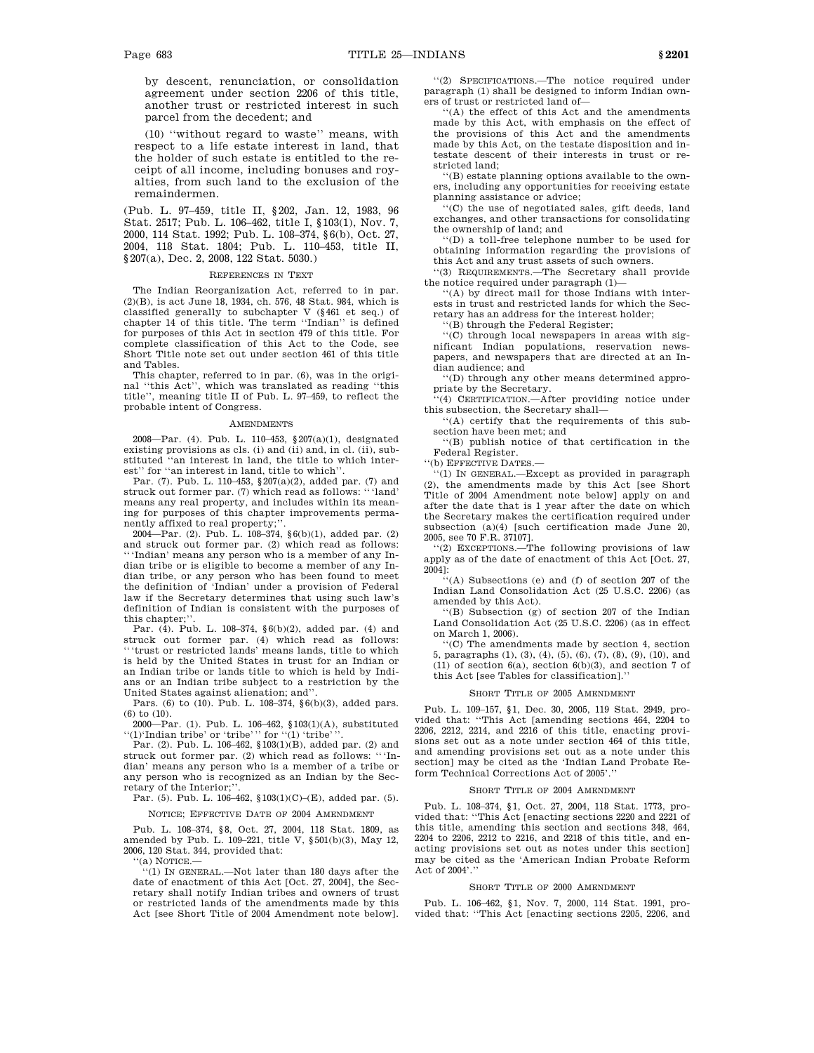by descent, renunciation, or consolidation agreement under section 2206 of this title, another trust or restricted interest in such parcel from the decedent; and

(10) "without regard to waste" means, with respect to a life estate interest in land, that the holder of such estate is entitled to the receipt of all income, including bonuses and royalties, from such land to the exclusion of the remaindermen.

(Pub. L. 97–459, title II, §202, Jan. 12, 1983, 96 Stat. 2517; Pub. L. 106–462, title I, §103(1), Nov. 7, 2000, 114 Stat. 1992; Pub. L. 108–374, §6(b), Oct. 27, 2004, 118 Stat. 1804; Pub. L. 110–453, title II, §207(a), Dec. 2, 2008, 122 Stat. 5030.)

REFERENCES IN TEXT

The Indian Reorganization Act, referred to in par. (2)(B), is act June 18, 1934, ch. 576, 48 Stat. 984, which is classified generally to subchapter V (§461 et seq.) of chapter 14 of this title. The term "Indian" is defined for purposes of this Act in section 479 of this title. For complete classification of this Act to the Code, see Short Title note set out under section 461 of this title and Tables.

This chapter, referred to in par. (6), was in the original "this Act", which was translated as reading "this title", meaning title II of Pub. L. 97–459, to reflect the probable intent of Congress.

AMENDMENTS

2008—Par. (4). Pub. L. 110–453, §207(a)(1), designated existing provisions as cls. (i) and (ii) and, in cl. (ii), substituted "an interest in land, the title to which interest" for "an interest in land, title to which".

Par. (7). Pub. L. 110–453, §207(a)(2), added par. (7) and struck out former par. (7) which read as follows: " 'land' means any real property, and includes within its meaning for purposes of this chapter improvements permanently affixed to real property;".

2004—Par. (2). Pub. L. 108–374, §6(b)(1), added par. (2) and struck out former par. (2) which read as follows: " 'Indian' means any person who is a member of any Indian tribe or is eligible to become a member of any Indian tribe, or any person who has been found to meet the definition of 'Indian' under a provision of Federal law if the Secretary determines that using such law's definition of Indian is consistent with the purposes of this chapter;".

Par. (4). Pub. L. 108–374, §6(b)(2), added par. (4) and struck out former par. (4) which read as follows: " 'trust or restricted lands' means lands, title to which is held by the United States in trust for an Indian or an Indian tribe or lands title to which is held by Indians or an Indian tribe subject to a restriction by the United States against alienation; and".

Pars. (6) to (10). Pub. L. 108–374, §6(b)(3), added pars. (6) to (10).

2000—Par. (1). Pub. L. 106–462, §103(1)(A), substituted "(1)'Indian tribe' or 'tribe' " for "(1) 'tribe' ".

Par. (2). Pub. L. 106–462, §103(1)(B), added par. (2) and struck out former par. (2) which read as follows: " 'Indian' means any person who is a member of a tribe or any person who is recognized as an Indian by the Secretary of the Interior;".

Par. (5). Pub. L. 106–462, §103(1)(C)–(E), added par. (5).

NOTICE; EFFECTIVE DATE OF 2004 AMENDMENT

Pub. L. 108–374, §8, Oct. 27, 2004, 118 Stat. 1809, as amended by Pub. L. 109–221, title V, §501(b)(3), May 12, 2006, 120 Stat. 344, provided that:

"(a) NOTICE.—

"(1) IN GENERAL.—Not later than 180 days after the date of enactment of this Act [Oct. 27, 2004], the Secretary shall notify Indian tribes and owners of trust or restricted lands of the amendments made by this Act [see Short Title of 2004 Amendment note below].

"(2) SPECIFICATIONS.—The notice required under paragraph (1) shall be designed to inform Indian owners of trust or restricted land of—

"(A) the effect of this Act and the amendments made by this Act, with emphasis on the effect of the provisions of this Act and the amendments made by this Act, on the testate disposition and intestate descent of their interests in trust or restricted land;

"(B) estate planning options available to the owners, including any opportunities for receiving estate planning assistance or advice;

"(C) the use of negotiated sales, gift deeds, land exchanges, and other transactions for consolidating the ownership of land; and

"(D) a toll-free telephone number to be used for obtaining information regarding the provisions of this Act and any trust assets of such owners.

"(3) REQUIREMENTS.—The Secretary shall provide the notice required under paragraph (1)—

"(A) by direct mail for those Indians with interests in trust and restricted lands for which the Secretary has an address for the interest holder;

"(B) through the Federal Register;

"(C) through local newspapers in areas with significant Indian populations, reservation newspapers, and newspapers that are directed at an Indian audience; and

"(D) through any other means determined appropriate by the Secretary.

"(4) CERTIFICATION.—After providing notice under this subsection, the Secretary shall—

"(A) certify that the requirements of this subsection have been met; and

"(B) publish notice of that certification in the Federal Register.

"(b) EFFECTIVE DATES.—

"(1) IN GENERAL.—Except as provided in paragraph (2), the amendments made by this Act [see Short Title of 2004 Amendment note below] apply on and after the date that is 1 year after the date on which the Secretary makes the certification required under subsection (a)(4) [such certification made June 20, 2005, see 70 F.R. 37107].

"(2) EXCEPTIONS.—The following provisions of law apply as of the date of enactment of this Act [Oct. 27, 2004]:

"(A) Subsections (e) and (f) of section 207 of the Indian Land Consolidation Act (25 U.S.C. 2206) (as amended by this Act).

"(B) Subsection (g) of section 207 of the Indian Land Consolidation Act (25 U.S.C. 2206) (as in effect on March 1, 2006).

"(C) The amendments made by section 4, section 5, paragraphs (1), (3), (4), (5), (6), (7), (8), (9), (10), and (11) of section 6(a), section 6(b)(3), and section 7 of this Act [see Tables for classification]."

SHORT TITLE OF 2005 AMENDMENT

Pub. L. 109–157, §1, Dec. 30, 2005, 119 Stat. 2949, provided that: "This Act [amending sections 464, 2204 to 2206, 2212, 2214, and 2216 of this title, enacting provisions set out as a note under section 464 of this title, and amending provisions set out as a note under this section] may be cited as the 'Indian Land Probate Reform Technical Corrections Act of 2005'."

SHORT TITLE OF 2004 AMENDMENT

Pub. L. 108–374, §1, Oct. 27, 2004, 118 Stat. 1773, provided that: "This Act [enacting sections 2220 and 2221 of this title, amending this section and sections 348, 464, 2204 to 2206, 2212 to 2216, and 2218 of this title, and enacting provisions set out as notes under this section] may be cited as the 'American Indian Probate Reform Act of 2004'."

SHORT TITLE OF 2000 AMENDMENT

Pub. L. 106–462, §1, Nov. 7, 2000, 114 Stat. 1991, provided that: "This Act [enacting sections 2205, 2206, and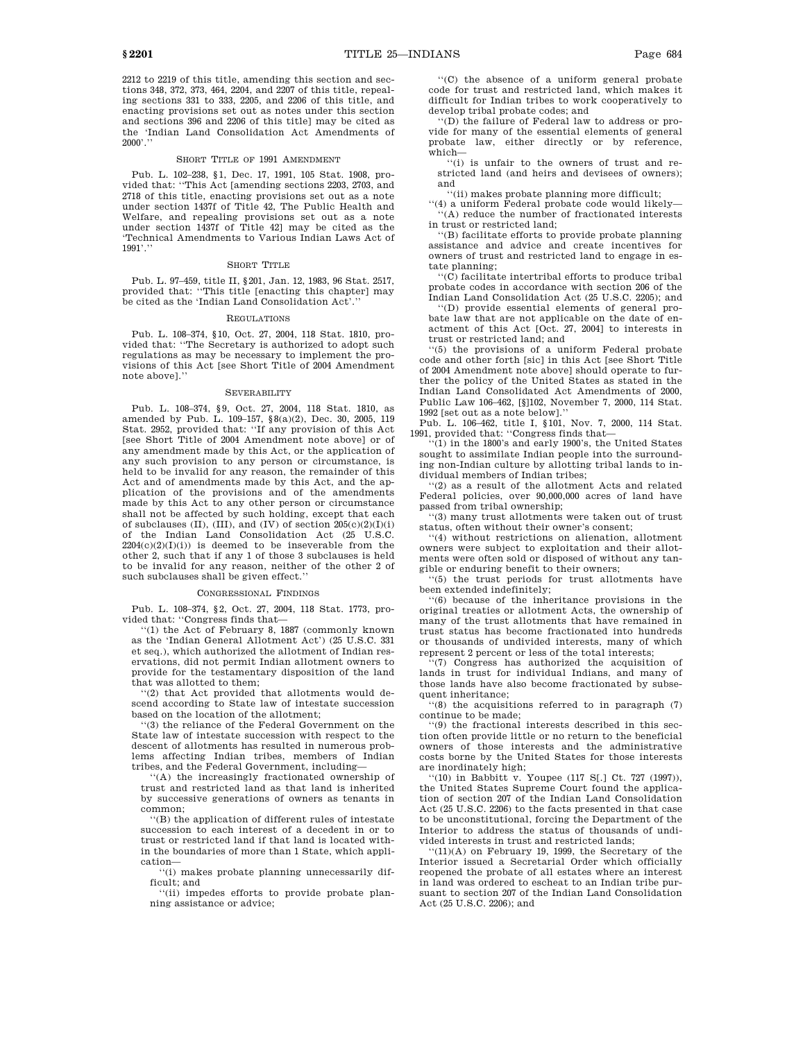2212 to 2219 of this title, amending this section and sections 348, 372, 373, 464, 2204, and 2207 of this title, repealing sections 331 to 333, 2205, and 2206 of this title, and enacting provisions set out as notes under this section and sections 396 and 2206 of this title] may be cited as the 'Indian Land Consolidation Act Amendments of 2000'.''

SHORT TITLE OF 1991 AMENDMENT

Pub. L. 102–238, §1, Dec. 17, 1991, 105 Stat. 1908, provided that: ''This Act [amending sections 2203, 2703, and 2718 of this title, enacting provisions set out as a note under section 1437f of Title 42, The Public Health and Welfare, and repealing provisions set out as a note under section 1437f of Title 42] may be cited as the 'Technical Amendments to Various Indian Laws Act of 1991'.''

SHORT TITLE

Pub. L. 97–459, title II, §201, Jan. 12, 1983, 96 Stat. 2517, provided that: ''This title [enacting this chapter] may be cited as the 'Indian Land Consolidation Act'.''

REGULATIONS

Pub. L. 108–374, §10, Oct. 27, 2004, 118 Stat. 1810, provided that: ''The Secretary is authorized to adopt such regulations as may be necessary to implement the provisions of this Act [see Short Title of 2004 Amendment note above].''

SEVERABILITY

Pub. L. 108–374, §9, Oct. 27, 2004, 118 Stat. 1810, as amended by Pub. L. 109–157, §8(a)(2), Dec. 30, 2005, 119 Stat. 2952, provided that: ''If any provision of this Act [see Short Title of 2004 Amendment note above] or of any amendment made by this Act, or the application of any such provision to any person or circumstance, is held to be invalid for any reason, the remainder of this Act and of amendments made by this Act, and the application of the provisions and of the amendments made by this Act to any other person or circumstance shall not be affected by such holding, except that each of subclauses (II), (III), and (IV) of section 205(c)(2)(I)(i) of the Indian Land Consolidation Act (25 U.S.C. 2204(c)(2)(I)(i)) is deemed to be inseverable from the other 2, such that if any 1 of those 3 subclauses is held to be invalid for any reason, neither of the other 2 of such subclauses shall be given effect.''

CONGRESSIONAL FINDINGS

Pub. L. 108–374, §2, Oct. 27, 2004, 118 Stat. 1773, provided that: ''Congress finds that—

''(1) the Act of February 8, 1887 (commonly known as the 'Indian General Allotment Act') (25 U.S.C. 331 et seq.), which authorized the allotment of Indian reservations, did not permit Indian allotment owners to provide for the testamentary disposition of the land that was allotted to them;

''(2) that Act provided that allotments would descend according to State law of intestate succession based on the location of the allotment;

''(3) the reliance of the Federal Government on the State law of intestate succession with respect to the descent of allotments has resulted in numerous problems affecting Indian tribes, members of Indian tribes, and the Federal Government, including—

''(A) the increasingly fractionated ownership of trust and restricted land as that land is inherited by successive generations of owners as tenants in common;

''(B) the application of different rules of intestate succession to each interest of a decedent in or to trust or restricted land if that land is located within the boundaries of more than 1 State, which application—

''(i) makes probate planning unnecessarily difficult; and

''(ii) impedes efforts to provide probate planning assistance or advice;

''(C) the absence of a uniform general probate code for trust and restricted land, which makes it difficult for Indian tribes to work cooperatively to develop tribal probate codes; and

''(D) the failure of Federal law to address or provide for many of the essential elements of general probate law, either directly or by reference, which—

''(i) is unfair to the owners of trust and restricted land (and heirs and devisees of owners); and

''(ii) makes probate planning more difficult;

''(4) a uniform Federal probate code would likely—

''(A) reduce the number of fractionated interests in trust or restricted land;

''(B) facilitate efforts to provide probate planning assistance and advice and create incentives for owners of trust and restricted land to engage in estate planning;

''(C) facilitate intertribal efforts to produce tribal probate codes in accordance with section 206 of the Indian Land Consolidation Act (25 U.S.C. 2205); and

''(D) provide essential elements of general probate law that are not applicable on the date of enactment of this Act [Oct. 27, 2004] to interests in trust or restricted land; and

''(5) the provisions of a uniform Federal probate code and other forth [sic] in this Act [see Short Title of 2004 Amendment note above] should operate to further the policy of the United States as stated in the Indian Land Consolidated Act Amendments of 2000, Public Law 106–462, [§]102, November 7, 2000, 114 Stat. 1992 [set out as a note below].''

Pub. L. 106–462, title I, §101, Nov. 7, 2000, 114 Stat. 1991, provided that: ''Congress finds that—

''(1) in the 1800's and early 1900's, the United States sought to assimilate Indian people into the surrounding non-Indian culture by allotting tribal lands to individual members of Indian tribes;

''(2) as a result of the allotment Acts and related Federal policies, over 90,000,000 acres of land have passed from tribal ownership;

''(3) many trust allotments were taken out of trust status, often without their owner's consent;

''(4) without restrictions on alienation, allotment owners were subject to exploitation and their allotments were often sold or disposed of without any tangible or enduring benefit to their owners;

''(5) the trust periods for trust allotments have been extended indefinitely;

''(6) because of the inheritance provisions in the original treaties or allotment Acts, the ownership of many of the trust allotments that have remained in trust status has become fractionated into hundreds or thousands of undivided interests, many of which represent 2 percent or less of the total interests;

''(7) Congress has authorized the acquisition of lands in trust for individual Indians, and many of those lands have also become fractionated by subsequent inheritance;

''(8) the acquisitions referred to in paragraph (7) continue to be made;

''(9) the fractional interests described in this section often provide little or no return to the beneficial owners of those interests and the administrative costs borne by the United States for those interests are inordinately high;

''(10) in Babbitt v. Youpee (117 S[.] Ct. 727 (1997)), the United States Supreme Court found the application of section 207 of the Indian Land Consolidation Act (25 U.S.C. 2206) to the facts presented in that case to be unconstitutional, forcing the Department of the Interior to address the status of thousands of undivided interests in trust and restricted lands;

''(11)(A) on February 19, 1999, the Secretary of the Interior issued a Secretarial Order which officially reopened the probate of all estates where an interest in land was ordered to escheat to an Indian tribe pursuant to section 207 of the Indian Land Consolidation Act (25 U.S.C. 2206); and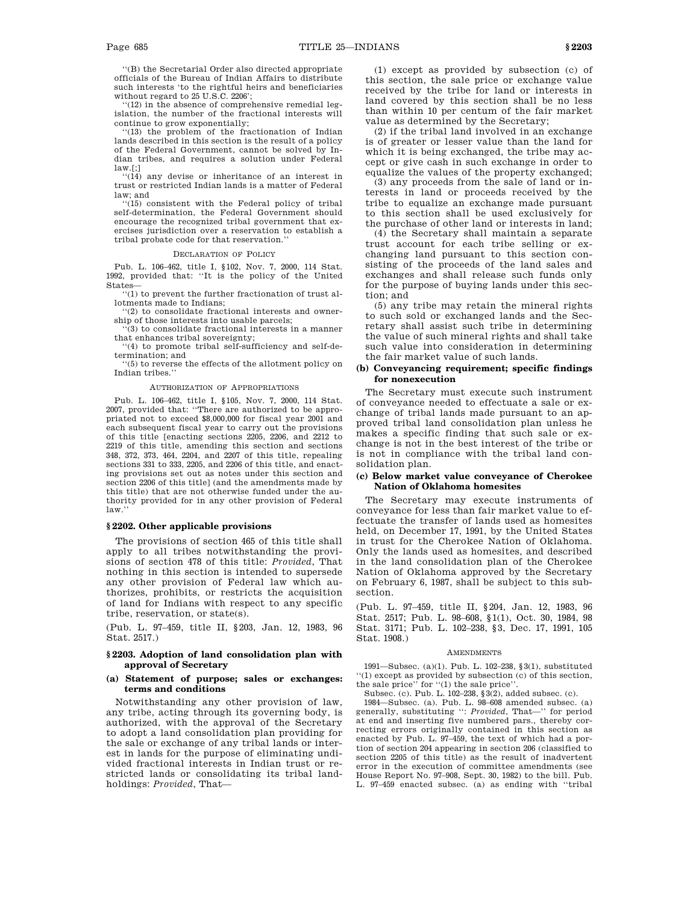"(B) the Secretarial Order also directed appropriate officials of the Bureau of Indian Affairs to distribute such interests 'to the rightful heirs and beneficiaries without regard to 25 U.S.C. 2206';

"(12) in the absence of comprehensive remedial legislation, the number of the fractional interests will continue to grow exponentially;

"(13) the problem of the fractionation of Indian lands described in this section is the result of a policy of the Federal Government, cannot be solved by Indian tribes, and requires a solution under Federal law.[;]

"(14) any devise or inheritance of an interest in trust or restricted Indian lands is a matter of Federal law; and

"(15) consistent with the Federal policy of tribal self-determination, the Federal Government should encourage the recognized tribal government that exercises jurisdiction over a reservation to establish a tribal probate code for that reservation."

DECLARATION OF POLICY

Pub. L. 106–462, title I, §102, Nov. 7, 2000, 114 Stat. 1992, provided that: "It is the policy of the United States—

"(1) to prevent the further fractionation of trust allotments made to Indians;

"(2) to consolidate fractional interests and ownership of those interests into usable parcels;

"(3) to consolidate fractional interests in a manner that enhances tribal sovereignty;

"(4) to promote tribal self-sufficiency and self-determination; and

"(5) to reverse the effects of the allotment policy on Indian tribes."

AUTHORIZATION OF APPROPRIATIONS

Pub. L. 106–462, title I, §105, Nov. 7, 2000, 114 Stat. 2007, provided that: "There are authorized to be appropriated not to exceed $8,000,000 for fiscal year 2001 and each subsequent fiscal year to carry out the provisions of this title [enacting sections 2205, 2206, and 2212 to 2219 of this title, amending this section and sections 348, 372, 373, 464, 2204, and 2207 of this title, repealing sections 331 to 333, 2205, and 2206 of this title, and enacting provisions set out as notes under this section and section 2206 of this title] (and the amendments made by this title) that are not otherwise funded under the authority provided for in any other provision of Federal law."

## § 2202. Other applicable provisions

The provisions of section 465 of this title shall apply to all tribes notwithstanding the provisions of section 478 of this title: *Provided*, That nothing in this section is intended to supersede any other provision of Federal law which authorizes, prohibits, or restricts the acquisition of land for Indians with respect to any specific tribe, reservation, or state(s).

(Pub. L. 97–459, title II, §203, Jan. 12, 1983, 96 Stat. 2517.)

## § 2203. Adoption of land consolidation plan with approval of Secretary

### (a) Statement of purpose; sales or exchanges: terms and conditions

Notwithstanding any other provision of law, any tribe, acting through its governing body, is authorized, with the approval of the Secretary to adopt a land consolidation plan providing for the sale or exchange of any tribal lands or interest in lands for the purpose of eliminating undivided fractional interests in Indian trust or restricted lands or consolidating its tribal landholdings: *Provided*, That—

(1) except as provided by subsection (c) of this section, the sale price or exchange value received by the tribe for land or interests in land covered by this section shall be no less than within 10 per centum of the fair market value as determined by the Secretary;

(2) if the tribal land involved in an exchange is of greater or lesser value than the land for which it is being exchanged, the tribe may accept or give cash in such exchange in order to equalize the values of the property exchanged;

(3) any proceeds from the sale of land or interests in land or proceeds received by the tribe to equalize an exchange made pursuant to this section shall be used exclusively for the purchase of other land or interests in land;

(4) the Secretary shall maintain a separate trust account for each tribe selling or exchanging land pursuant to this section consisting of the proceeds of the land sales and exchanges and shall release such funds only for the purpose of buying lands under this section; and

(5) any tribe may retain the mineral rights to such sold or exchanged lands and the Secretary shall assist such tribe in determining the value of such mineral rights and shall take such value into consideration in determining the fair market value of such lands.

### (b) Conveyancing requirement; specific findings for nonexecution

The Secretary must execute such instrument of conveyance needed to effectuate a sale or exchange of tribal lands made pursuant to an approved tribal land consolidation plan unless he makes a specific finding that such sale or exchange is not in the best interest of the tribe or is not in compliance with the tribal land consolidation plan.

### (c) Below market value conveyance of Cherokee Nation of Oklahoma homesites

The Secretary may execute instruments of conveyance for less than fair market value to effectuate the transfer of lands used as homesites held, on December 17, 1991, by the United States in trust for the Cherokee Nation of Oklahoma. Only the lands used as homesites, and described in the land consolidation plan of the Cherokee Nation of Oklahoma approved by the Secretary on February 6, 1987, shall be subject to this subsection.

(Pub. L. 97–459, title II, §204, Jan. 12, 1983, 96 Stat. 2517; Pub. L. 98–608, §1(1), Oct. 30, 1984, 98 Stat. 3171; Pub. L. 102–238, §3, Dec. 17, 1991, 105 Stat. 1908.)

AMENDMENTS

1991—Subsec. (a)(1). Pub. L. 102–238, §3(1), substituted "(1) except as provided by subsection (c) of this section, the sale price" for "(1) the sale price".

Subsec. (c). Pub. L. 102–238, §3(2), added subsec. (c).

1984—Subsec. (a). Pub. L. 98–608 amended subsec. (a) generally, substituting ": *Provided*, That—" for period at end and inserting five numbered pars., thereby correcting errors originally contained in this section as enacted by Pub. L. 97–459, the text of which had a portion of section 204 appearing in section 206 (classified to section 2205 of this title) as the result of inadvertent error in the execution of committee amendments (see House Report No. 97–908, Sept. 30, 1982) to the bill. Pub. L. 97–459 enacted subsec. (a) as ending with "tribal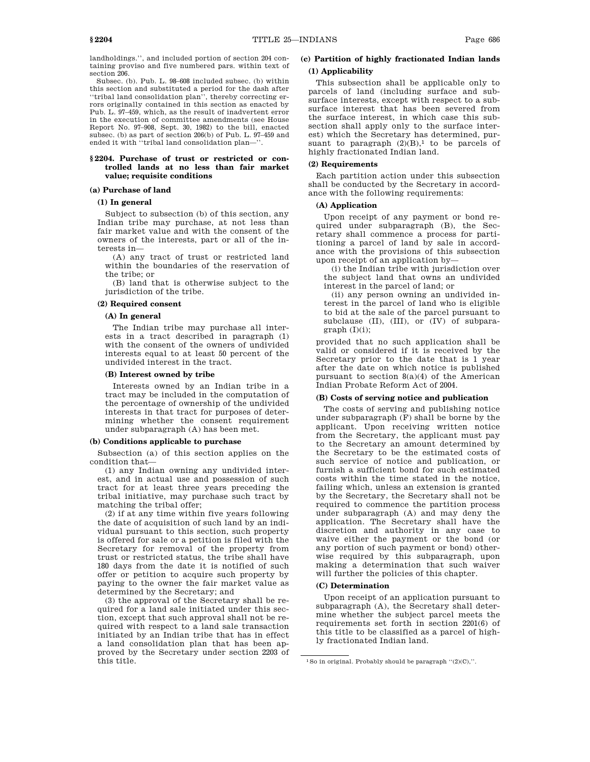landholdings.'', and included portion of section 204 containing proviso and five numbered pars. within text of section 206.

Subsec. (b). Pub. L. 98–608 included subsec. (b) within this section and substituted a period for the dash after ''tribal land consolidation plan'', thereby correcting errors originally contained in this section as enacted by Pub. L. 97–459, which, as the result of inadvertent error in the execution of committee amendments (see House Report No. 97–908, Sept. 30, 1982) to the bill, enacted subsec. (b) as part of section 206(b) of Pub. L. 97–459 and ended it with ''tribal land consolidation plan—''.

## § 2204. Purchase of trust or restricted or controlled lands at no less than fair market value; requisite conditions

### (a) Purchase of land

#### (1) In general

Subject to subsection (b) of this section, any Indian tribe may purchase, at not less than fair market value and with the consent of the owners of the interests, part or all of the interests in—

(A) any tract of trust or restricted land within the boundaries of the reservation of the tribe; or

(B) land that is otherwise subject to the jurisdiction of the tribe.

#### (2) Required consent

##### (A) In general

The Indian tribe may purchase all interests in a tract described in paragraph (1) with the consent of the owners of undivided interests equal to at least 50 percent of the undivided interest in the tract.

##### (B) Interest owned by tribe

Interests owned by an Indian tribe in a tract may be included in the computation of the percentage of ownership of the undivided interests in that tract for purposes of determining whether the consent requirement under subparagraph (A) has been met.

### (b) Conditions applicable to purchase

Subsection (a) of this section applies on the condition that—

(1) any Indian owning any undivided interest, and in actual use and possession of such tract for at least three years preceding the tribal initiative, may purchase such tract by matching the tribal offer;

(2) if at any time within five years following the date of acquisition of such land by an individual pursuant to this section, such property is offered for sale or a petition is filed with the Secretary for removal of the property from trust or restricted status, the tribe shall have 180 days from the date it is notified of such offer or petition to acquire such property by paying to the owner the fair market value as determined by the Secretary; and

(3) the approval of the Secretary shall be required for a land sale initiated under this section, except that such approval shall not be required with respect to a land sale transaction initiated by an Indian tribe that has in effect a land consolidation plan that has been approved by the Secretary under section 2203 of this title.

### (c) Partition of highly fractionated Indian lands

#### (1) Applicability

This subsection shall be applicable only to parcels of land (including surface and subsurface interests, except with respect to a subsurface interest that has been severed from the surface interest, in which case this subsection shall apply only to the surface interest) which the Secretary has determined, pursuant to paragraph (2)(B),[1] to be parcels of highly fractionated Indian land.

#### (2) Requirements

Each partition action under this subsection shall be conducted by the Secretary in accordance with the following requirements:

##### (A) Application

Upon receipt of any payment or bond required under subparagraph (B), the Secretary shall commence a process for partitioning a parcel of land by sale in accordance with the provisions of this subsection upon receipt of an application by—

(i) the Indian tribe with jurisdiction over the subject land that owns an undivided interest in the parcel of land; or

(ii) any person owning an undivided interest in the parcel of land who is eligible to bid at the sale of the parcel pursuant to subclause (II), (III), or (IV) of subparagraph (I)(i);

provided that no such application shall be valid or considered if it is received by the Secretary prior to the date that is 1 year after the date on which notice is published pursuant to section 8(a)(4) of the American Indian Probate Reform Act of 2004.

##### (B) Costs of serving notice and publication

The costs of serving and publishing notice under subparagraph (F) shall be borne by the applicant. Upon receiving written notice from the Secretary, the applicant must pay to the Secretary an amount determined by the Secretary to be the estimated costs of such service of notice and publication, or furnish a sufficient bond for such estimated costs within the time stated in the notice, failing which, unless an extension is granted by the Secretary, the Secretary shall not be required to commence the partition process under subparagraph (A) and may deny the application. The Secretary shall have the discretion and authority in any case to waive either the payment or the bond (or any portion of such payment or bond) otherwise required by this subparagraph, upon making a determination that such waiver will further the policies of this chapter.

##### (C) Determination

Upon receipt of an application pursuant to subparagraph (A), the Secretary shall determine whether the subject parcel meets the requirements set forth in section 2201(6) of this title to be classified as a parcel of highly fractionated Indian land.

---

[1] So in original. Probably should be paragraph ''(2)(C),''.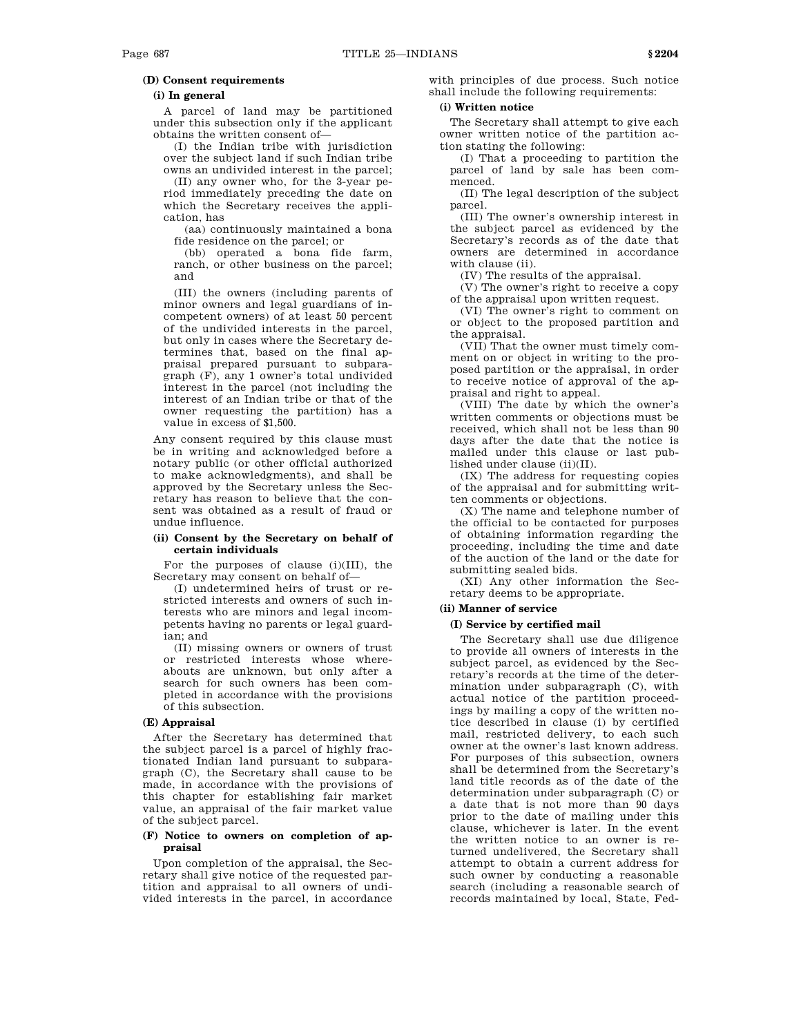#### (D) Consent requirements

##### (i) In general

A parcel of land may be partitioned under this subsection only if the applicant obtains the written consent of—

(I) the Indian tribe with jurisdiction over the subject land if such Indian tribe owns an undivided interest in the parcel;

(II) any owner who, for the 3-year period immediately preceding the date on which the Secretary receives the application, has

(aa) continuously maintained a bona fide residence on the parcel; or

(bb) operated a bona fide farm, ranch, or other business on the parcel; and

(III) the owners (including parents of minor owners and legal guardians of incompetent owners) of at least 50 percent of the undivided interests in the parcel, but only in cases where the Secretary determines that, based on the final appraisal prepared pursuant to subparagraph (F), any 1 owner's total undivided interest in the parcel (not including the interest of an Indian tribe or that of the owner requesting the partition) has a value in excess of $1,500.

Any consent required by this clause must be in writing and acknowledged before a notary public (or other official authorized to make acknowledgments), and shall be approved by the Secretary unless the Secretary has reason to believe that the consent was obtained as a result of fraud or undue influence.

##### (ii) Consent by the Secretary on behalf of certain individuals

For the purposes of clause (i)(III), the Secretary may consent on behalf of—

(I) undetermined heirs of trust or restricted interests and owners of such interests who are minors and legal incompetents having no parents or legal guardian; and

(II) missing owners or owners of trust or restricted interests whose whereabouts are unknown, but only after a search for such owners has been completed in accordance with the provisions of this subsection.

#### (E) Appraisal

After the Secretary has determined that the subject parcel is a parcel of highly fractionated Indian land pursuant to subparagraph (C), the Secretary shall cause to be made, in accordance with the provisions of this chapter for establishing fair market value, an appraisal of the fair market value of the subject parcel.

#### (F) Notice to owners on completion of appraisal

Upon completion of the appraisal, the Secretary shall give notice of the requested partition and appraisal to all owners of undivided interests in the parcel, in accordance with principles of due process. Such notice shall include the following requirements:

##### (i) Written notice

The Secretary shall attempt to give each owner written notice of the partition action stating the following:

(I) That a proceeding to partition the parcel of land by sale has been commenced.

(II) The legal description of the subject parcel.

(III) The owner's ownership interest in the subject parcel as evidenced by the Secretary's records as of the date that owners are determined in accordance with clause (ii).

(IV) The results of the appraisal.

(V) The owner's right to receive a copy of the appraisal upon written request.

(VI) The owner's right to comment on or object to the proposed partition and the appraisal.

(VII) That the owner must timely comment on or object in writing to the proposed partition or the appraisal, in order to receive notice of approval of the appraisal and right to appeal.

(VIII) The date by which the owner's written comments or objections must be received, which shall not be less than 90 days after the date that the notice is mailed under this clause or last published under clause (ii)(II).

(IX) The address for requesting copies of the appraisal and for submitting written comments or objections.

(X) The name and telephone number of the official to be contacted for purposes of obtaining information regarding the proceeding, including the time and date of the auction of the land or the date for submitting sealed bids.

(XI) Any other information the Secretary deems to be appropriate.

##### (ii) Manner of service

###### (I) Service by certified mail

The Secretary shall use due diligence to provide all owners of interests in the subject parcel, as evidenced by the Secretary's records at the time of the determination under subparagraph (C), with actual notice of the partition proceedings by mailing a copy of the written notice described in clause (i) by certified mail, restricted delivery, to each such owner at the owner's last known address. For purposes of this subsection, owners shall be determined from the Secretary's land title records as of the date of the determination under subparagraph (C) or a date that is not more than 90 days prior to the date of mailing under this clause, whichever is later. In the event the written notice to an owner is returned undelivered, the Secretary shall attempt to obtain a current address for such owner by conducting a reasonable search (including a reasonable search of records maintained by local, State, Fed-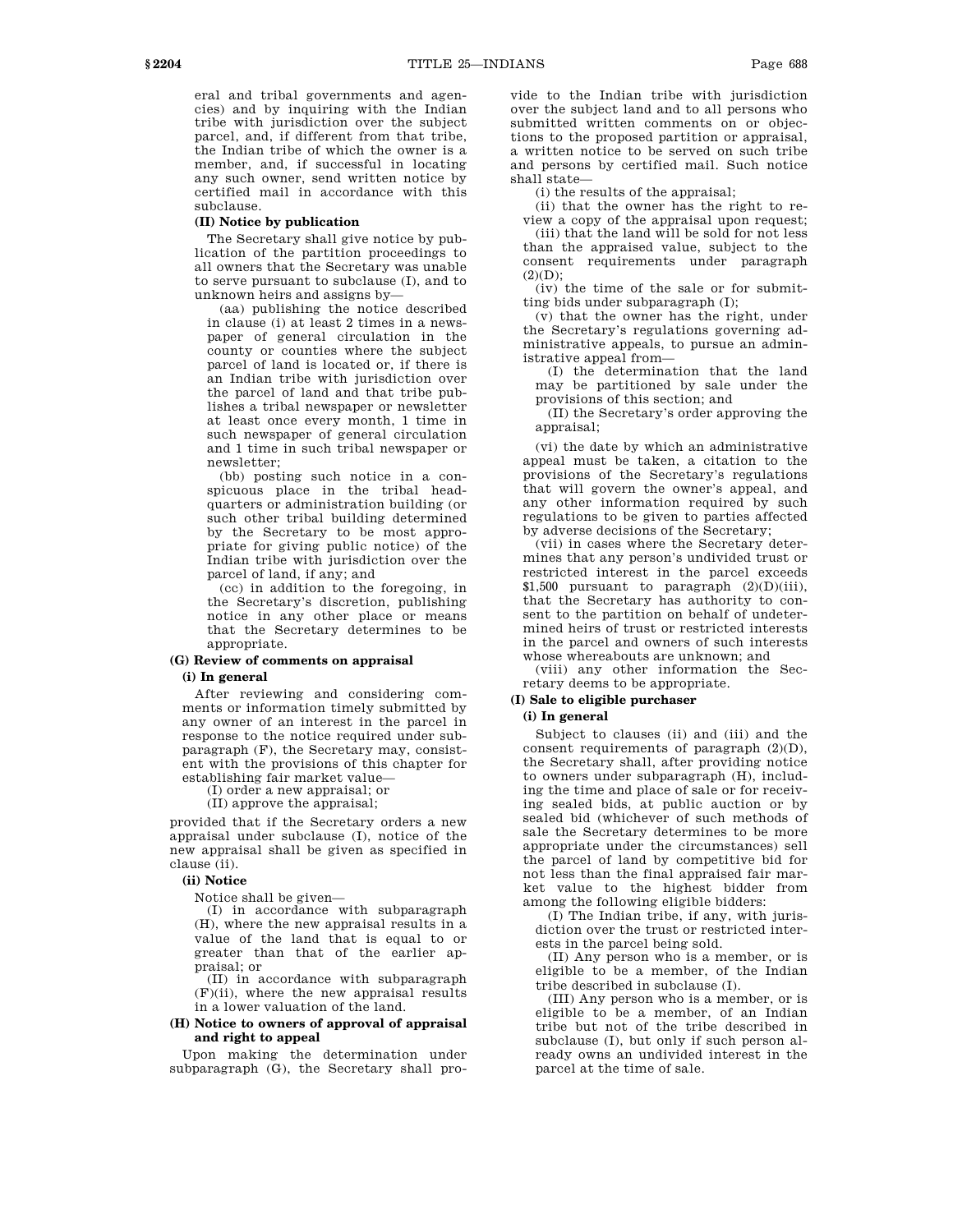eral and tribal governments and agencies) and by inquiring with the Indian tribe with jurisdiction over the subject parcel, and, if different from that tribe, the Indian tribe of which the owner is a member, and, if successful in locating any such owner, send written notice by certified mail in accordance with this subclause.

**(II) Notice by publication**

The Secretary shall give notice by publication of the partition proceedings to all owners that the Secretary was unable to serve pursuant to subclause (I), and to unknown heirs and assigns by—

(aa) publishing the notice described in clause (i) at least 2 times in a newspaper of general circulation in the county or counties where the subject parcel of land is located or, if there is an Indian tribe with jurisdiction over the parcel of land and that tribe publishes a tribal newspaper or newsletter at least once every month, 1 time in such newspaper of general circulation and 1 time in such tribal newspaper or newsletter;

(bb) posting such notice in a conspicuous place in the tribal headquarters or administration building (or such other tribal building determined by the Secretary to be most appropriate for giving public notice) of the Indian tribe with jurisdiction over the parcel of land, if any; and

(cc) in addition to the foregoing, in the Secretary's discretion, publishing notice in any other place or means that the Secretary determines to be appropriate.

**(G) Review of comments on appraisal**

**(i) In general**

After reviewing and considering comments or information timely submitted by any owner of an interest in the parcel in response to the notice required under subparagraph (F), the Secretary may, consistent with the provisions of this chapter for establishing fair market value—

(I) order a new appraisal; or

(II) approve the appraisal;

provided that if the Secretary orders a new appraisal under subclause (I), notice of the new appraisal shall be given as specified in clause (ii).

**(ii) Notice**

Notice shall be given—

(I) in accordance with subparagraph (H), where the new appraisal results in a value of the land that is equal to or greater than that of the earlier appraisal; or

(II) in accordance with subparagraph (F)(ii), where the new appraisal results in a lower valuation of the land.

**(H) Notice to owners of approval of appraisal and right to appeal**

Upon making the determination under subparagraph (G), the Secretary shall provide to the Indian tribe with jurisdiction over the subject land and to all persons who submitted written comments on or objections to the proposed partition or appraisal, a written notice to be served on such tribe and persons by certified mail. Such notice shall state—

(i) the results of the appraisal;

(ii) that the owner has the right to review a copy of the appraisal upon request;

(iii) that the land will be sold for not less than the appraised value, subject to the consent requirements under paragraph (2)(D);

(iv) the time of the sale or for submitting bids under subparagraph (I);

(v) that the owner has the right, under the Secretary's regulations governing administrative appeals, to pursue an administrative appeal from—

(I) the determination that the land may be partitioned by sale under the provisions of this section; and

(II) the Secretary's order approving the appraisal;

(vi) the date by which an administrative appeal must be taken, a citation to the provisions of the Secretary's regulations that will govern the owner's appeal, and any other information required by such regulations to be given to parties affected by adverse decisions of the Secretary;

(vii) in cases where the Secretary determines that any person's undivided trust or restricted interest in the parcel exceeds $1,500 pursuant to paragraph (2)(D)(iii), that the Secretary has authority to consent to the partition on behalf of undetermined heirs of trust or restricted interests in the parcel and owners of such interests whose whereabouts are unknown; and

(viii) any other information the Secretary deems to be appropriate.

**(I) Sale to eligible purchaser**

**(i) In general**

Subject to clauses (ii) and (iii) and the consent requirements of paragraph (2)(D), the Secretary shall, after providing notice to owners under subparagraph (H), including the time and place of sale or for receiving sealed bids, at public auction or by sealed bid (whichever of such methods of sale the Secretary determines to be more appropriate under the circumstances) sell the parcel of land by competitive bid for not less than the final appraised fair market value to the highest bidder from among the following eligible bidders:

(I) The Indian tribe, if any, with jurisdiction over the trust or restricted interests in the parcel being sold.

(II) Any person who is a member, or is eligible to be a member, of the Indian tribe described in subclause (I).

(III) Any person who is a member, or is eligible to be a member, of an Indian tribe but not of the tribe described in subclause (I), but only if such person already owns an undivided interest in the parcel at the time of sale.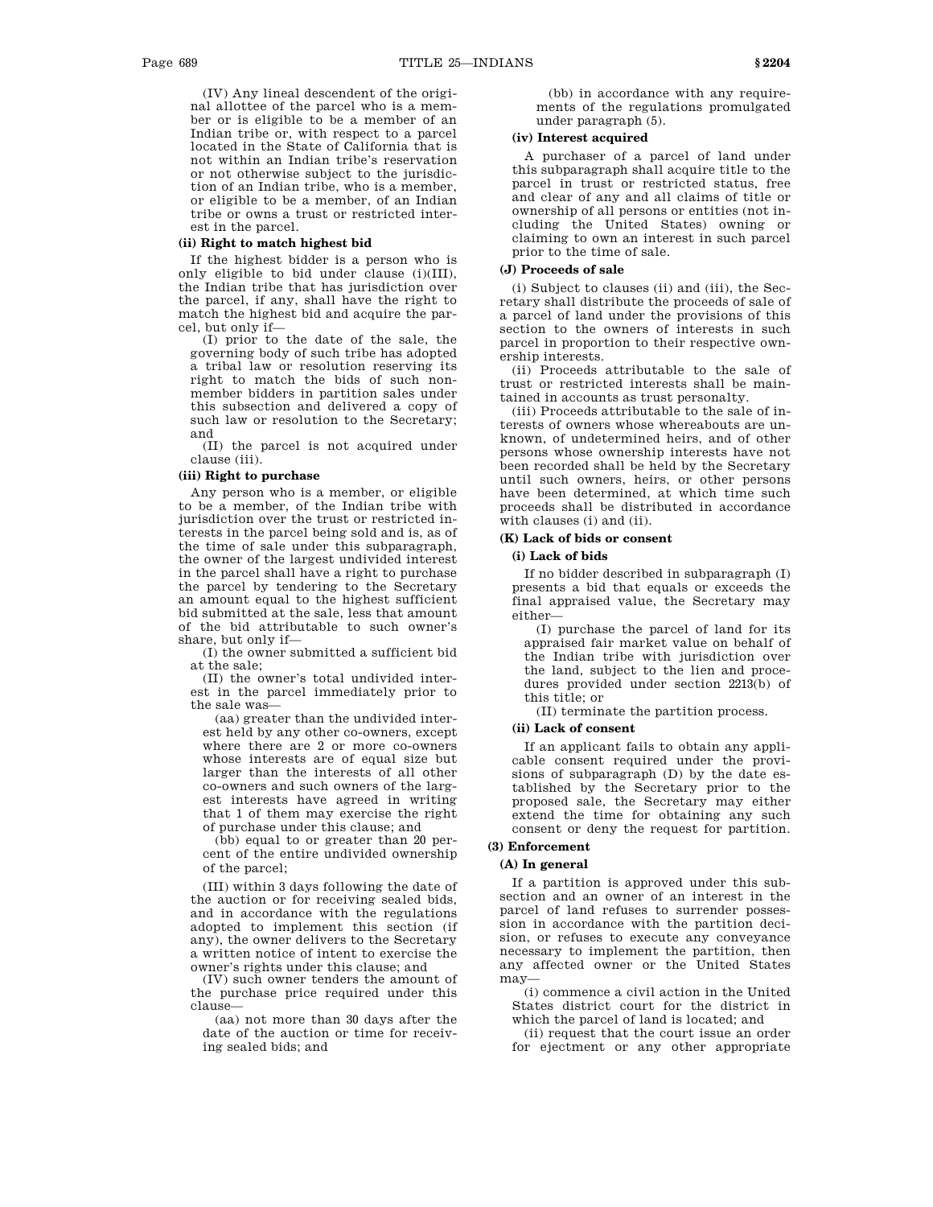(IV) Any lineal descendent of the original allottee of the parcel who is a member or is eligible to be a member of an Indian tribe or, with respect to a parcel located in the State of California that is not within an Indian tribe's reservation or not otherwise subject to the jurisdiction of an Indian tribe, who is a member, or eligible to be a member, of an Indian tribe or owns a trust or restricted interest in the parcel.

**(ii) Right to match highest bid**

If the highest bidder is a person who is only eligible to bid under clause (i)(III), the Indian tribe that has jurisdiction over the parcel, if any, shall have the right to match the highest bid and acquire the parcel, but only if—

(I) prior to the date of the sale, the governing body of such tribe has adopted a tribal law or resolution reserving its right to match the bids of such nonmember bidders in partition sales under this subsection and delivered a copy of such law or resolution to the Secretary; and

(II) the parcel is not acquired under clause (iii).

**(iii) Right to purchase**

Any person who is a member, or eligible to be a member, of the Indian tribe with jurisdiction over the trust or restricted interests in the parcel being sold and is, as of the time of sale under this subparagraph, the owner of the largest undivided interest in the parcel shall have a right to purchase the parcel by tendering to the Secretary an amount equal to the highest sufficient bid submitted at the sale, less that amount of the bid attributable to such owner's share, but only if—

(I) the owner submitted a sufficient bid at the sale;

(II) the owner's total undivided interest in the parcel immediately prior to the sale was—

(aa) greater than the undivided interest held by any other co-owners, except where there are 2 or more co-owners whose interests are of equal size but larger than the interests of all other co-owners and such owners of the largest interests have agreed in writing that 1 of them may exercise the right of purchase under this clause; and

(bb) equal to or greater than 20 percent of the entire undivided ownership of the parcel;

(III) within 3 days following the date of the auction or for receiving sealed bids, and in accordance with the regulations adopted to implement this section (if any), the owner delivers to the Secretary a written notice of intent to exercise the owner's rights under this clause; and

(IV) such owner tenders the amount of the purchase price required under this clause—

(aa) not more than 30 days after the date of the auction or time for receiving sealed bids; and

(bb) in accordance with any requirements of the regulations promulgated under paragraph (5).

**(iv) Interest acquired**

A purchaser of a parcel of land under this subparagraph shall acquire title to the parcel in trust or restricted status, free and clear of any and all claims of title or ownership of all persons or entities (not including the United States) owning or claiming to own an interest in such parcel prior to the time of sale.

**(J) Proceeds of sale**

(i) Subject to clauses (ii) and (iii), the Secretary shall distribute the proceeds of sale of a parcel of land under the provisions of this section to the owners of interests in such parcel in proportion to their respective ownership interests.

(ii) Proceeds attributable to the sale of trust or restricted interests shall be maintained in accounts as trust personalty.

(iii) Proceeds attributable to the sale of interests of owners whose whereabouts are unknown, of undetermined heirs, and of other persons whose ownership interests have not been recorded shall be held by the Secretary until such owners, heirs, or other persons have been determined, at which time such proceeds shall be distributed in accordance with clauses (i) and (ii).

**(K) Lack of bids or consent**

**(i) Lack of bids**

If no bidder described in subparagraph (I) presents a bid that equals or exceeds the final appraised value, the Secretary may either—

(I) purchase the parcel of land for its appraised fair market value on behalf of the Indian tribe with jurisdiction over the land, subject to the lien and procedures provided under section 2213(b) of this title; or

(II) terminate the partition process.

**(ii) Lack of consent**

If an applicant fails to obtain any applicable consent required under the provisions of subparagraph (D) by the date established by the Secretary prior to the proposed sale, the Secretary may either extend the time for obtaining any such consent or deny the request for partition.

**(3) Enforcement**

**(A) In general**

If a partition is approved under this subsection and an owner of an interest in the parcel of land refuses to surrender possession in accordance with the partition decision, or refuses to execute any conveyance necessary to implement the partition, then any affected owner or the United States may—

(i) commence a civil action in the United States district court for the district in which the parcel of land is located; and

(ii) request that the court issue an order for ejectment or any other appropriate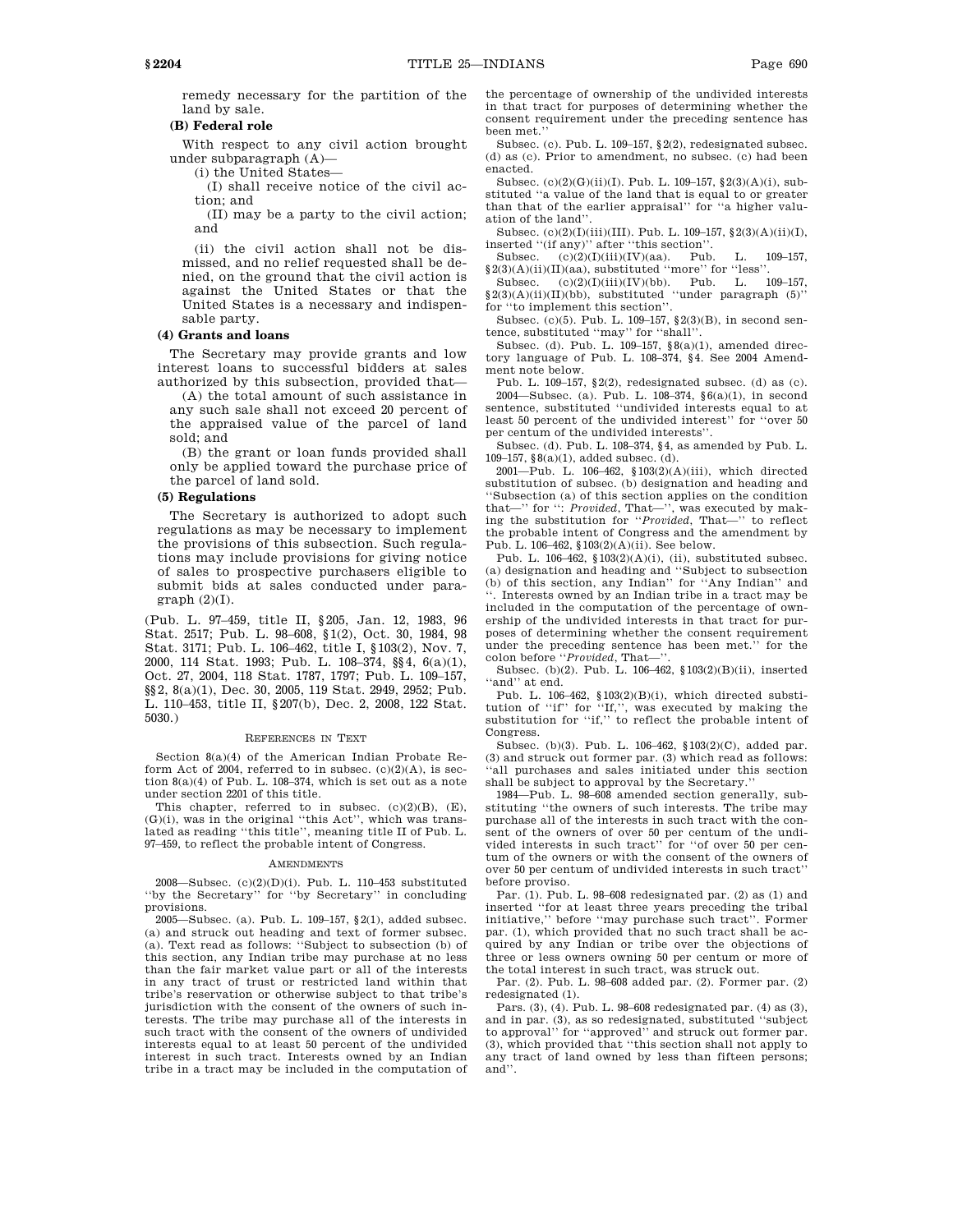remedy necessary for the partition of the land by sale.

**(B) Federal role**

With respect to any civil action brought under subparagraph (A)—

(i) the United States—

(I) shall receive notice of the civil action; and

(II) may be a party to the civil action; and

(ii) the civil action shall not be dismissed, and no relief requested shall be denied, on the ground that the civil action is against the United States or that the United States is a necessary and indispensable party.

**(4) Grants and loans**

The Secretary may provide grants and low interest loans to successful bidders at sales authorized by this subsection, provided that—

(A) the total amount of such assistance in any such sale shall not exceed 20 percent of the appraised value of the parcel of land sold; and

(B) the grant or loan funds provided shall only be applied toward the purchase price of the parcel of land sold.

**(5) Regulations**

The Secretary is authorized to adopt such regulations as may be necessary to implement the provisions of this subsection. Such regulations may include provisions for giving notice of sales to prospective purchasers eligible to submit bids at sales conducted under paragraph (2)(I).

(Pub. L. 97–459, title II, §205, Jan. 12, 1983, 96 Stat. 2517; Pub. L. 98–608, §1(2), Oct. 30, 1984, 98 Stat. 3171; Pub. L. 106–462, title I, §103(2), Nov. 7, 2000, 114 Stat. 1993; Pub. L. 108–374, §§4, 6(a)(1), Oct. 27, 2004, 118 Stat. 1787, 1797; Pub. L. 109–157, §§2, 8(a)(1), Dec. 30, 2005, 119 Stat. 2949, 2952; Pub. L. 110–453, title II, §207(b), Dec. 2, 2008, 122 Stat. 5030.)

REFERENCES IN TEXT

Section 8(a)(4) of the American Indian Probate Reform Act of 2004, referred to in subsec. (c)(2)(A), is section 8(a)(4) of Pub. L. 108–374, which is set out as a note under section 2201 of this title.

This chapter, referred to in subsec. (c)(2)(B), (E), (G)(i), was in the original "this Act", which was translated as reading "this title", meaning title II of Pub. L. 97–459, to reflect the probable intent of Congress.

AMENDMENTS

2008—Subsec. (c)(2)(D)(i). Pub. L. 110–453 substituted "by the Secretary" for "by Secretary" in concluding provisions.

2005—Subsec. (a). Pub. L. 109–157, §2(1), added subsec. (a) and struck out heading and text of former subsec. (a). Text read as follows: "Subject to subsection (b) of this section, any Indian tribe may purchase at no less than the fair market value part or all of the interests in any tract of trust or restricted land within that tribe's reservation or otherwise subject to that tribe's jurisdiction with the consent of the owners of such interests. The tribe may purchase all of the interests in such tract with the consent of the owners of undivided interests equal to at least 50 percent of the undivided interest in such tract. Interests owned by an Indian tribe in a tract may be included in the computation of the percentage of ownership of the undivided interests in that tract for purposes of determining whether the consent requirement under the preceding sentence has been met."

Subsec. (c). Pub. L. 109–157, §2(2), redesignated subsec. (d) as (c). Prior to amendment, no subsec. (c) had been enacted.

Subsec. (c)(2)(G)(ii)(I). Pub. L. 109–157, §2(3)(A)(i), substituted "a value of the land that is equal to or greater than that of the earlier appraisal" for "a higher valuation of the land".

Subsec. (c)(2)(I)(iii)(III). Pub. L. 109–157, §2(3)(A)(ii)(I), inserted "(if any)" after "this section".

Subsec. (c)(2)(I)(iii)(IV)(aa). Pub. L. 109–157, §2(3)(A)(ii)(II)(aa), substituted "more" for "less".

Subsec. (c)(2)(I)(iii)(IV)(bb). Pub. L. 109–157, §2(3)(A)(ii)(II)(bb), substituted "under paragraph (5)" for "to implement this section".

Subsec. (c)(5). Pub. L. 109–157, §2(3)(B), in second sentence, substituted "may" for "shall".

Subsec. (d). Pub. L. 109–157, §8(a)(1), amended directory language of Pub. L. 108–374, §4. See 2004 Amendment note below.

Pub. L. 109–157, §2(2), redesignated subsec. (d) as (c).

2004—Subsec. (a). Pub. L. 108–374, §6(a)(1), in second sentence, substituted "undivided interests equal to at least 50 percent of the undivided interest" for "over 50 per centum of the undivided interests".

Subsec. (d). Pub. L. 108–374, §4, as amended by Pub. L. 109–157, §8(a)(1), added subsec. (d).

2001—Pub. L. 106–462, §103(2)(A)(iii), which directed substitution of subsec. (b) designation and heading and "Subsection (a) of this section applies on the condition that—" for ": *Provided*, That—", was executed by making the substitution for "*Provided*, That—" to reflect the probable intent of Congress and the amendment by Pub. L. 106–462, §103(2)(A)(ii). See below.

Pub. L. 106–462, §103(2)(A)(i), (ii), substituted subsec. (a) designation and heading and "Subject to subsection (b) of this section, any Indian" for "Any Indian" and ". Interests owned by an Indian tribe in a tract may be included in the computation of the percentage of ownership of the undivided interests in that tract for purposes of determining whether the consent requirement under the preceding sentence has been met." for the colon before "*Provided*, That—".

Subsec. (b)(2). Pub. L. 106–462, §103(2)(B)(ii), inserted "and" at end.

Pub. L. 106–462, §103(2)(B)(i), which directed substitution of "if" for "If,", was executed by making the substitution for "if," to reflect the probable intent of Congress.

Subsec. (b)(3). Pub. L. 106–462, §103(2)(C), added par. (3) and struck out former par. (3) which read as follows: "all purchases and sales initiated under this section shall be subject to approval by the Secretary."

1984—Pub. L. 98–608 amended section generally, substituting "the owners of such interests. The tribe may purchase all of the interests in such tract with the consent of the owners of over 50 per centum of the undivided interests in such tract" for "of over 50 per centum of the owners or with the consent of the owners of over 50 per centum of undivided interests in such tract" before proviso.

Par. (1). Pub. L. 98–608 redesignated par. (2) as (1) and inserted "for at least three years preceding the tribal initiative," before "may purchase such tract". Former par. (1), which provided that no such tract shall be acquired by any Indian or tribe over the objections of three or less owners owning 50 per centum or more of the total interest in such tract, was struck out.

Par. (2). Pub. L. 98–608 added par. (2). Former par. (2) redesignated (1).

Pars. (3), (4). Pub. L. 98–608 redesignated par. (4) as (3), and in par. (3), as so redesignated, substituted "subject to approval" for "approved" and struck out former par. (3), which provided that "this section shall not apply to any tract of land owned by less than fifteen persons; and".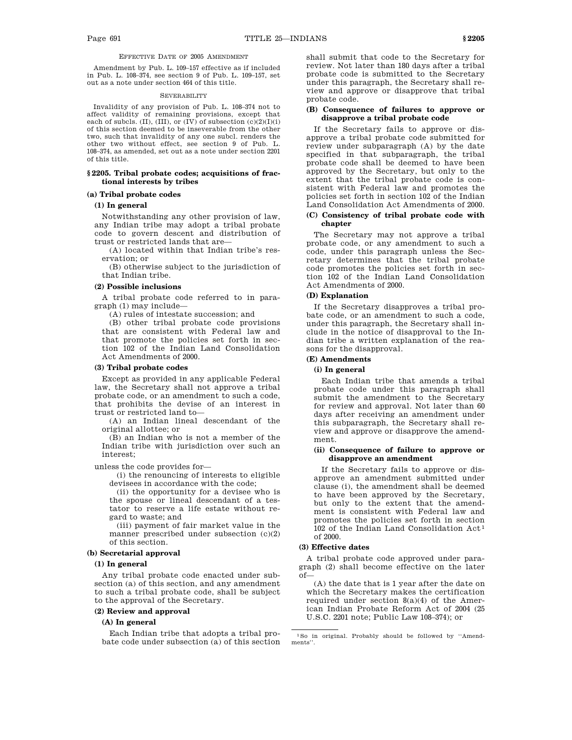EFFECTIVE DATE OF 2005 AMENDMENT

Amendment by Pub. L. 109–157 effective as if included in Pub. L. 108–374, see section 9 of Pub. L. 109–157, set out as a note under section 464 of this title.

SEVERABILITY

Invalidity of any provision of Pub. L. 108–374 not to affect validity of remaining provisions, except that each of subcls. (II), (III), or (IV) of subsection (c)(2)(I)(i) of this section deemed to be inseverable from the other two, such that invalidity of any one subcl. renders the other two without effect, see section 9 of Pub. L. 108–374, as amended, set out as a note under section 2201 of this title.

### § 2205. Tribal probate codes; acquisitions of fractional interests by tribes

#### (a) Tribal probate codes

##### (1) In general

Notwithstanding any other provision of law, any Indian tribe may adopt a tribal probate code to govern descent and distribution of trust or restricted lands that are—

(A) located within that Indian tribe's reservation; or

(B) otherwise subject to the jurisdiction of that Indian tribe.

##### (2) Possible inclusions

A tribal probate code referred to in paragraph (1) may include—

(A) rules of intestate succession; and

(B) other tribal probate code provisions that are consistent with Federal law and that promote the policies set forth in section 102 of the Indian Land Consolidation Act Amendments of 2000.

##### (3) Tribal probate codes

Except as provided in any applicable Federal law, the Secretary shall not approve a tribal probate code, or an amendment to such a code, that prohibits the devise of an interest in trust or restricted land to—

(A) an Indian lineal descendant of the original allottee; or

(B) an Indian who is not a member of the Indian tribe with jurisdiction over such an interest;

unless the code provides for—

(i) the renouncing of interests to eligible devisees in accordance with the code;

(ii) the opportunity for a devisee who is the spouse or lineal descendant of a testator to reserve a life estate without regard to waste; and

(iii) payment of fair market value in the manner prescribed under subsection (c)(2) of this section.

#### (b) Secretarial approval

##### (1) In general

Any tribal probate code enacted under subsection (a) of this section, and any amendment to such a tribal probate code, shall be subject to the approval of the Secretary.

##### (2) Review and approval

###### (A) In general

Each Indian tribe that adopts a tribal probate code under subsection (a) of this section shall submit that code to the Secretary for review. Not later than 180 days after a tribal probate code is submitted to the Secretary under this paragraph, the Secretary shall review and approve or disapprove that tribal probate code.

###### (B) Consequence of failures to approve or disapprove a tribal probate code

If the Secretary fails to approve or disapprove a tribal probate code submitted for review under subparagraph (A) by the date specified in that subparagraph, the tribal probate code shall be deemed to have been approved by the Secretary, but only to the extent that the tribal probate code is consistent with Federal law and promotes the policies set forth in section 102 of the Indian Land Consolidation Act Amendments of 2000.

###### (C) Consistency of tribal probate code with chapter

The Secretary may not approve a tribal probate code, or any amendment to such a code, under this paragraph unless the Secretary determines that the tribal probate code promotes the policies set forth in section 102 of the Indian Land Consolidation Act Amendments of 2000.

###### (D) Explanation

If the Secretary disapproves a tribal probate code, or an amendment to such a code, under this paragraph, the Secretary shall include in the notice of disapproval to the Indian tribe a written explanation of the reasons for the disapproval.

###### (E) Amendments

**(i) In general**

Each Indian tribe that amends a tribal probate code under this paragraph shall submit the amendment to the Secretary for review and approval. Not later than 60 days after receiving an amendment under this subparagraph, the Secretary shall review and approve or disapprove the amendment.

**(ii) Consequence of failure to approve or disapprove an amendment**

If the Secretary fails to approve or disapprove an amendment submitted under clause (i), the amendment shall be deemed to have been approved by the Secretary, but only to the extent that the amendment is consistent with Federal law and promotes the policies set forth in section 102 of the Indian Land Consolidation Act[1] of 2000.

##### (3) Effective dates

A tribal probate code approved under paragraph (2) shall become effective on the later of—

(A) the date that is 1 year after the date on which the Secretary makes the certification required under section 8(a)(4) of the American Indian Probate Reform Act of 2004 (25 U.S.C. 2201 note; Public Law 108–374); or

[1] So in original. Probably should be followed by "Amendments".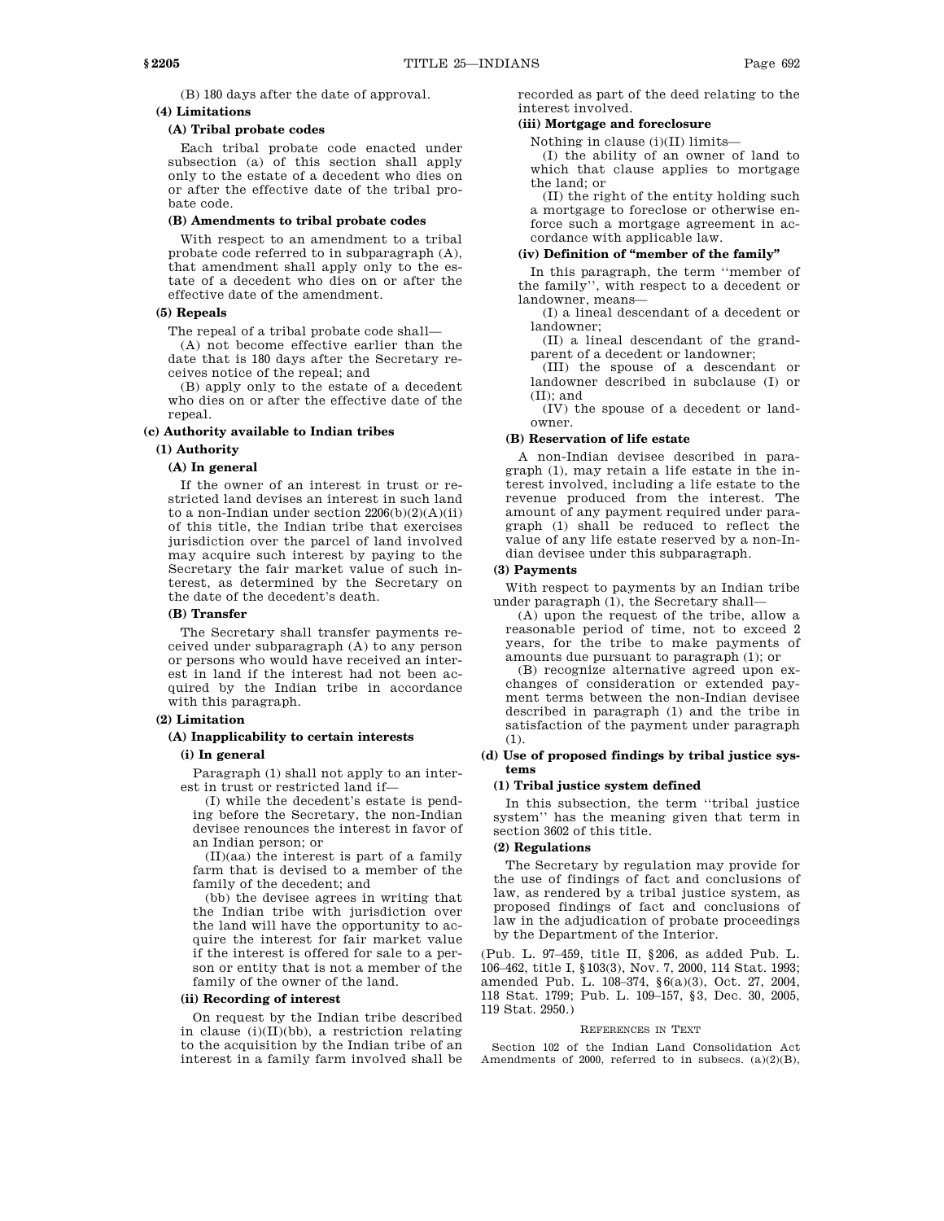(B) 180 days after the date of approval.

**(4) Limitations**

**(A) Tribal probate codes**

Each tribal probate code enacted under subsection (a) of this section shall apply only to the estate of a decedent who dies on or after the effective date of the tribal probate code.

**(B) Amendments to tribal probate codes**

With respect to an amendment to a tribal probate code referred to in subparagraph (A), that amendment shall apply only to the estate of a decedent who dies on or after the effective date of the amendment.

**(5) Repeals**

The repeal of a tribal probate code shall—

(A) not become effective earlier than the date that is 180 days after the Secretary receives notice of the repeal; and

(B) apply only to the estate of a decedent who dies on or after the effective date of the repeal.

**(c) Authority available to Indian tribes**

**(1) Authority**

**(A) In general**

If the owner of an interest in trust or restricted land devises an interest in such land to a non-Indian under section 2206(b)(2)(A)(ii) of this title, the Indian tribe that exercises jurisdiction over the parcel of land involved may acquire such interest by paying to the Secretary the fair market value of such interest, as determined by the Secretary on the date of the decedent's death.

**(B) Transfer**

The Secretary shall transfer payments received under subparagraph (A) to any person or persons who would have received an interest in land if the interest had not been acquired by the Indian tribe in accordance with this paragraph.

**(2) Limitation**

**(A) Inapplicability to certain interests**

**(i) In general**

Paragraph (1) shall not apply to an interest in trust or restricted land if—

(I) while the decedent's estate is pending before the Secretary, the non-Indian devisee renounces the interest in favor of an Indian person; or

(II)(aa) the interest is part of a family farm that is devised to a member of the family of the decedent; and

(bb) the devisee agrees in writing that the Indian tribe with jurisdiction over the land will have the opportunity to acquire the interest for fair market value if the interest is offered for sale to a person or entity that is not a member of the family of the owner of the land.

**(ii) Recording of interest**

On request by the Indian tribe described in clause (i)(II)(bb), a restriction relating to the acquisition by the Indian tribe of an interest in a family farm involved shall be recorded as part of the deed relating to the interest involved.

**(iii) Mortgage and foreclosure**

Nothing in clause (i)(II) limits—

(I) the ability of an owner of land to which that clause applies to mortgage the land; or

(II) the right of the entity holding such a mortgage to foreclose or otherwise enforce such a mortgage agreement in accordance with applicable law.

**(iv) Definition of "member of the family"**

In this paragraph, the term ''member of the family'', with respect to a decedent or landowner, means—

(I) a lineal descendant of a decedent or landowner;

(II) a lineal descendant of the grandparent of a decedent or landowner;

(III) the spouse of a descendant or landowner described in subclause (I) or (II); and

(IV) the spouse of a decedent or landowner.

**(B) Reservation of life estate**

A non-Indian devisee described in paragraph (1), may retain a life estate in the interest involved, including a life estate to the revenue produced from the interest. The amount of any payment required under paragraph (1) shall be reduced to reflect the value of any life estate reserved by a non-Indian devisee under this subparagraph.

**(3) Payments**

With respect to payments by an Indian tribe under paragraph (1), the Secretary shall—

(A) upon the request of the tribe, allow a reasonable period of time, not to exceed 2 years, for the tribe to make payments of amounts due pursuant to paragraph (1); or

(B) recognize alternative agreed upon exchanges of consideration or extended payment terms between the non-Indian devisee described in paragraph (1) and the tribe in satisfaction of the payment under paragraph (1).

**(d) Use of proposed findings by tribal justice systems**

**(1) Tribal justice system defined**

In this subsection, the term ''tribal justice system'' has the meaning given that term in section 3602 of this title.

**(2) Regulations**

The Secretary by regulation may provide for the use of findings of fact and conclusions of law, as rendered by a tribal justice system, as proposed findings of fact and conclusions of law in the adjudication of probate proceedings by the Department of the Interior.

(Pub. L. 97–459, title II, §206, as added Pub. L. 106–462, title I, §103(3), Nov. 7, 2000, 114 Stat. 1993; amended Pub. L. 108–374, §6(a)(3), Oct. 27, 2004, 118 Stat. 1799; Pub. L. 109–157, §3, Dec. 30, 2005, 119 Stat. 2950.)

REFERENCES IN TEXT

Section 102 of the Indian Land Consolidation Act Amendments of 2000, referred to in subsecs. (a)(2)(B),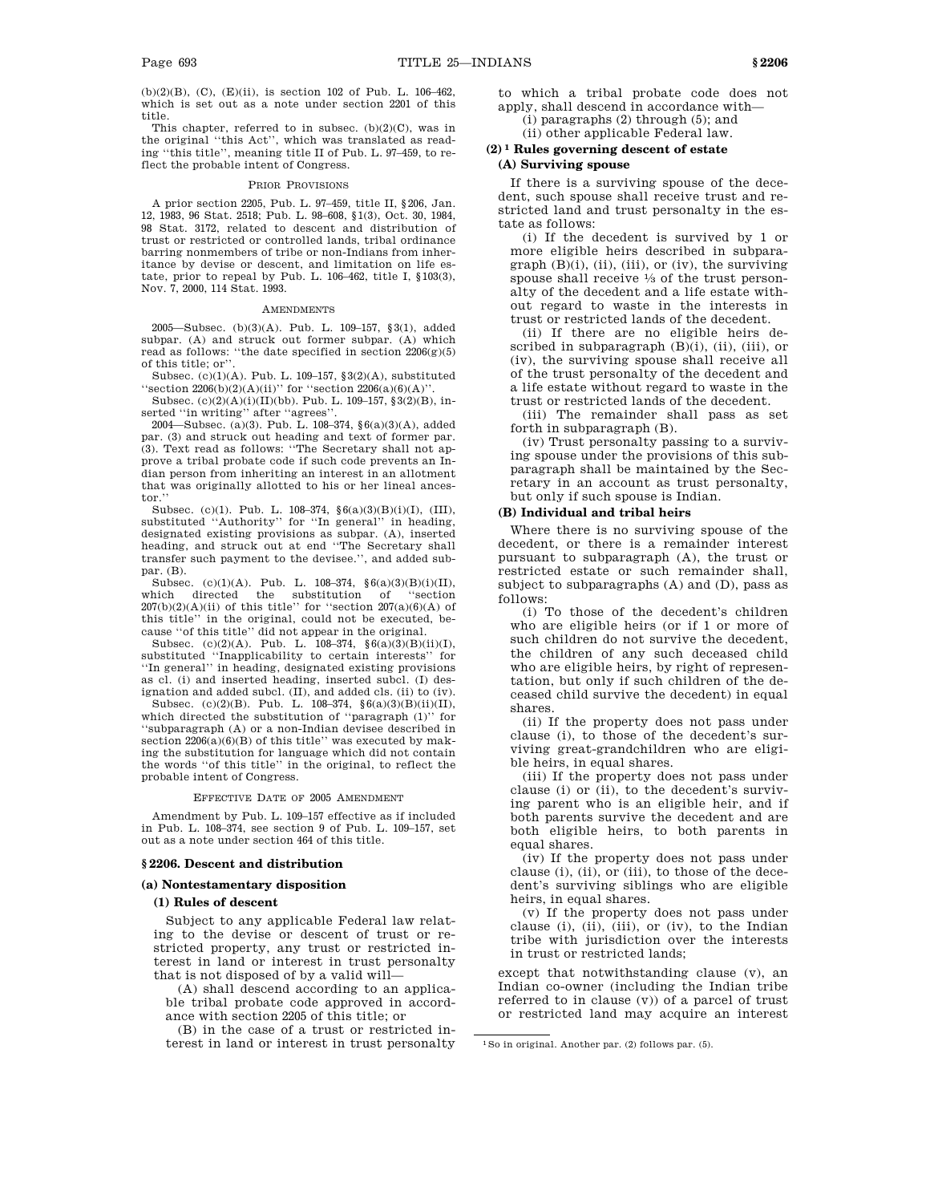(b)(2)(B), (C), (E)(ii), is section 102 of Pub. L. 106–462, which is set out as a note under section 2201 of this title.

This chapter, referred to in subsec. (b)(2)(C), was in the original "this Act", which was translated as reading "this title", meaning title II of Pub. L. 97–459, to reflect the probable intent of Congress.

PRIOR PROVISIONS

A prior section 2205, Pub. L. 97–459, title II, §206, Jan. 12, 1983, 96 Stat. 2518; Pub. L. 98–608, §1(3), Oct. 30, 1984, 98 Stat. 3172, related to descent and distribution of trust or restricted or controlled lands, tribal ordinance barring nonmembers of tribe or non-Indians from inheritance by devise or descent, and limitation on life estate, prior to repeal by Pub. L. 106–462, title I, §103(3), Nov. 7, 2000, 114 Stat. 1993.

AMENDMENTS

2005—Subsec. (b)(3)(A). Pub. L. 109–157, §3(1), added subpar. (A) and struck out former subpar. (A) which read as follows: "the date specified in section 2206(g)(5) of this title; or".

Subsec. (c)(1)(A). Pub. L. 109–157, §3(2)(A), substituted "section 2206(b)(2)(A)(ii)" for "section 2206(a)(6)(A)".

Subsec. (c)(2)(A)(i)(II)(bb). Pub. L. 109–157, §3(2)(B), inserted "in writing" after "agrees".

2004—Subsec. (a)(3). Pub. L. 108–374, §6(a)(3)(A), added par. (3) and struck out heading and text of former par. (3). Text read as follows: "The Secretary shall not approve a tribal probate code if such code prevents an Indian person from inheriting an interest in an allotment that was originally allotted to his or her lineal ancestor."

Subsec. (c)(1). Pub. L. 108–374, §6(a)(3)(B)(i)(I), (III), substituted "Authority" for "In general" in heading, designated existing provisions as subpar. (A), inserted heading, and struck out at end "The Secretary shall transfer such payment to the devisee.", and added subpar. (B).

Subsec. (c)(1)(A). Pub. L. 108–374, §6(a)(3)(B)(i)(II), which directed the substitution of "section 207(b)(2)(A)(ii) of this title" for "section 207(a)(6)(A) of this title" in the original, could not be executed, because "of this title" did not appear in the original.

Subsec. (c)(2)(A). Pub. L. 108–374, §6(a)(3)(B)(ii)(I), substituted "Inapplicability to certain interests" for "In general" in heading, designated existing provisions as cl. (i) and inserted heading, inserted subcl. (I) designation and added subcl. (II), and added cls. (ii) to (iv).

Subsec. (c)(2)(B). Pub. L. 108–374, §6(a)(3)(B)(ii)(II), which directed the substitution of "paragraph (1)" for "subparagraph (A) or a non-Indian devisee described in section 2206(a)(6)(B) of this title" was executed by making the substitution for language which did not contain the words "of this title" in the original, to reflect the probable intent of Congress.

EFFECTIVE DATE OF 2005 AMENDMENT

Amendment by Pub. L. 109–157 effective as if included in Pub. L. 108–374, see section 9 of Pub. L. 109–157, set out as a note under section 464 of this title.

## § 2206. Descent and distribution

### (a) Nontestamentary disposition

#### (1) Rules of descent

Subject to any applicable Federal law relating to the devise or descent of trust or restricted property, any trust or restricted interest in land or interest in trust personalty that is not disposed of by a valid will—

(A) shall descend according to an applicable tribal probate code approved in accordance with section 2205 of this title; or

(B) in the case of a trust or restricted interest in land or interest in trust personalty to which a tribal probate code does not apply, shall descend in accordance with—

(i) paragraphs (2) through (5); and

(ii) other applicable Federal law.

#### (2)[1] Rules governing descent of estate

##### (A) Surviving spouse

If there is a surviving spouse of the decedent, such spouse shall receive trust and restricted land and trust personalty in the estate as follows:

(i) If the decedent is survived by 1 or more eligible heirs described in subparagraph (B)(i), (ii), (iii), or (iv), the surviving spouse shall receive ⅓ of the trust personalty of the decedent and a life estate without regard to waste in the interests in trust or restricted lands of the decedent.

(ii) If there are no eligible heirs described in subparagraph (B)(i), (ii), (iii), or (iv), the surviving spouse shall receive all of the trust personalty of the decedent and a life estate without regard to waste in the trust or restricted lands of the decedent.

(iii) The remainder shall pass as set forth in subparagraph (B).

(iv) Trust personalty passing to a surviving spouse under the provisions of this subparagraph shall be maintained by the Secretary in an account as trust personalty, but only if such spouse is Indian.

##### (B) Individual and tribal heirs

Where there is no surviving spouse of the decedent, or there is a remainder interest pursuant to subparagraph (A), the trust or restricted estate or such remainder shall, subject to subparagraphs (A) and (D), pass as follows:

(i) To those of the decedent's children who are eligible heirs (or if 1 or more of such children do not survive the decedent, the children of any such deceased child who are eligible heirs, by right of representation, but only if such children of the deceased child survive the decedent) in equal shares.

(ii) If the property does not pass under clause (i), to those of the decedent's surviving great-grandchildren who are eligible heirs, in equal shares.

(iii) If the property does not pass under clause (i) or (ii), to the decedent's surviving parent who is an eligible heir, and if both parents survive the decedent and are both eligible heirs, to both parents in equal shares.

(iv) If the property does not pass under clause (i), (ii), or (iii), to those of the decedent's surviving siblings who are eligible heirs, in equal shares.

(v) If the property does not pass under clause (i), (ii), (iii), or (iv), to the Indian tribe with jurisdiction over the interests in trust or restricted lands;

except that notwithstanding clause (v), an Indian co-owner (including the Indian tribe referred to in clause (v)) of a parcel of trust or restricted land may acquire an interest

[1] So in original. Another par. (2) follows par. (5).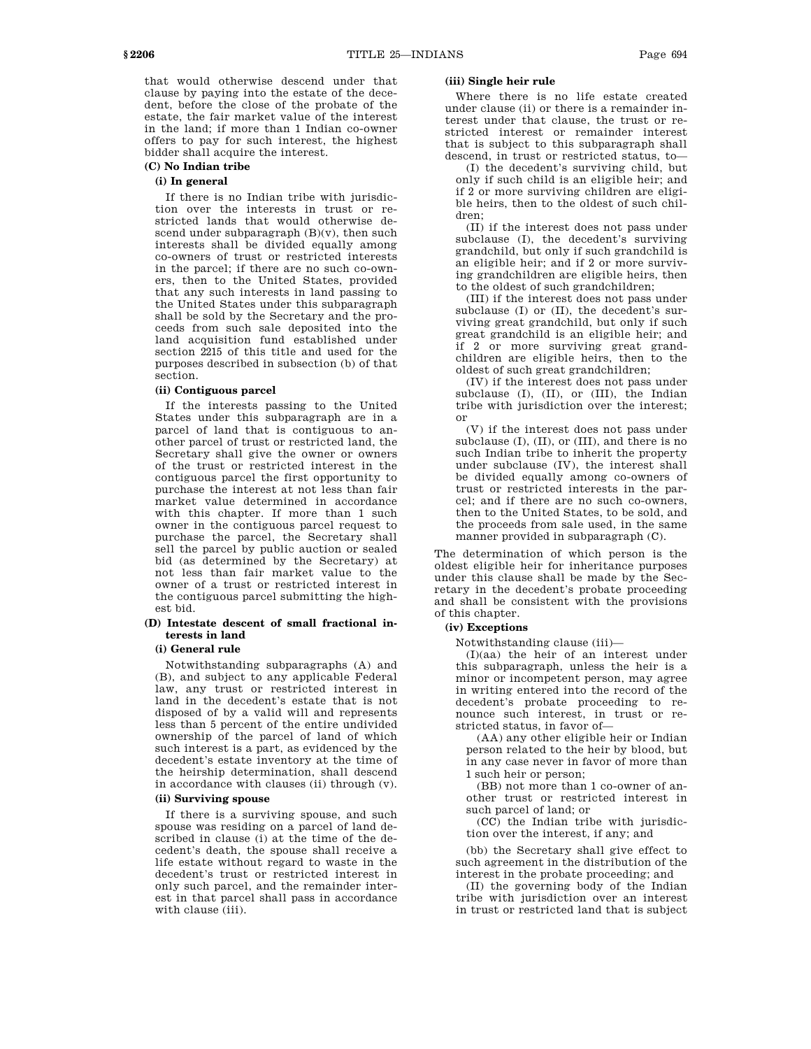that would otherwise descend under that clause by paying into the estate of the decedent, before the close of the probate of the estate, the fair market value of the interest in the land; if more than 1 Indian co-owner offers to pay for such interest, the highest bidder shall acquire the interest.

**(C) No Indian tribe**

**(i) In general**

If there is no Indian tribe with jurisdiction over the interests in trust or restricted lands that would otherwise descend under subparagraph (B)(v), then such interests shall be divided equally among co-owners of trust or restricted interests in the parcel; if there are no such co-owners, then to the United States, provided that any such interests in land passing to the United States under this subparagraph shall be sold by the Secretary and the proceeds from such sale deposited into the land acquisition fund established under section 2215 of this title and used for the purposes described in subsection (b) of that section.

**(ii) Contiguous parcel**

If the interests passing to the United States under this subparagraph are in a parcel of land that is contiguous to another parcel of trust or restricted land, the Secretary shall give the owner or owners of the trust or restricted interest in the contiguous parcel the first opportunity to purchase the interest at not less than fair market value determined in accordance with this chapter. If more than 1 such owner in the contiguous parcel request to purchase the parcel, the Secretary shall sell the parcel by public auction or sealed bid (as determined by the Secretary) at not less than fair market value to the owner of a trust or restricted interest in the contiguous parcel submitting the highest bid.

**(D) Intestate descent of small fractional interests in land**

**(i) General rule**

Notwithstanding subparagraphs (A) and (B), and subject to any applicable Federal law, any trust or restricted interest in land in the decedent's estate that is not disposed of by a valid will and represents less than 5 percent of the entire undivided ownership of the parcel of land of which such interest is a part, as evidenced by the decedent's estate inventory at the time of the heirship determination, shall descend in accordance with clauses (ii) through (v).

**(ii) Surviving spouse**

If there is a surviving spouse, and such spouse was residing on a parcel of land described in clause (i) at the time of the decedent's death, the spouse shall receive a life estate without regard to waste in the decedent's trust or restricted interest in only such parcel, and the remainder interest in that parcel shall pass in accordance with clause (iii).

**(iii) Single heir rule**

Where there is no life estate created under clause (ii) or there is a remainder interest under that clause, the trust or restricted interest or remainder interest that is subject to this subparagraph shall descend, in trust or restricted status, to—

(I) the decedent's surviving child, but only if such child is an eligible heir; and if 2 or more surviving children are eligible heirs, then to the oldest of such children;

(II) if the interest does not pass under subclause (I), the decedent's surviving grandchild, but only if such grandchild is an eligible heir; and if 2 or more surviving grandchildren are eligible heirs, then to the oldest of such grandchildren;

(III) if the interest does not pass under subclause (I) or (II), the decedent's surviving great grandchild, but only if such great grandchild is an eligible heir; and if 2 or more surviving great grandchildren are eligible heirs, then to the oldest of such great grandchildren;

(IV) if the interest does not pass under subclause (I), (II), or (III), the Indian tribe with jurisdiction over the interest; or

(V) if the interest does not pass under subclause (I), (II), or (III), and there is no such Indian tribe to inherit the property under subclause (IV), the interest shall be divided equally among co-owners of trust or restricted interests in the parcel; and if there are no such co-owners, then to the United States, to be sold, and the proceeds from sale used, in the same manner provided in subparagraph (C).

The determination of which person is the oldest eligible heir for inheritance purposes under this clause shall be made by the Secretary in the decedent's probate proceeding and shall be consistent with the provisions of this chapter.

**(iv) Exceptions**

Notwithstanding clause (iii)—

(I)(aa) the heir of an interest under this subparagraph, unless the heir is a minor or incompetent person, may agree in writing entered into the record of the decedent's probate proceeding to renounce such interest, in trust or restricted status, in favor of—

(AA) any other eligible heir or Indian person related to the heir by blood, but in any case never in favor of more than 1 such heir or person;

(BB) not more than 1 co-owner of another trust or restricted interest in such parcel of land; or

(CC) the Indian tribe with jurisdiction over the interest, if any; and

(bb) the Secretary shall give effect to such agreement in the distribution of the interest in the probate proceeding; and

(II) the governing body of the Indian tribe with jurisdiction over an interest in trust or restricted land that is subject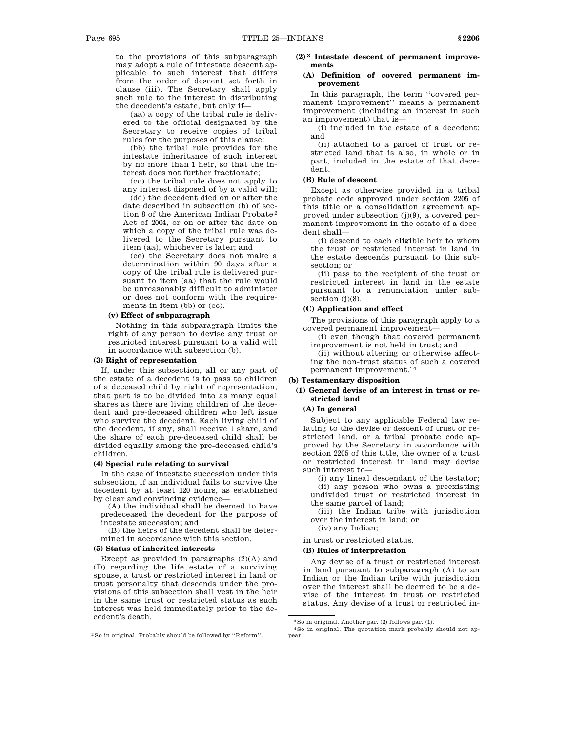to the provisions of this subparagraph may adopt a rule of intestate descent applicable to such interest that differs from the order of descent set forth in clause (iii). The Secretary shall apply such rule to the interest in distributing the decedent's estate, but only if—

(aa) a copy of the tribal rule is delivered to the official designated by the Secretary to receive copies of tribal rules for the purposes of this clause;

(bb) the tribal rule provides for the intestate inheritance of such interest by no more than 1 heir, so that the interest does not further fractionate;

(cc) the tribal rule does not apply to any interest disposed of by a valid will;

(dd) the decedent died on or after the date described in subsection (b) of section 8 of the American Indian Probate[2] Act of 2004, or on or after the date on which a copy of the tribal rule was delivered to the Secretary pursuant to item (aa), whichever is later; and

(ee) the Secretary does not make a determination within 90 days after a copy of the tribal rule is delivered pursuant to item (aa) that the rule would be unreasonably difficult to administer or does not conform with the requirements in item (bb) or (cc).

**(v) Effect of subparagraph**

Nothing in this subparagraph limits the right of any person to devise any trust or restricted interest pursuant to a valid will in accordance with subsection (b).

**(3) Right of representation**

If, under this subsection, all or any part of the estate of a decedent is to pass to children of a deceased child by right of representation, that part is to be divided into as many equal shares as there are living children of the decedent and pre-deceased children who left issue who survive the decedent. Each living child of the decedent, if any, shall receive 1 share, and the share of each pre-deceased child shall be divided equally among the pre-deceased child's children.

**(4) Special rule relating to survival**

In the case of intestate succession under this subsection, if an individual fails to survive the decedent by at least 120 hours, as established by clear and convincing evidence—

(A) the individual shall be deemed to have predeceased the decedent for the purpose of intestate succession; and

(B) the heirs of the decedent shall be determined in accordance with this section.

**(5) Status of inherited interests**

Except as provided in paragraphs (2)(A) and (D) regarding the life estate of a surviving spouse, a trust or restricted interest in land or trust personalty that descends under the provisions of this subsection shall vest in the heir in the same trust or restricted status as such interest was held immediately prior to the decedent's death.

**(2)[3] Intestate descent of permanent improvements**

**(A) Definition of covered permanent improvement**

In this paragraph, the term ''covered permanent improvement'' means a permanent improvement (including an interest in such an improvement) that is—

(i) included in the estate of a decedent; and

(ii) attached to a parcel of trust or restricted land that is also, in whole or in part, included in the estate of that decedent.

**(B) Rule of descent**

Except as otherwise provided in a tribal probate code approved under section 2205 of this title or a consolidation agreement approved under subsection (j)(9), a covered permanent improvement in the estate of a decedent shall—

(i) descend to each eligible heir to whom the trust or restricted interest in land in the estate descends pursuant to this subsection; or

(ii) pass to the recipient of the trust or restricted interest in land in the estate pursuant to a renunciation under subsection (j)(8).

**(C) Application and effect**

The provisions of this paragraph apply to a covered permanent improvement—

(i) even though that covered permanent improvement is not held in trust; and

(ii) without altering or otherwise affecting the non-trust status of such a covered permanent improvement.'[4]

**(b) Testamentary disposition**

**(1) General devise of an interest in trust or restricted land**

**(A) In general**

Subject to any applicable Federal law relating to the devise or descent of trust or restricted land, or a tribal probate code approved by the Secretary in accordance with section 2205 of this title, the owner of a trust or restricted interest in land may devise such interest to—

(i) any lineal descendant of the testator;

(ii) any person who owns a preexisting undivided trust or restricted interest in the same parcel of land;

(iii) the Indian tribe with jurisdiction over the interest in land; or

(iv) any Indian;

in trust or restricted status.

**(B) Rules of interpretation**

Any devise of a trust or restricted interest in land pursuant to subparagraph (A) to an Indian or the Indian tribe with jurisdiction over the interest shall be deemed to be a devise of the interest in trust or restricted status. Any devise of a trust or restricted in-

---

[2] So in original. Probably should be followed by ''Reform''.

[3] So in original. Another par. (2) follows par. (1).

[4] So in original. The quotation mark probably should not appear.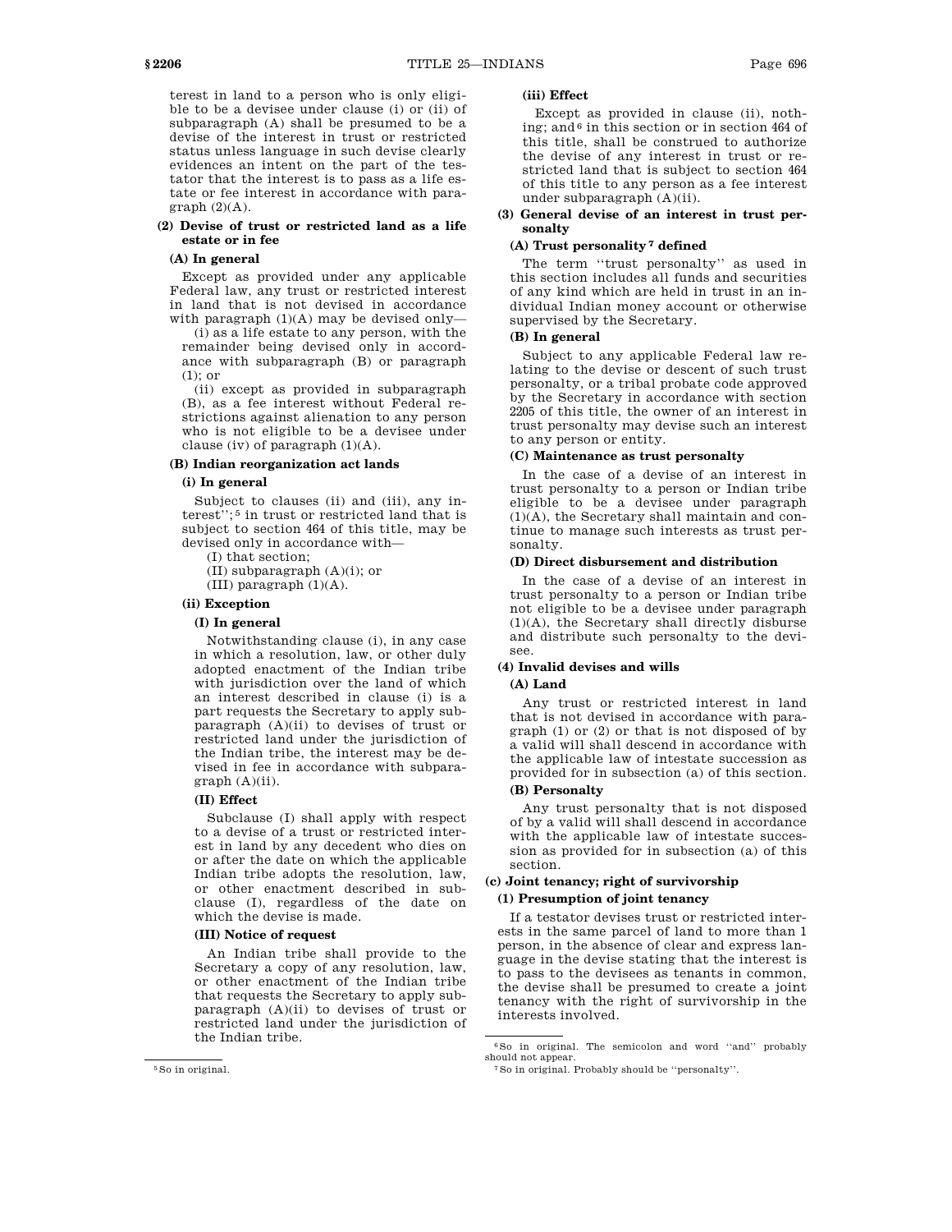terest in land to a person who is only eligible to be a devisee under clause (i) or (ii) of subparagraph (A) shall be presumed to be a devise of the interest in trust or restricted status unless language in such devise clearly evidences an intent on the part of the testator that the interest is to pass as a life estate or fee interest in accordance with paragraph (2)(A).

**(2) Devise of trust or restricted land as a life estate or in fee**

**(A) In general**

Except as provided under any applicable Federal law, any trust or restricted interest in land that is not devised in accordance with paragraph (1)(A) may be devised only—

(i) as a life estate to any person, with the remainder being devised only in accordance with subparagraph (B) or paragraph (1); or

(ii) except as provided in subparagraph (B), as a fee interest without Federal restrictions against alienation to any person who is not eligible to be a devisee under clause (iv) of paragraph (1)(A).

**(B) Indian reorganization act lands**

**(i) In general**

Subject to clauses (ii) and (iii), any interest'';[5] in trust or restricted land that is subject to section 464 of this title, may be devised only in accordance with—

(I) that section;

(II) subparagraph (A)(i); or

(III) paragraph (1)(A).

**(ii) Exception**

**(I) In general**

Notwithstanding clause (i), in any case in which a resolution, law, or other duly adopted enactment of the Indian tribe with jurisdiction over the land of which an interest described in clause (i) is a part requests the Secretary to apply subparagraph (A)(ii) to devises of trust or restricted land under the jurisdiction of the Indian tribe, the interest may be devised in fee in accordance with subparagraph (A)(ii).

**(II) Effect**

Subclause (I) shall apply with respect to a devise of a trust or restricted interest in land by any decedent who dies on or after the date on which the applicable Indian tribe adopts the resolution, law, or other enactment described in subclause (I), regardless of the date on which the devise is made.

**(III) Notice of request**

An Indian tribe shall provide to the Secretary a copy of any resolution, law, or other enactment of the Indian tribe that requests the Secretary to apply subparagraph (A)(ii) to devises of trust or restricted land under the jurisdiction of the Indian tribe.

**(iii) Effect**

Except as provided in clause (ii), nothing; and[6] in this section or in section 464 of this title, shall be construed to authorize the devise of any interest in trust or restricted land that is subject to section 464 of this title to any person as a fee interest under subparagraph (A)(ii).

**(3) General devise of an interest in trust personalty**

**(A) Trust personality[7] defined**

The term ''trust personalty'' as used in this section includes all funds and securities of any kind which are held in trust in an individual Indian money account or otherwise supervised by the Secretary.

**(B) In general**

Subject to any applicable Federal law relating to the devise or descent of such trust personalty, or a tribal probate code approved by the Secretary in accordance with section 2205 of this title, the owner of an interest in trust personalty may devise such an interest to any person or entity.

**(C) Maintenance as trust personalty**

In the case of a devise of an interest in trust personalty to a person or Indian tribe eligible to be a devisee under paragraph (1)(A), the Secretary shall maintain and continue to manage such interests as trust personalty.

**(D) Direct disbursement and distribution**

In the case of a devise of an interest in trust personalty to a person or Indian tribe not eligible to be a devisee under paragraph (1)(A), the Secretary shall directly disburse and distribute such personalty to the devisee.

**(4) Invalid devises and wills**

**(A) Land**

Any trust or restricted interest in land that is not devised in accordance with paragraph (1) or (2) or that is not disposed of by a valid will shall descend in accordance with the applicable law of intestate succession as provided for in subsection (a) of this section.

**(B) Personalty**

Any trust personalty that is not disposed of by a valid will shall descend in accordance with the applicable law of intestate succession as provided for in subsection (a) of this section.

**(c) Joint tenancy; right of survivorship**

**(1) Presumption of joint tenancy**

If a testator devises trust or restricted interests in the same parcel of land to more than 1 person, in the absence of clear and express language in the devise stating that the interest is to pass to the devisees as tenants in common, the devise shall be presumed to create a joint tenancy with the right of survivorship in the interests involved.

---

[5] So in original.

[6] So in original. The semicolon and word ''and'' probably should not appear.

[7] So in original. Probably should be ''personalty''.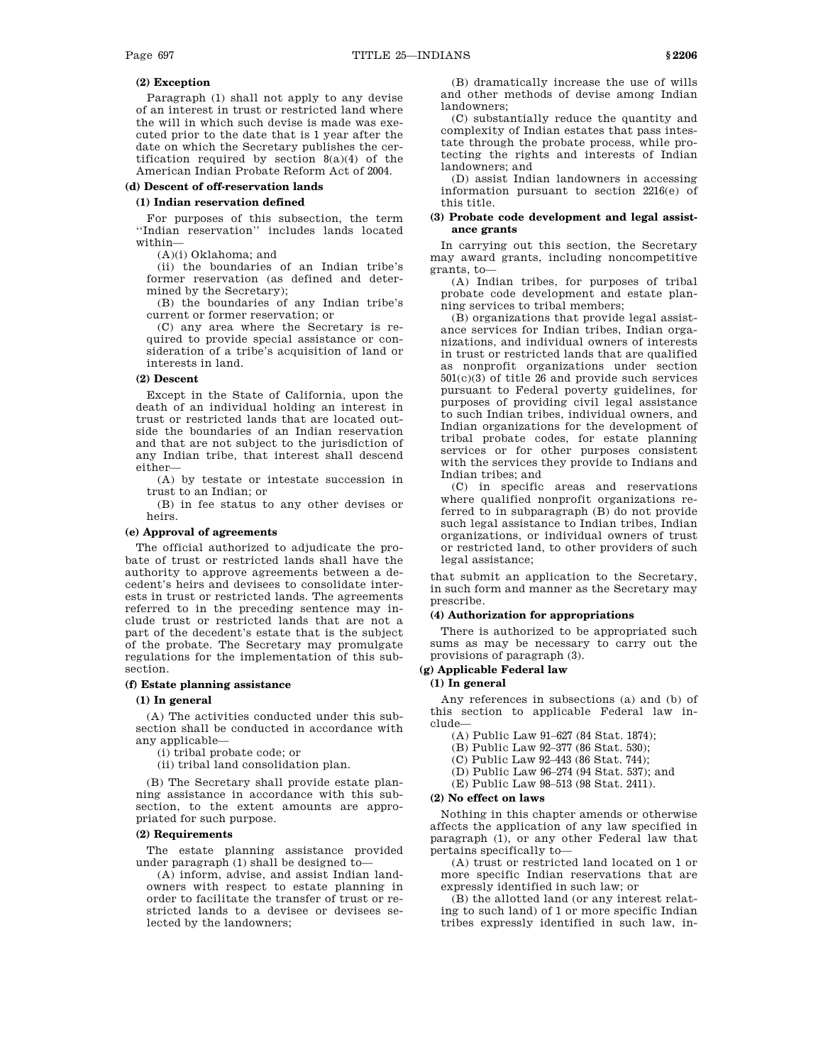**(2) Exception**

Paragraph (1) shall not apply to any devise of an interest in trust or restricted land where the will in which such devise is made was executed prior to the date that is 1 year after the date on which the Secretary publishes the certification required by section 8(a)(4) of the American Indian Probate Reform Act of 2004.

**(d) Descent of off-reservation lands**

**(1) Indian reservation defined**

For purposes of this subsection, the term ''Indian reservation'' includes lands located within—

(A)(i) Oklahoma; and

(ii) the boundaries of an Indian tribe's former reservation (as defined and determined by the Secretary);

(B) the boundaries of any Indian tribe's current or former reservation; or

(C) any area where the Secretary is required to provide special assistance or consideration of a tribe's acquisition of land or interests in land.

**(2) Descent**

Except in the State of California, upon the death of an individual holding an interest in trust or restricted lands that are located outside the boundaries of an Indian reservation and that are not subject to the jurisdiction of any Indian tribe, that interest shall descend either—

(A) by testate or intestate succession in trust to an Indian; or

(B) in fee status to any other devises or heirs.

**(e) Approval of agreements**

The official authorized to adjudicate the probate of trust or restricted lands shall have the authority to approve agreements between a decedent's heirs and devisees to consolidate interests in trust or restricted lands. The agreements referred to in the preceding sentence may include trust or restricted lands that are not a part of the decedent's estate that is the subject of the probate. The Secretary may promulgate regulations for the implementation of this subsection.

**(f) Estate planning assistance**

**(1) In general**

(A) The activities conducted under this subsection shall be conducted in accordance with any applicable—

(i) tribal probate code; or

(ii) tribal land consolidation plan.

(B) The Secretary shall provide estate planning assistance in accordance with this subsection, to the extent amounts are appropriated for such purpose.

**(2) Requirements**

The estate planning assistance provided under paragraph (1) shall be designed to—

(A) inform, advise, and assist Indian landowners with respect to estate planning in order to facilitate the transfer of trust or restricted lands to a devisee or devisees selected by the landowners;

(B) dramatically increase the use of wills and other methods of devise among Indian landowners;

(C) substantially reduce the quantity and complexity of Indian estates that pass intestate through the probate process, while protecting the rights and interests of Indian landowners; and

(D) assist Indian landowners in accessing information pursuant to section 2216(e) of this title.

**(3) Probate code development and legal assistance grants**

In carrying out this section, the Secretary may award grants, including noncompetitive grants, to—

(A) Indian tribes, for purposes of tribal probate code development and estate planning services to tribal members;

(B) organizations that provide legal assistance services for Indian tribes, Indian organizations, and individual owners of interests in trust or restricted lands that are qualified as nonprofit organizations under section 501(c)(3) of title 26 and provide such services pursuant to Federal poverty guidelines, for purposes of providing civil legal assistance to such Indian tribes, individual owners, and Indian organizations for the development of tribal probate codes, for estate planning services or for other purposes consistent with the services they provide to Indians and Indian tribes; and

(C) in specific areas and reservations where qualified nonprofit organizations referred to in subparagraph (B) do not provide such legal assistance to Indian tribes, Indian organizations, or individual owners of trust or restricted land, to other providers of such legal assistance;

that submit an application to the Secretary, in such form and manner as the Secretary may prescribe.

**(4) Authorization for appropriations**

There is authorized to be appropriated such sums as may be necessary to carry out the provisions of paragraph (3).

**(g) Applicable Federal law**

**(1) In general**

Any references in subsections (a) and (b) of this section to applicable Federal law include—

(A) Public Law 91–627 (84 Stat. 1874);

(B) Public Law 92–377 (86 Stat. 530);

(C) Public Law 92–443 (86 Stat. 744);

(D) Public Law 96–274 (94 Stat. 537); and

(E) Public Law 98–513 (98 Stat. 2411).

**(2) No effect on laws**

Nothing in this chapter amends or otherwise affects the application of any law specified in paragraph (1), or any other Federal law that pertains specifically to—

(A) trust or restricted land located on 1 or more specific Indian reservations that are expressly identified in such law; or

(B) the allotted land (or any interest relating to such land) of 1 or more specific Indian tribes expressly identified in such law, in-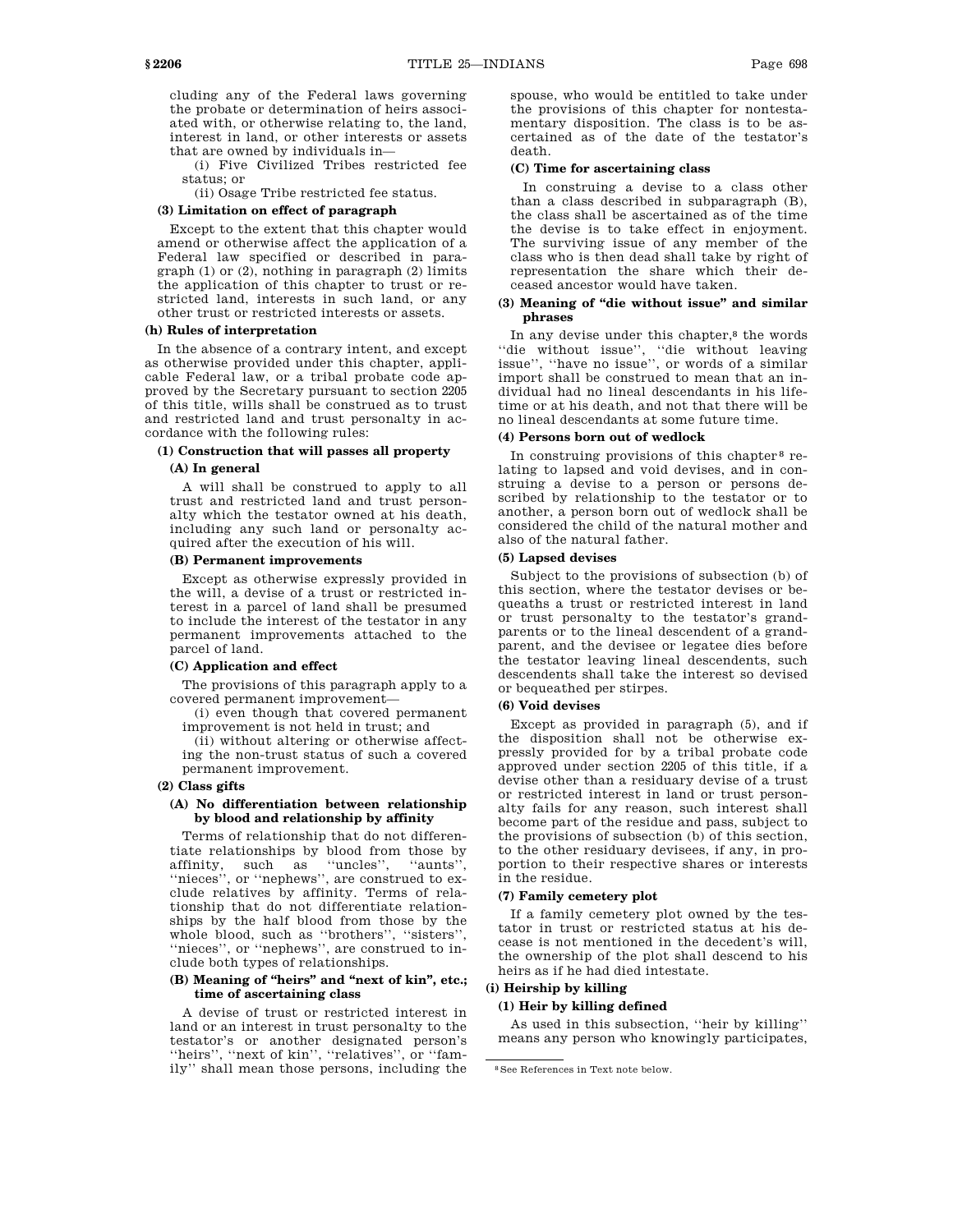cluding any of the Federal laws governing the probate or determination of heirs associated with, or otherwise relating to, the land, interest in land, or other interests or assets that are owned by individuals in—

(i) Five Civilized Tribes restricted fee status; or

(ii) Osage Tribe restricted fee status.

**(3) Limitation on effect of paragraph**

Except to the extent that this chapter would amend or otherwise affect the application of a Federal law specified or described in paragraph (1) or (2), nothing in paragraph (2) limits the application of this chapter to trust or restricted land, interests in such land, or any other trust or restricted interests or assets.

**(h) Rules of interpretation**

In the absence of a contrary intent, and except as otherwise provided under this chapter, applicable Federal law, or a tribal probate code approved by the Secretary pursuant to section 2205 of this title, wills shall be construed as to trust and restricted land and trust personalty in accordance with the following rules:

**(1) Construction that will passes all property**

**(A) In general**

A will shall be construed to apply to all trust and restricted land and trust personalty which the testator owned at his death, including any such land or personalty acquired after the execution of his will.

**(B) Permanent improvements**

Except as otherwise expressly provided in the will, a devise of a trust or restricted interest in a parcel of land shall be presumed to include the interest of the testator in any permanent improvements attached to the parcel of land.

**(C) Application and effect**

The provisions of this paragraph apply to a covered permanent improvement—

(i) even though that covered permanent improvement is not held in trust; and

(ii) without altering or otherwise affecting the non-trust status of such a covered permanent improvement.

**(2) Class gifts**

**(A) No differentiation between relationship by blood and relationship by affinity**

Terms of relationship that do not differentiate relationships by blood from those by affinity, such as ''uncles'', ''aunts'', ''nieces'', or ''nephews'', are construed to exclude relatives by affinity. Terms of relationship that do not differentiate relationships by the half blood from those by the whole blood, such as ''brothers'', ''sisters'', ''nieces'', or ''nephews'', are construed to include both types of relationships.

**(B) Meaning of "heirs" and "next of kin", etc.; time of ascertaining class**

A devise of trust or restricted interest in land or an interest in trust personalty to the testator's or another designated person's ''heirs'', ''next of kin'', ''relatives'', or ''family'' shall mean those persons, including the spouse, who would be entitled to take under the provisions of this chapter for nontestamentary disposition. The class is to be ascertained as of the date of the testator's death.

**(C) Time for ascertaining class**

In construing a devise to a class other than a class described in subparagraph (B), the class shall be ascertained as of the time the devise is to take effect in enjoyment. The surviving issue of any member of the class who is then dead shall take by right of representation the share which their deceased ancestor would have taken.

**(3) Meaning of "die without issue" and similar phrases**

In any devise under this chapter,[8] the words ''die without issue'', ''die without leaving issue'', ''have no issue'', or words of a similar import shall be construed to mean that an individual had no lineal descendants in his lifetime or at his death, and not that there will be no lineal descendants at some future time.

**(4) Persons born out of wedlock**

In construing provisions of this chapter[8] relating to lapsed and void devises, and in construing a devise to a person or persons described by relationship to the testator or to another, a person born out of wedlock shall be considered the child of the natural mother and also of the natural father.

**(5) Lapsed devises**

Subject to the provisions of subsection (b) of this section, where the testator devises or bequeaths a trust or restricted interest in land or trust personalty to the testator's grandparents or to the lineal descendent of a grandparent, and the devisee or legatee dies before the testator leaving lineal descendents, such descendents shall take the interest so devised or bequeathed per stirpes.

**(6) Void devises**

Except as provided in paragraph (5), and if the disposition shall not be otherwise expressly provided for by a tribal probate code approved under section 2205 of this title, if a devise other than a residuary devise of a trust or restricted interest in land or trust personalty fails for any reason, such interest shall become part of the residue and pass, subject to the provisions of subsection (b) of this section, to the other residuary devisees, if any, in proportion to their respective shares or interests in the residue.

**(7) Family cemetery plot**

If a family cemetery plot owned by the testator in trust or restricted status at his decease is not mentioned in the decedent's will, the ownership of the plot shall descend to his heirs as if he had died intestate.

**(i) Heirship by killing**

**(1) Heir by killing defined**

As used in this subsection, ''heir by killing'' means any person who knowingly participates,

[8] See References in Text note below.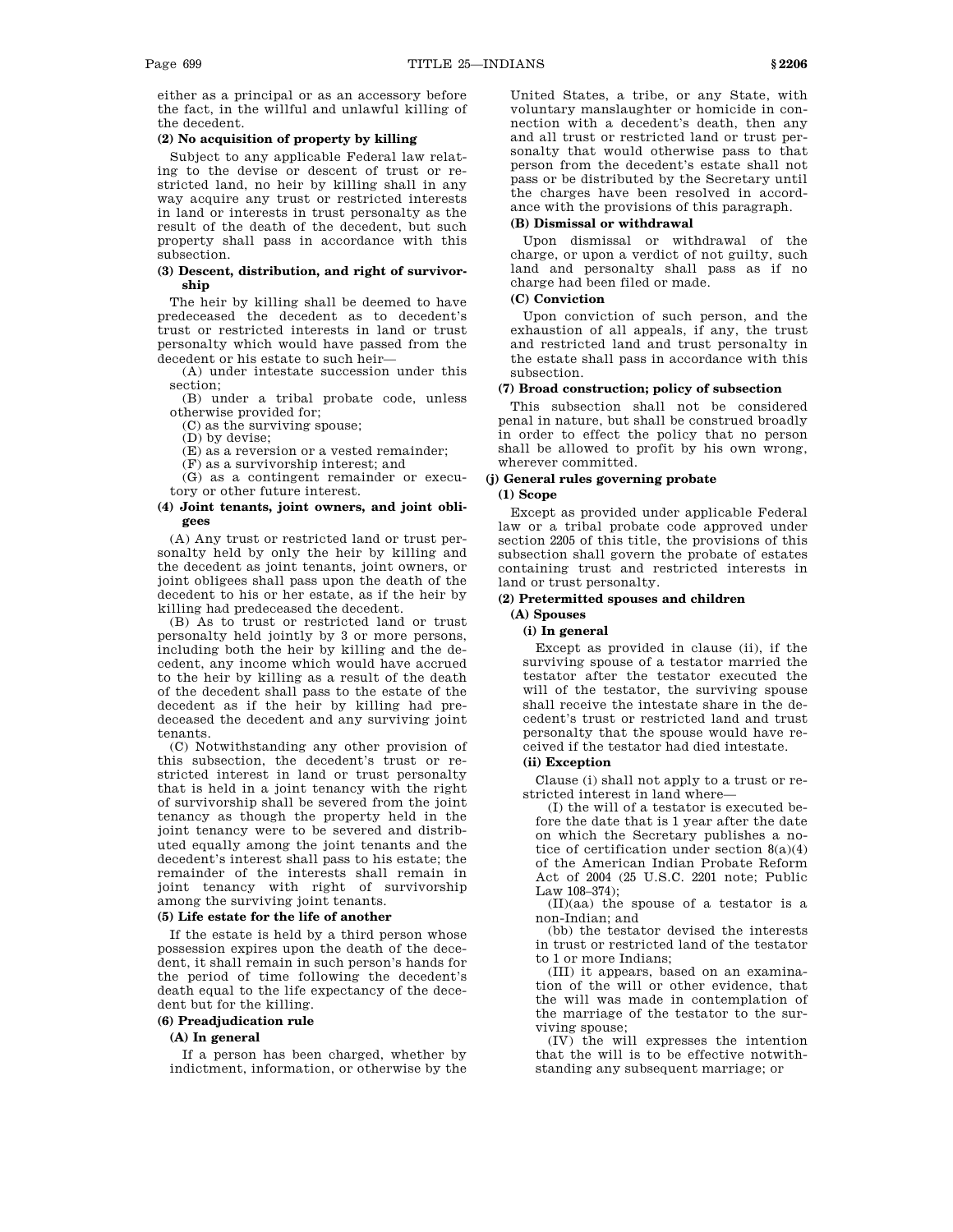either as a principal or as an accessory before the fact, in the willful and unlawful killing of the decedent.

**(2) No acquisition of property by killing**

Subject to any applicable Federal law relating to the devise or descent of trust or restricted land, no heir by killing shall in any way acquire any trust or restricted interests in land or interests in trust personalty as the result of the death of the decedent, but such property shall pass in accordance with this subsection.

**(3) Descent, distribution, and right of survivorship**

The heir by killing shall be deemed to have predeceased the decedent as to decedent's trust or restricted interests in land or trust personalty which would have passed from the decedent or his estate to such heir—

(A) under intestate succession under this section;

(B) under a tribal probate code, unless otherwise provided for;

(C) as the surviving spouse;

(D) by devise;

(E) as a reversion or a vested remainder;

(F) as a survivorship interest; and

(G) as a contingent remainder or executory or other future interest.

**(4) Joint tenants, joint owners, and joint obligees**

(A) Any trust or restricted land or trust personalty held by only the heir by killing and the decedent as joint tenants, joint owners, or joint obligees shall pass upon the death of the decedent to his or her estate, as if the heir by killing had predeceased the decedent.

(B) As to trust or restricted land or trust personalty held jointly by 3 or more persons, including both the heir by killing and the decedent, any income which would have accrued to the heir by killing as a result of the death of the decedent shall pass to the estate of the decedent as if the heir by killing had predeceased the decedent and any surviving joint tenants.

(C) Notwithstanding any other provision of this subsection, the decedent's trust or restricted interest in land or trust personalty that is held in a joint tenancy with the right of survivorship shall be severed from the joint tenancy as though the property held in the joint tenancy were to be severed and distributed equally among the joint tenants and the decedent's interest shall pass to his estate; the remainder of the interests shall remain in joint tenancy with right of survivorship among the surviving joint tenants.

**(5) Life estate for the life of another**

If the estate is held by a third person whose possession expires upon the death of the decedent, it shall remain in such person's hands for the period of time following the decedent's death equal to the life expectancy of the decedent but for the killing.

**(6) Preadjudication rule**

**(A) In general**

If a person has been charged, whether by indictment, information, or otherwise by the United States, a tribe, or any State, with voluntary manslaughter or homicide in connection with a decedent's death, then any and all trust or restricted land or trust personalty that would otherwise pass to that person from the decedent's estate shall not pass or be distributed by the Secretary until the charges have been resolved in accordance with the provisions of this paragraph.

**(B) Dismissal or withdrawal**

Upon dismissal or withdrawal of the charge, or upon a verdict of not guilty, such land and personalty shall pass as if no charge had been filed or made.

**(C) Conviction**

Upon conviction of such person, and the exhaustion of all appeals, if any, the trust and restricted land and trust personalty in the estate shall pass in accordance with this subsection.

**(7) Broad construction; policy of subsection**

This subsection shall not be considered penal in nature, but shall be construed broadly in order to effect the policy that no person shall be allowed to profit by his own wrong, wherever committed.

**(j) General rules governing probate**

**(1) Scope**

Except as provided under applicable Federal law or a tribal probate code approved under section 2205 of this title, the provisions of this subsection shall govern the probate of estates containing trust and restricted interests in land or trust personalty.

**(2) Pretermitted spouses and children**

**(A) Spouses**

**(i) In general**

Except as provided in clause (ii), if the surviving spouse of a testator married the testator after the testator executed the will of the testator, the surviving spouse shall receive the intestate share in the decedent's trust or restricted land and trust personalty that the spouse would have received if the testator had died intestate.

**(ii) Exception**

Clause (i) shall not apply to a trust or restricted interest in land where—

(I) the will of a testator is executed before the date that is 1 year after the date on which the Secretary publishes a notice of certification under section 8(a)(4) of the American Indian Probate Reform Act of 2004 (25 U.S.C. 2201 note; Public Law 108–374);

(II)(aa) the spouse of a testator is a non-Indian; and

(bb) the testator devised the interests in trust or restricted land of the testator to 1 or more Indians;

(III) it appears, based on an examination of the will or other evidence, that the will was made in contemplation of the marriage of the testator to the surviving spouse;

(IV) the will expresses the intention that the will is to be effective notwithstanding any subsequent marriage; or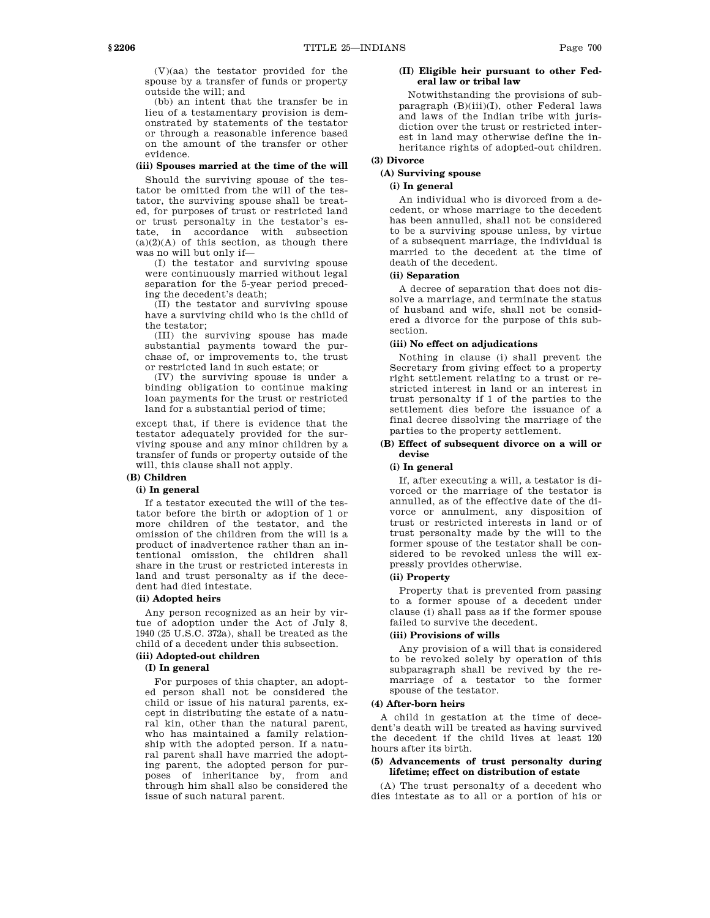(V)(aa) the testator provided for the spouse by a transfer of funds or property outside the will; and

(bb) an intent that the transfer be in lieu of a testamentary provision is demonstrated by statements of the testator or through a reasonable inference based on the amount of the transfer or other evidence.

**(iii) Spouses married at the time of the will**

Should the surviving spouse of the testator be omitted from the will of the testator, the surviving spouse shall be treated, for purposes of trust or restricted land or trust personalty in the testator's estate, in accordance with subsection (a)(2)(A) of this section, as though there was no will but only if—

(I) the testator and surviving spouse were continuously married without legal separation for the 5-year period preceding the decedent's death;

(II) the testator and surviving spouse have a surviving child who is the child of the testator;

(III) the surviving spouse has made substantial payments toward the purchase of, or improvements to, the trust or restricted land in such estate; or

(IV) the surviving spouse is under a binding obligation to continue making loan payments for the trust or restricted land for a substantial period of time;

except that, if there is evidence that the testator adequately provided for the surviving spouse and any minor children by a transfer of funds or property outside of the will, this clause shall not apply.

**(B) Children**

**(i) In general**

If a testator executed the will of the testator before the birth or adoption of 1 or more children of the testator, and the omission of the children from the will is a product of inadvertence rather than an intentional omission, the children shall share in the trust or restricted interests in land and trust personalty as if the decedent had died intestate.

**(ii) Adopted heirs**

Any person recognized as an heir by virtue of adoption under the Act of July 8, 1940 (25 U.S.C. 372a), shall be treated as the child of a decedent under this subsection.

**(iii) Adopted-out children**

**(I) In general**

For purposes of this chapter, an adopted person shall not be considered the child or issue of his natural parents, except in distributing the estate of a natural kin, other than the natural parent, who has maintained a family relationship with the adopted person. If a natural parent shall have married the adopting parent, the adopted person for purposes of inheritance by, from and through him shall also be considered the issue of such natural parent.

**(II) Eligible heir pursuant to other Federal law or tribal law**

Notwithstanding the provisions of subparagraph (B)(iii)(I), other Federal laws and laws of the Indian tribe with jurisdiction over the trust or restricted interest in land may otherwise define the inheritance rights of adopted-out children.

**(3) Divorce**

**(A) Surviving spouse**

**(i) In general**

An individual who is divorced from a decedent, or whose marriage to the decedent has been annulled, shall not be considered to be a surviving spouse unless, by virtue of a subsequent marriage, the individual is married to the decedent at the time of death of the decedent.

**(ii) Separation**

A decree of separation that does not dissolve a marriage, and terminate the status of husband and wife, shall not be considered a divorce for the purpose of this subsection.

**(iii) No effect on adjudications**

Nothing in clause (i) shall prevent the Secretary from giving effect to a property right settlement relating to a trust or restricted interest in land or an interest in trust personalty if 1 of the parties to the settlement dies before the issuance of a final decree dissolving the marriage of the parties to the property settlement.

**(B) Effect of subsequent divorce on a will or devise**

**(i) In general**

If, after executing a will, a testator is divorced or the marriage of the testator is annulled, as of the effective date of the divorce or annulment, any disposition of trust or restricted interests in land or of trust personalty made by the will to the former spouse of the testator shall be considered to be revoked unless the will expressly provides otherwise.

**(ii) Property**

Property that is prevented from passing to a former spouse of a decedent under clause (i) shall pass as if the former spouse failed to survive the decedent.

**(iii) Provisions of wills**

Any provision of a will that is considered to be revoked solely by operation of this subparagraph shall be revived by the remarriage of a testator to the former spouse of the testator.

**(4) After-born heirs**

A child in gestation at the time of decedent's death will be treated as having survived the decedent if the child lives at least 120 hours after its birth.

**(5) Advancements of trust personalty during lifetime; effect on distribution of estate**

(A) The trust personalty of a decedent who dies intestate as to all or a portion of his or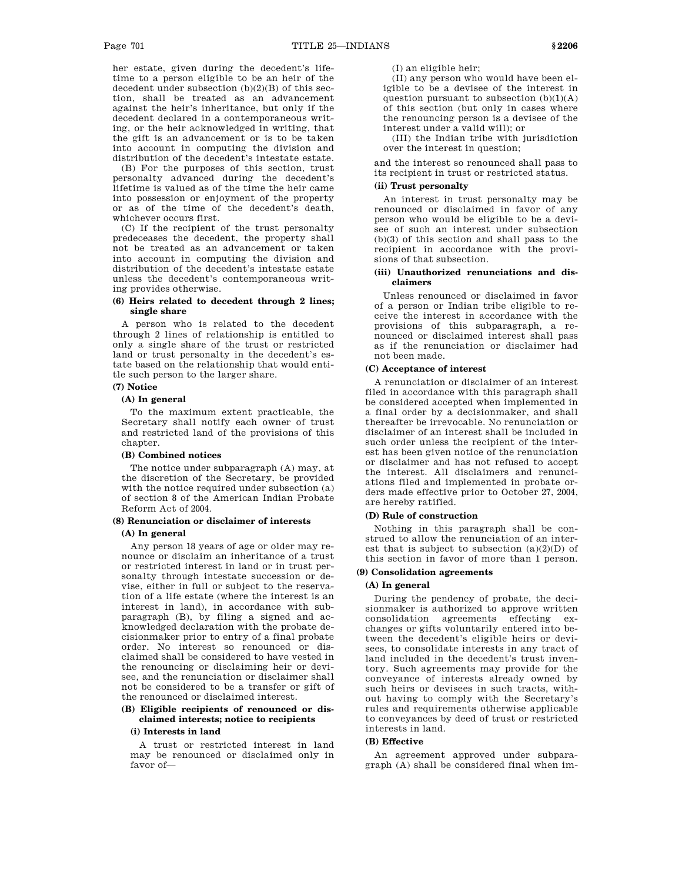her estate, given during the decedent's lifetime to a person eligible to be an heir of the decedent under subsection (b)(2)(B) of this section, shall be treated as an advancement against the heir's inheritance, but only if the decedent declared in a contemporaneous writing, or the heir acknowledged in writing, that the gift is an advancement or is to be taken into account in computing the division and distribution of the decedent's intestate estate.

(B) For the purposes of this section, trust personalty advanced during the decedent's lifetime is valued as of the time the heir came into possession or enjoyment of the property or as of the time of the decedent's death, whichever occurs first.

(C) If the recipient of the trust personalty predeceases the decedent, the property shall not be treated as an advancement or taken into account in computing the division and distribution of the decedent's intestate estate unless the decedent's contemporaneous writing provides otherwise.

**(6) Heirs related to decedent through 2 lines; single share**

A person who is related to the decedent through 2 lines of relationship is entitled to only a single share of the trust or restricted land or trust personalty in the decedent's estate based on the relationship that would entitle such person to the larger share.

**(7) Notice**

**(A) In general**

To the maximum extent practicable, the Secretary shall notify each owner of trust and restricted land of the provisions of this chapter.

**(B) Combined notices**

The notice under subparagraph (A) may, at the discretion of the Secretary, be provided with the notice required under subsection (a) of section 8 of the American Indian Probate Reform Act of 2004.

**(8) Renunciation or disclaimer of interests**

**(A) In general**

Any person 18 years of age or older may renounce or disclaim an inheritance of a trust or restricted interest in land or in trust personalty through intestate succession or devise, either in full or subject to the reservation of a life estate (where the interest is an interest in land), in accordance with subparagraph (B), by filing a signed and acknowledged declaration with the probate decisionmaker prior to entry of a final probate order. No interest so renounced or disclaimed shall be considered to have vested in the renouncing or disclaiming heir or devisee, and the renunciation or disclaimer shall not be considered to be a transfer or gift of the renounced or disclaimed interest.

**(B) Eligible recipients of renounced or disclaimed interests; notice to recipients**

**(i) Interests in land**

A trust or restricted interest in land may be renounced or disclaimed only in favor of—

(I) an eligible heir;

(II) any person who would have been eligible to be a devisee of the interest in question pursuant to subsection (b)(1)(A) of this section (but only in cases where the renouncing person is a devisee of the interest under a valid will); or

(III) the Indian tribe with jurisdiction over the interest in question;

and the interest so renounced shall pass to its recipient in trust or restricted status.

**(ii) Trust personalty**

An interest in trust personalty may be renounced or disclaimed in favor of any person who would be eligible to be a devisee of such an interest under subsection (b)(3) of this section and shall pass to the recipient in accordance with the provisions of that subsection.

**(iii) Unauthorized renunciations and disclaimers**

Unless renounced or disclaimed in favor of a person or Indian tribe eligible to receive the interest in accordance with the provisions of this subparagraph, a renounced or disclaimed interest shall pass as if the renunciation or disclaimer had not been made.

**(C) Acceptance of interest**

A renunciation or disclaimer of an interest filed in accordance with this paragraph shall be considered accepted when implemented in a final order by a decisionmaker, and shall thereafter be irrevocable. No renunciation or disclaimer of an interest shall be included in such order unless the recipient of the interest has been given notice of the renunciation or disclaimer and has not refused to accept the interest. All disclaimers and renunciations filed and implemented in probate orders made effective prior to October 27, 2004, are hereby ratified.

**(D) Rule of construction**

Nothing in this paragraph shall be construed to allow the renunciation of an interest that is subject to subsection (a)(2)(D) of this section in favor of more than 1 person.

**(9) Consolidation agreements**

**(A) In general**

During the pendency of probate, the decisionmaker is authorized to approve written consolidation agreements effecting exchanges or gifts voluntarily entered into between the decedent's eligible heirs or devisees, to consolidate interests in any tract of land included in the decedent's trust inventory. Such agreements may provide for the conveyance of interests already owned by such heirs or devisees in such tracts, without having to comply with the Secretary's rules and requirements otherwise applicable to conveyances by deed of trust or restricted interests in land.

**(B) Effective**

An agreement approved under subparagraph (A) shall be considered final when im-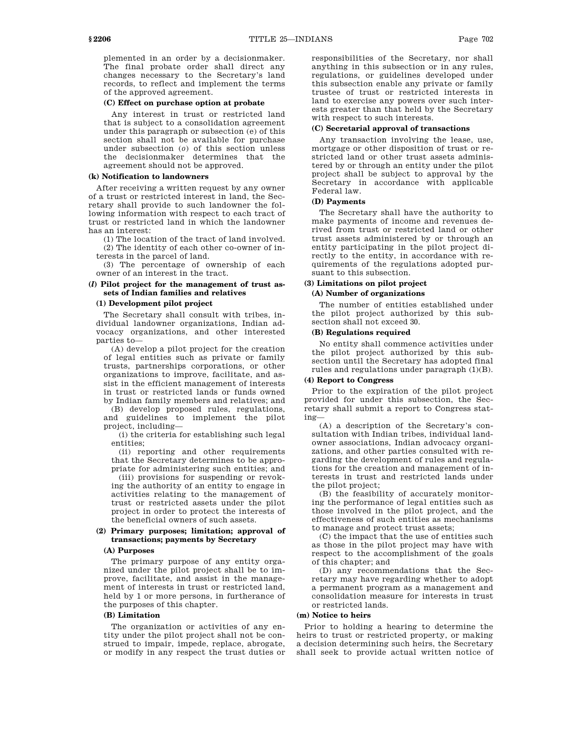plemented in an order by a decisionmaker. The final probate order shall direct any changes necessary to the Secretary's land records, to reflect and implement the terms of the approved agreement.

**(C) Effect on purchase option at probate**

Any interest in trust or restricted land that is subject to a consolidation agreement under this paragraph or subsection (e) of this section shall not be available for purchase under subsection (*o*) of this section unless the decisionmaker determines that the agreement should not be approved.

**(k) Notification to landowners**

After receiving a written request by any owner of a trust or restricted interest in land, the Secretary shall provide to such landowner the following information with respect to each tract of trust or restricted land in which the landowner has an interest:

(1) The location of the tract of land involved.

(2) The identity of each other co-owner of interests in the parcel of land.

(3) The percentage of ownership of each owner of an interest in the tract.

**(*l*) Pilot project for the management of trust assets of Indian families and relatives**

**(1) Development pilot project**

The Secretary shall consult with tribes, individual landowner organizations, Indian advocacy organizations, and other interested parties to—

(A) develop a pilot project for the creation of legal entities such as private or family trusts, partnerships corporations, or other organizations to improve, facilitate, and assist in the efficient management of interests in trust or restricted lands or funds owned by Indian family members and relatives; and

(B) develop proposed rules, regulations, and guidelines to implement the pilot project, including—

(i) the criteria for establishing such legal entities;

(ii) reporting and other requirements that the Secretary determines to be appropriate for administering such entities; and

(iii) provisions for suspending or revoking the authority of an entity to engage in activities relating to the management of trust or restricted assets under the pilot project in order to protect the interests of the beneficial owners of such assets.

**(2) Primary purposes; limitation; approval of transactions; payments by Secretary**

**(A) Purposes**

The primary purpose of any entity organized under the pilot project shall be to improve, facilitate, and assist in the management of interests in trust or restricted land, held by 1 or more persons, in furtherance of the purposes of this chapter.

**(B) Limitation**

The organization or activities of any entity under the pilot project shall not be construed to impair, impede, replace, abrogate, or modify in any respect the trust duties or responsibilities of the Secretary, nor shall anything in this subsection or in any rules, regulations, or guidelines developed under this subsection enable any private or family trustee of trust or restricted interests in land to exercise any powers over such interests greater than that held by the Secretary with respect to such interests.

**(C) Secretarial approval of transactions**

Any transaction involving the lease, use, mortgage or other disposition of trust or restricted land or other trust assets administered by or through an entity under the pilot project shall be subject to approval by the Secretary in accordance with applicable Federal law.

**(D) Payments**

The Secretary shall have the authority to make payments of income and revenues derived from trust or restricted land or other trust assets administered by or through an entity participating in the pilot project directly to the entity, in accordance with requirements of the regulations adopted pursuant to this subsection.

**(3) Limitations on pilot project**

**(A) Number of organizations**

The number of entities established under the pilot project authorized by this subsection shall not exceed 30.

**(B) Regulations required**

No entity shall commence activities under the pilot project authorized by this subsection until the Secretary has adopted final rules and regulations under paragraph (1)(B).

**(4) Report to Congress**

Prior to the expiration of the pilot project provided for under this subsection, the Secretary shall submit a report to Congress stating—

(A) a description of the Secretary's consultation with Indian tribes, individual landowner associations, Indian advocacy organizations, and other parties consulted with regarding the development of rules and regulations for the creation and management of interests in trust and restricted lands under the pilot project;

(B) the feasibility of accurately monitoring the performance of legal entities such as those involved in the pilot project, and the effectiveness of such entities as mechanisms to manage and protect trust assets;

(C) the impact that the use of entities such as those in the pilot project may have with respect to the accomplishment of the goals of this chapter; and

(D) any recommendations that the Secretary may have regarding whether to adopt a permanent program as a management and consolidation measure for interests in trust or restricted lands.

**(m) Notice to heirs**

Prior to holding a hearing to determine the heirs to trust or restricted property, or making a decision determining such heirs, the Secretary shall seek to provide actual written notice of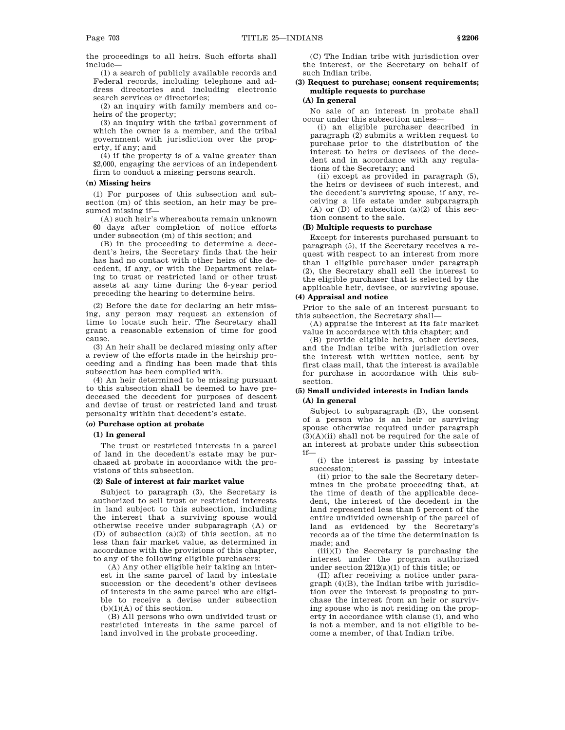the proceedings to all heirs. Such efforts shall include—

(1) a search of publicly available records and Federal records, including telephone and address directories and including electronic search services or directories;

(2) an inquiry with family members and co-heirs of the property;

(3) an inquiry with the tribal government of which the owner is a member, and the tribal government with jurisdiction over the property, if any; and

(4) if the property is of a value greater than $2,000, engaging the services of an independent firm to conduct a missing persons search.

**(n) Missing heirs**

(1) For purposes of this subsection and subsection (m) of this section, an heir may be presumed missing if—

(A) such heir's whereabouts remain unknown 60 days after completion of notice efforts under subsection (m) of this section; and

(B) in the proceeding to determine a decedent's heirs, the Secretary finds that the heir has had no contact with other heirs of the decedent, if any, or with the Department relating to trust or restricted land or other trust assets at any time during the 6-year period preceding the hearing to determine heirs.

(2) Before the date for declaring an heir missing, any person may request an extension of time to locate such heir. The Secretary shall grant a reasonable extension of time for good cause.

(3) An heir shall be declared missing only after a review of the efforts made in the heirship proceeding and a finding has been made that this subsection has been complied with.

(4) An heir determined to be missing pursuant to this subsection shall be deemed to have predeceased the decedent for purposes of descent and devise of trust or restricted land and trust personalty within that decedent's estate.

**(*o*) Purchase option at probate**

**(1) In general**

The trust or restricted interests in a parcel of land in the decedent's estate may be purchased at probate in accordance with the provisions of this subsection.

**(2) Sale of interest at fair market value**

Subject to paragraph (3), the Secretary is authorized to sell trust or restricted interests in land subject to this subsection, including the interest that a surviving spouse would otherwise receive under subparagraph (A) or (D) of subsection (a)(2) of this section, at no less than fair market value, as determined in accordance with the provisions of this chapter, to any of the following eligible purchasers:

(A) Any other eligible heir taking an interest in the same parcel of land by intestate succession or the decedent's other devisees of interests in the same parcel who are eligible to receive a devise under subsection (b)(1)(A) of this section.

(B) All persons who own undivided trust or restricted interests in the same parcel of land involved in the probate proceeding.

(C) The Indian tribe with jurisdiction over the interest, or the Secretary on behalf of such Indian tribe.

**(3) Request to purchase; consent requirements; multiple requests to purchase**

**(A) In general**

No sale of an interest in probate shall occur under this subsection unless—

(i) an eligible purchaser described in paragraph (2) submits a written request to purchase prior to the distribution of the interest to heirs or devisees of the decedent and in accordance with any regulations of the Secretary; and

(ii) except as provided in paragraph (5), the heirs or devisees of such interest, and the decedent's surviving spouse, if any, receiving a life estate under subparagraph (A) or (D) of subsection (a)(2) of this section consent to the sale.

**(B) Multiple requests to purchase**

Except for interests purchased pursuant to paragraph (5), if the Secretary receives a request with respect to an interest from more than 1 eligible purchaser under paragraph (2), the Secretary shall sell the interest to the eligible purchaser that is selected by the applicable heir, devisee, or surviving spouse.

**(4) Appraisal and notice**

Prior to the sale of an interest pursuant to this subsection, the Secretary shall—

(A) appraise the interest at its fair market value in accordance with this chapter; and

(B) provide eligible heirs, other devisees, and the Indian tribe with jurisdiction over the interest with written notice, sent by first class mail, that the interest is available for purchase in accordance with this subsection.

**(5) Small undivided interests in Indian lands**

**(A) In general**

Subject to subparagraph (B), the consent of a person who is an heir or surviving spouse otherwise required under paragraph (3)(A)(ii) shall not be required for the sale of an interest at probate under this subsection if—

(i) the interest is passing by intestate succession;

(ii) prior to the sale the Secretary determines in the probate proceeding that, at the time of death of the applicable decedent, the interest of the decedent in the land represented less than 5 percent of the entire undivided ownership of the parcel of land as evidenced by the Secretary's records as of the time the determination is made; and

(iii)(I) the Secretary is purchasing the interest under the program authorized under section 2212(a)(1) of this title; or

(II) after receiving a notice under paragraph (4)(B), the Indian tribe with jurisdiction over the interest is proposing to purchase the interest from an heir or surviving spouse who is not residing on the property in accordance with clause (i), and who is not a member, and is not eligible to become a member, of that Indian tribe.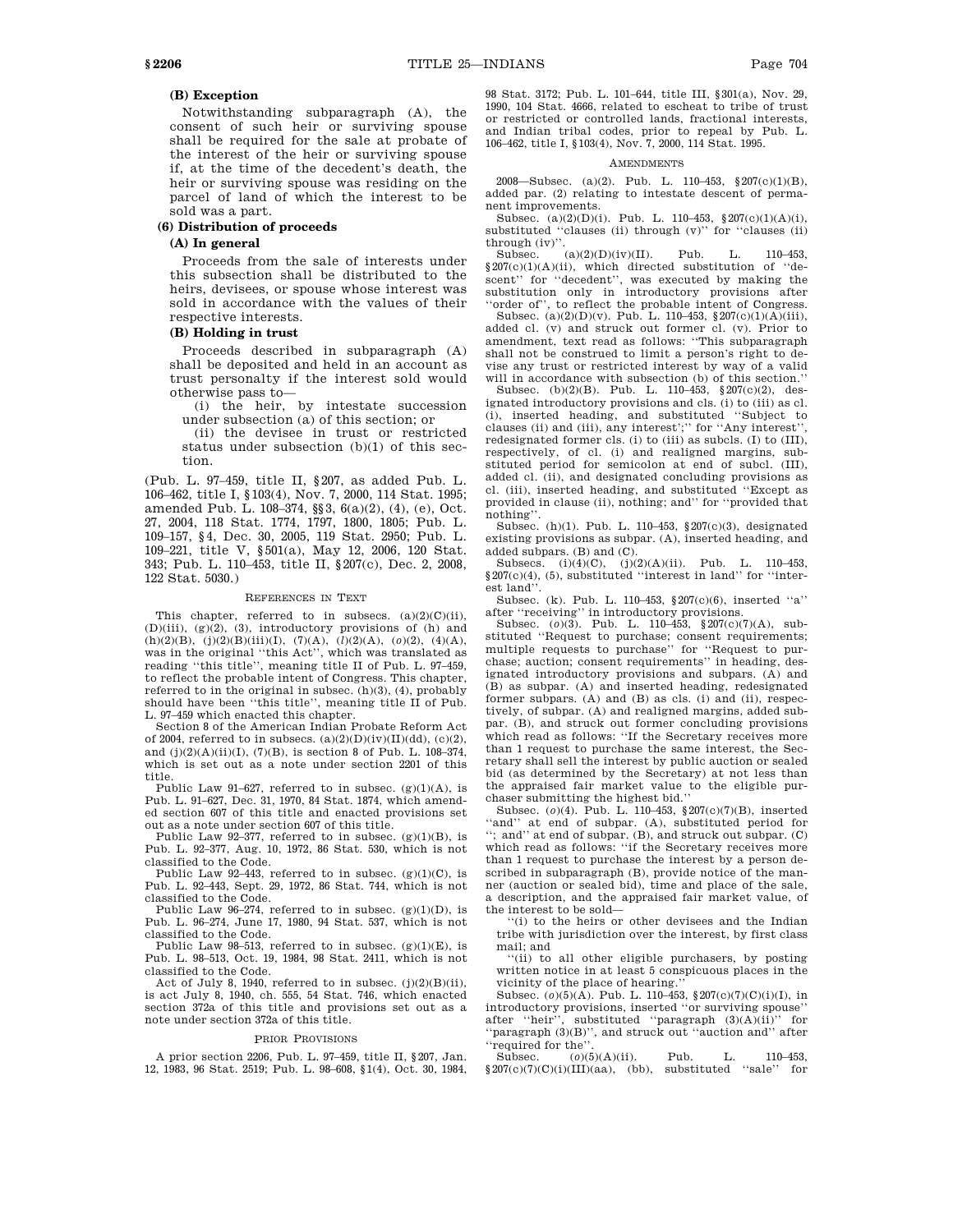**(B) Exception**

Notwithstanding subparagraph (A), the consent of such heir or surviving spouse shall be required for the sale at probate of the interest of the heir or surviving spouse if, at the time of the decedent's death, the heir or surviving spouse was residing on the parcel of land of which the interest to be sold was a part.

**(6) Distribution of proceeds**

**(A) In general**

Proceeds from the sale of interests under this subsection shall be distributed to the heirs, devisees, or spouse whose interest was sold in accordance with the values of their respective interests.

**(B) Holding in trust**

Proceeds described in subparagraph (A) shall be deposited and held in an account as trust personalty if the interest sold would otherwise pass to—

(i) the heir, by intestate succession under subsection (a) of this section; or

(ii) the devisee in trust or restricted status under subsection (b)(1) of this section.

(Pub. L. 97–459, title II, §207, as added Pub. L. 106–462, title I, §103(4), Nov. 7, 2000, 114 Stat. 1995; amended Pub. L. 108–374, §§3, 6(a)(2), (4), (e), Oct. 27, 2004, 118 Stat. 1774, 1797, 1800, 1805; Pub. L. 109–157, §4, Dec. 30, 2005, 119 Stat. 2950; Pub. L. 109–221, title V, §501(a), May 12, 2006, 120 Stat. 343; Pub. L. 110–453, title II, §207(c), Dec. 2, 2008, 122 Stat. 5030.)

REFERENCES IN TEXT

This chapter, referred to in subsecs. (a)(2)(C)(ii), (D)(iii), (g)(2), (3), introductory provisions of (h) and (h)(2)(B), (j)(2)(B)(iii)(I), (7)(A), (*l*)(2)(A), (*o*)(2), (4)(A), was in the original "this Act", which was translated as reading "this title", meaning title II of Pub. L. 97–459, to reflect the probable intent of Congress. This chapter, referred to in the original in subsec. (h)(3), (4), probably should have been "this title", meaning title II of Pub. L. 97–459 which enacted this chapter.

Section 8 of the American Indian Probate Reform Act of 2004, referred to in subsecs. (a)(2)(D)(iv)(II)(dd), (c)(2), and (j)(2)(A)(ii)(I), (7)(B), is section 8 of Pub. L. 108–374, which is set out as a note under section 2201 of this title.

Public Law 91–627, referred to in subsec. (g)(1)(A), is Pub. L. 91–627, Dec. 31, 1970, 84 Stat. 1874, which amended section 607 of this title and enacted provisions set out as a note under section 607 of this title.

Public Law 92–377, referred to in subsec. (g)(1)(B), is Pub. L. 92–377, Aug. 10, 1972, 86 Stat. 530, which is not classified to the Code.

Public Law 92–443, referred to in subsec. (g)(1)(C), is Pub. L. 92–443, Sept. 29, 1972, 86 Stat. 744, which is not classified to the Code.

Public Law 96–274, referred to in subsec. (g)(1)(D), is Pub. L. 96–274, June 17, 1980, 94 Stat. 537, which is not classified to the Code.

Public Law 98–513, referred to in subsec. (g)(1)(E), is Pub. L. 98–513, Oct. 19, 1984, 98 Stat. 2411, which is not classified to the Code.

Act of July 8, 1940, referred to in subsec. (j)(2)(B)(ii), is act July 8, 1940, ch. 555, 54 Stat. 746, which enacted section 372a of this title and provisions set out as a note under section 372a of this title.

PRIOR PROVISIONS

A prior section 2206, Pub. L. 97–459, title II, §207, Jan. 12, 1983, 96 Stat. 2519; Pub. L. 98–608, §1(4), Oct. 30, 1984, 98 Stat. 3172; Pub. L. 101–644, title III, §301(a), Nov. 29, 1990, 104 Stat. 4666, related to escheat to tribe of trust or restricted or controlled lands, fractional interests, and Indian tribal codes, prior to repeal by Pub. L. 106–462, title I, §103(4), Nov. 7, 2000, 114 Stat. 1995.

AMENDMENTS

2008—Subsec. (a)(2). Pub. L. 110–453, §207(c)(1)(B), added par. (2) relating to intestate descent of permanent improvements.

Subsec. (a)(2)(D)(i). Pub. L. 110–453, §207(c)(1)(A)(i), substituted "clauses (ii) through (v)" for "clauses (ii) through (iv)".

Subsec. (a)(2)(D)(iv)(II). Pub. L. 110–453, §207(c)(1)(A)(ii), which directed substitution of "descent" for "decedent", was executed by making the substitution only in introductory provisions after "order of", to reflect the probable intent of Congress.

Subsec. (a)(2)(D)(v). Pub. L. 110–453, §207(c)(1)(A)(iii), added cl. (v) and struck out former cl. (v). Prior to amendment, text read as follows: "This subparagraph shall not be construed to limit a person's right to devise any trust or restricted interest by way of a valid will in accordance with subsection (b) of this section."

Subsec. (b)(2)(B). Pub. L. 110–453, §207(c)(2), designated introductory provisions and cls. (i) to (iii) as cl. (i), inserted heading, and substituted "Subject to clauses (ii) and (iii), any interest';" for "Any interest", redesignated former cls. (i) to (iii) as subcls. (I) to (III), respectively, of cl. (i) and realigned margins, substituted period for semicolon at end of subcl. (III), added cl. (ii), and designated concluding provisions as cl. (iii), inserted heading, and substituted "Except as provided in clause (ii), nothing; and" for "provided that nothing".

Subsec. (h)(1). Pub. L. 110–453, §207(c)(3), designated existing provisions as subpar. (A), inserted heading, and added subpars. (B) and (C).

Subsecs. (i)(4)(C), (j)(2)(A)(ii). Pub. L. 110–453, §207(c)(4), (5), substituted "interest in land" for "interest land".

Subsec. (k). Pub. L. 110–453, §207(c)(6), inserted "a" after "receiving" in introductory provisions.

Subsec. (*o*)(3). Pub. L. 110–453, §207(c)(7)(A), substituted "Request to purchase; consent requirements; multiple requests to purchase" for "Request to purchase; auction; consent requirements" in heading, designated introductory provisions and subpars. (A) and (B) as subpar. (A) and inserted heading, redesignated former subpars. (A) and (B) as cls. (i) and (ii), respectively, of subpar. (A) and realigned margins, added subpar. (B), and struck out former concluding provisions which read as follows: "If the Secretary receives more than 1 request to purchase the same interest, the Secretary shall sell the interest by public auction or sealed bid (as determined by the Secretary) at not less than the appraised fair market value to the eligible purchaser submitting the highest bid."

Subsec. (*o*)(4). Pub. L. 110–453, §207(c)(7)(B), inserted "and" at end of subpar. (A), substituted period for "; and" at end of subpar. (B), and struck out subpar. (C) which read as follows: "if the Secretary receives more than 1 request to purchase the interest by a person described in subparagraph (B), provide notice of the manner (auction or sealed bid), time and place of the sale, a description, and the appraised fair market value, of the interest to be sold—

"(i) to the heirs or other devisees and the Indian tribe with jurisdiction over the interest, by first class mail; and

"(ii) to all other eligible purchasers, by posting written notice in at least 5 conspicuous places in the vicinity of the place of hearing."

Subsec. (*o*)(5)(A). Pub. L. 110–453, §207(c)(7)(C)(i)(I), in introductory provisions, inserted "or surviving spouse" after "heir", substituted "paragraph (3)(A)(ii)" for "paragraph (3)(B)", and struck out "auction and" after "required for the".

Subsec. (*o*)(5)(A)(ii). Pub. L. 110–453, §207(c)(7)(C)(i)(III)(aa), (bb), substituted "sale" for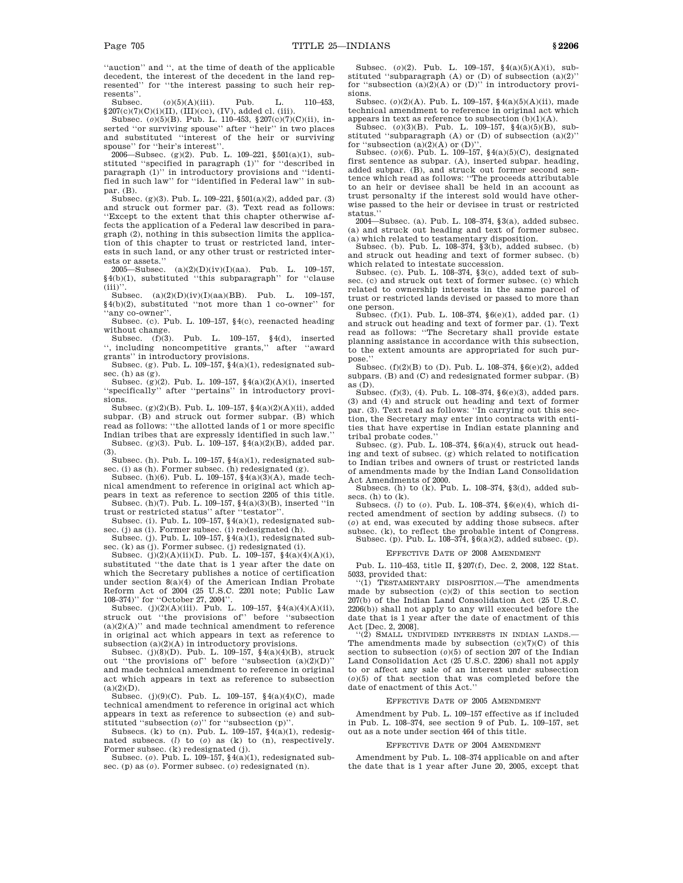''auction'' and '', at the time of death of the applicable decedent, the interest of the decedent in the land represented'' for ''the interest passing to such heir represents''.

Subsec. (*o*)(5)(A)(iii). Pub. L. 110–453, §207(c)(7)(C)(i)(II), (III)(cc), (IV), added cl. (iii).

Subsec. (*o*)(5)(B). Pub. L. 110–453, §207(c)(7)(C)(ii), inserted ''or surviving spouse'' after ''heir'' in two places and substituted ''interest of the heir or surviving spouse'' for ''heir's interest''.

2006—Subsec. (g)(2). Pub. L. 109–221, §501(a)(1), substituted ''specified in paragraph (1)'' for ''described in paragraph (1)'' in introductory provisions and ''identified in such law'' for ''identified in Federal law'' in subpar. (B).

Subsec. (g)(3). Pub. L. 109–221, §501(a)(2), added par. (3) and struck out former par. (3). Text read as follows: ''Except to the extent that this chapter otherwise affects the application of a Federal law described in paragraph (2), nothing in this subsection limits the application of this chapter to trust or restricted land, interests in such land, or any other trust or restricted interests or assets.''

2005—Subsec. (a)(2)(D)(iv)(I)(aa). Pub. L. 109–157, §4(b)(1), substituted ''this subparagraph'' for ''clause (iii)''.

Subsec. (a)(2)(D)(iv)(I)(aa)(BB). Pub. L. 109–157, §4(b)(2), substituted ''not more than 1 co-owner'' for ''any co-owner''.

Subsec. (c). Pub. L. 109–157, §4(c), reenacted heading without change.

Subsec. (f)(3). Pub. L. 109–157, §4(d), inserted '', including noncompetitive grants,'' after ''award grants'' in introductory provisions.

Subsec. (g). Pub. L. 109–157, §4(a)(1), redesignated subsec. (h) as (g).

Subsec. (g)(2). Pub. L. 109–157, §4(a)(2)(A)(i), inserted ''specifically'' after ''pertains'' in introductory provisions.

Subsec. (g)(2)(B). Pub. L. 109–157, §4(a)(2)(A)(ii), added subpar. (B) and struck out former subpar. (B) which read as follows: ''the allotted lands of 1 or more specific Indian tribes that are expressly identified in such law.''

Subsec. (g)(3). Pub. L. 109–157, §4(a)(2)(B), added par. (3).

Subsec. (h). Pub. L. 109–157, §4(a)(1), redesignated subsec. (i) as (h). Former subsec. (h) redesignated (g).

Subsec. (h)(6). Pub. L. 109–157, §4(a)(3)(A), made technical amendment to reference in original act which appears in text as reference to section 2205 of this title.

Subsec. (h)(7). Pub. L. 109–157, §4(a)(3)(B), inserted ''in trust or restricted status'' after ''testator''.

Subsec. (i). Pub. L. 109–157, §4(a)(1), redesignated subsec. (j) as (i). Former subsec. (i) redesignated (h).

Subsec. (j). Pub. L. 109–157, §4(a)(1), redesignated subsec. (k) as (j). Former subsec. (j) redesignated (i).

Subsec. (j)(2)(A)(ii)(I). Pub. L. 109–157, §4(a)(4)(A)(i), substituted ''the date that is 1 year after the date on which the Secretary publishes a notice of certification under section 8(a)(4) of the American Indian Probate Reform Act of 2004 (25 U.S.C. 2201 note; Public Law 108–374)'' for ''October 27, 2004''.

Subsec. (j)(2)(A)(iii). Pub. L. 109–157, §4(a)(4)(A)(ii), struck out ''the provisions of'' before ''subsection (a)(2)(A)'' and made technical amendment to reference in original act which appears in text as reference to subsection (a)(2)(A) in introductory provisions.

Subsec. (j)(8)(D). Pub. L. 109–157, §4(a)(4)(B), struck out ''the provisions of'' before ''subsection (a)(2)(D)'' and made technical amendment to reference in original act which appears in text as reference to subsection (a)(2)(D).

Subsec. (j)(9)(C). Pub. L. 109–157, §4(a)(4)(C), made technical amendment to reference in original act which appears in text as reference to subsection (e) and substituted ''subsection (*o*)'' for ''subsection (p)''.

Subsecs. (k) to (n). Pub. L. 109–157, §4(a)(1), redesignated subsecs. (*l*) to (*o*) as (k) to (n), respectively. Former subsec. (k) redesignated (j).

Subsec. (*o*). Pub. L. 109–157, §4(a)(1), redesignated subsec. (p) as (*o*). Former subsec. (*o*) redesignated (n).

Subsec. (*o*)(2). Pub. L. 109–157, §4(a)(5)(A)(i), substituted ''subparagraph (A) or (D) of subsection (a)(2)'' for ''subsection (a)(2)(A) or (D)'' in introductory provisions.

Subsec. (*o*)(2)(A). Pub. L. 109–157, §4(a)(5)(A)(ii), made technical amendment to reference in original act which appears in text as reference to subsection (b)(1)(A).

Subsec. (*o*)(3)(B). Pub. L. 109–157, §4(a)(5)(B), substituted ''subparagraph (A) or (D) of subsection (a)(2)'' for ''subsection (a)(2)(A) or (D)''.

Subsec. (*o*)(6). Pub. L. 109–157, §4(a)(5)(C), designated first sentence as subpar. (A), inserted subpar. heading, added subpar. (B), and struck out former second sentence which read as follows: ''The proceeds attributable to an heir or devisee shall be held in an account as trust personalty if the interest sold would have otherwise passed to the heir or devisee in trust or restricted status.''

2004—Subsec. (a). Pub. L. 108–374, §3(a), added subsec. (a) and struck out heading and text of former subsec. (a) which related to testamentary disposition.

Subsec. (b). Pub. L. 108–374, §3(b), added subsec. (b) and struck out heading and text of former subsec. (b) which related to intestate succession.

Subsec. (c). Pub. L. 108–374, §3(c), added text of subsec. (c) and struck out text of former subsec. (c) which related to ownership interests in the same parcel of trust or restricted lands devised or passed to more than one person.

Subsec. (f)(1). Pub. L. 108–374, §6(e)(1), added par. (1) and struck out heading and text of former par. (1). Text read as follows: ''The Secretary shall provide estate planning assistance in accordance with this subsection, to the extent amounts are appropriated for such purpose.''

Subsec. (f)(2)(B) to (D). Pub. L. 108–374, §6(e)(2), added subpars. (B) and (C) and redesignated former subpar. (B) as (D).

Subsec. (f)(3), (4). Pub. L. 108–374, §6(e)(3), added pars. (3) and (4) and struck out heading and text of former par. (3). Text read as follows: ''In carrying out this section, the Secretary may enter into contracts with entities that have expertise in Indian estate planning and tribal probate codes.''

Subsec. (g). Pub. L. 108–374, §6(a)(4), struck out heading and text of subsec. (g) which related to notification to Indian tribes and owners of trust or restricted lands of amendments made by the Indian Land Consolidation Act Amendments of 2000.

Subsecs. (h) to (k). Pub. L. 108–374, §3(d), added subsecs. (h) to (k).

Subsecs. (*l*) to (*o*). Pub. L. 108–374, §6(e)(4), which directed amendment of section by adding subsecs. (*l*) to (*o*) at end, was executed by adding those subsecs. after subsec. (k), to reflect the probable intent of Congress.

Subsec. (p). Pub. L. 108–374, §6(a)(2), added subsec. (p).

## Effective Date of 2008 Amendment

Pub. L. 110–453, title II, §207(f), Dec. 2, 2008, 122 Stat. 5033, provided that:

''(1) Testamentary disposition.—The amendments made by subsection (c)(2) of this section to section 207(b) of the Indian Land Consolidation Act (25 U.S.C. 2206(b)) shall not apply to any will executed before the date that is 1 year after the date of enactment of this Act [Dec. 2, 2008].

''(2) Small undivided interests in Indian lands.—The amendments made by subsection (c)(7)(C) of this section to subsection (*o*)(5) of section 207 of the Indian Land Consolidation Act (25 U.S.C. 2206) shall not apply to or affect any sale of an interest under subsection (*o*)(5) of that section that was completed before the date of enactment of this Act.''

## Effective Date of 2005 Amendment

Amendment by Pub. L. 109–157 effective as if included in Pub. L. 108–374, see section 9 of Pub. L. 109–157, set out as a note under section 464 of this title.

## Effective Date of 2004 Amendment

Amendment by Pub. L. 108–374 applicable on and after the date that is 1 year after June 20, 2005, except that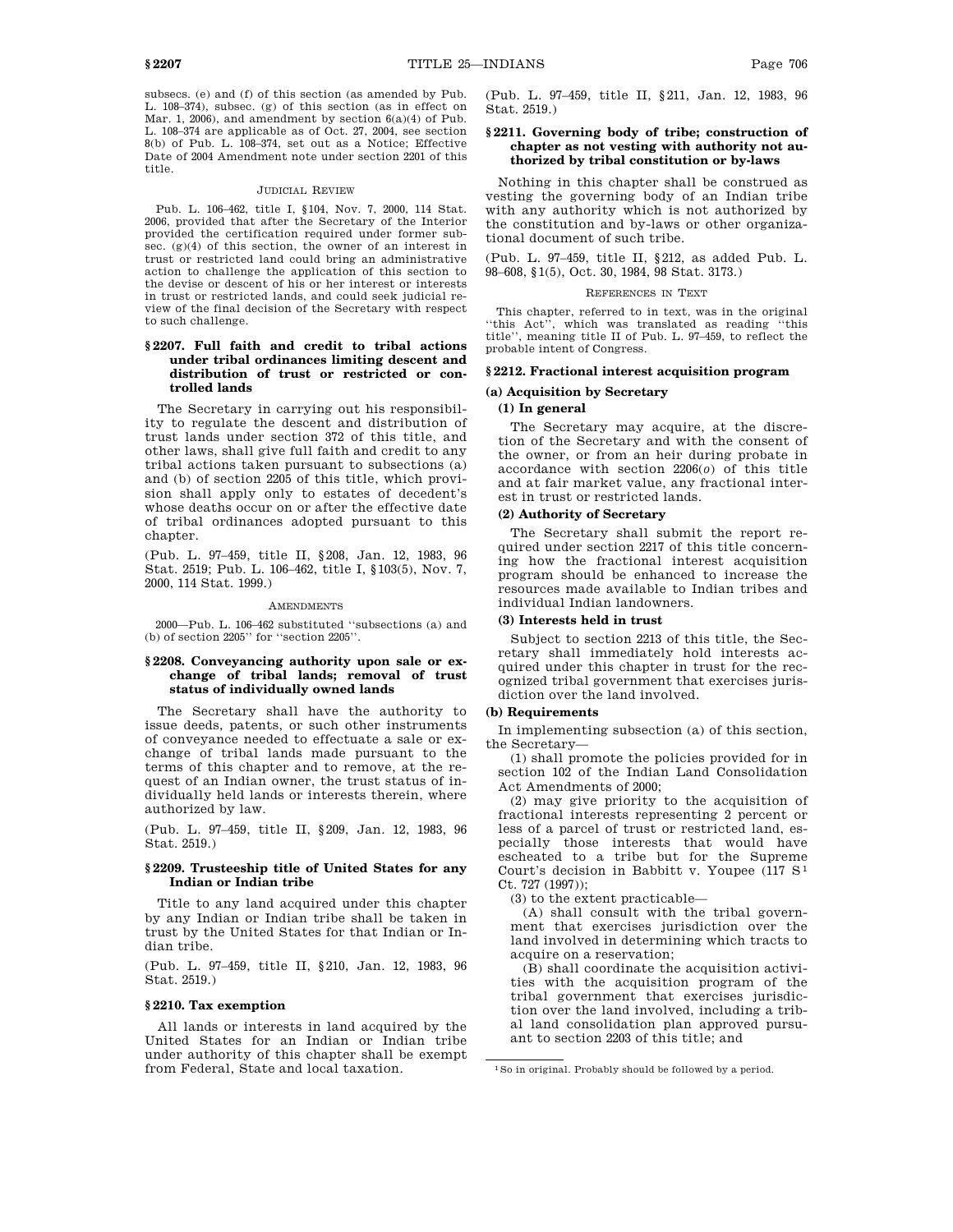subsecs. (e) and (f) of this section (as amended by Pub. L. 108–374), subsec. (g) of this section (as in effect on Mar. 1, 2006), and amendment by section 6(a)(4) of Pub. L. 108–374 are applicable as of Oct. 27, 2004, see section 8(b) of Pub. L. 108–374, set out as a Notice; Effective Date of 2004 Amendment note under section 2201 of this title.

JUDICIAL REVIEW

Pub. L. 106–462, title I, §104, Nov. 7, 2000, 114 Stat. 2006, provided that after the Secretary of the Interior provided the certification required under former subsec. (g)(4) of this section, the owner of an interest in trust or restricted land could bring an administrative action to challenge the application of this section to the devise or descent of his or her interest or interests in trust or restricted lands, and could seek judicial review of the final decision of the Secretary with respect to such challenge.

## §2207. Full faith and credit to tribal actions under tribal ordinances limiting descent and distribution of trust or restricted or controlled lands

The Secretary in carrying out his responsibility to regulate the descent and distribution of trust lands under section 372 of this title, and other laws, shall give full faith and credit to any tribal actions taken pursuant to subsections (a) and (b) of section 2205 of this title, which provision shall apply only to estates of decedent's whose deaths occur on or after the effective date of tribal ordinances adopted pursuant to this chapter.

(Pub. L. 97–459, title II, §208, Jan. 12, 1983, 96 Stat. 2519; Pub. L. 106–462, title I, §103(5), Nov. 7, 2000, 114 Stat. 1999.)

AMENDMENTS

2000—Pub. L. 106–462 substituted "subsections (a) and (b) of section 2205" for "section 2205".

## §2208. Conveyancing authority upon sale or exchange of tribal lands; removal of trust status of individually owned lands

The Secretary shall have the authority to issue deeds, patents, or such other instruments of conveyance needed to effectuate a sale or exchange of tribal lands made pursuant to the terms of this chapter and to remove, at the request of an Indian owner, the trust status of individually held lands or interests therein, where authorized by law.

(Pub. L. 97–459, title II, §209, Jan. 12, 1983, 96 Stat. 2519.)

## §2209. Trusteeship title of United States for any Indian or Indian tribe

Title to any land acquired under this chapter by any Indian or Indian tribe shall be taken in trust by the United States for that Indian or Indian tribe.

(Pub. L. 97–459, title II, §210, Jan. 12, 1983, 96 Stat. 2519.)

## §2210. Tax exemption

All lands or interests in land acquired by the United States for an Indian or Indian tribe under authority of this chapter shall be exempt from Federal, State and local taxation.

(Pub. L. 97–459, title II, §211, Jan. 12, 1983, 96 Stat. 2519.)

## §2211. Governing body of tribe; construction of chapter as not vesting with authority not authorized by tribal constitution or by-laws

Nothing in this chapter shall be construed as vesting the governing body of an Indian tribe with any authority which is not authorized by the constitution and by-laws or other organizational document of such tribe.

(Pub. L. 97–459, title II, §212, as added Pub. L. 98–608, §1(5), Oct. 30, 1984, 98 Stat. 3173.)

REFERENCES IN TEXT

This chapter, referred to in text, was in the original "this Act", which was translated as reading "this title", meaning title II of Pub. L. 97–459, to reflect the probable intent of Congress.

## §2212. Fractional interest acquisition program

### (a) Acquisition by Secretary

#### (1) In general

The Secretary may acquire, at the discretion of the Secretary and with the consent of the owner, or from an heir during probate in accordance with section 2206(*o*) of this title and at fair market value, any fractional interest in trust or restricted lands.

#### (2) Authority of Secretary

The Secretary shall submit the report required under section 2217 of this title concerning how the fractional interest acquisition program should be enhanced to increase the resources made available to Indian tribes and individual Indian landowners.

#### (3) Interests held in trust

Subject to section 2213 of this title, the Secretary shall immediately hold interests acquired under this chapter in trust for the recognized tribal government that exercises jurisdiction over the land involved.

### (b) Requirements

In implementing subsection (a) of this section, the Secretary—

(1) shall promote the policies provided for in section 102 of the Indian Land Consolidation Act Amendments of 2000;

(2) may give priority to the acquisition of fractional interests representing 2 percent or less of a parcel of trust or restricted land, especially those interests that would have escheated to a tribe but for the Supreme Court's decision in Babbitt v. Youpee (117 S[1] Ct. 727 (1997));

(3) to the extent practicable—

(A) shall consult with the tribal government that exercises jurisdiction over the land involved in determining which tracts to acquire on a reservation;

(B) shall coordinate the acquisition activities with the acquisition program of the tribal government that exercises jurisdiction over the land involved, including a tribal land consolidation plan approved pursuant to section 2203 of this title; and

[1] So in original. Probably should be followed by a period.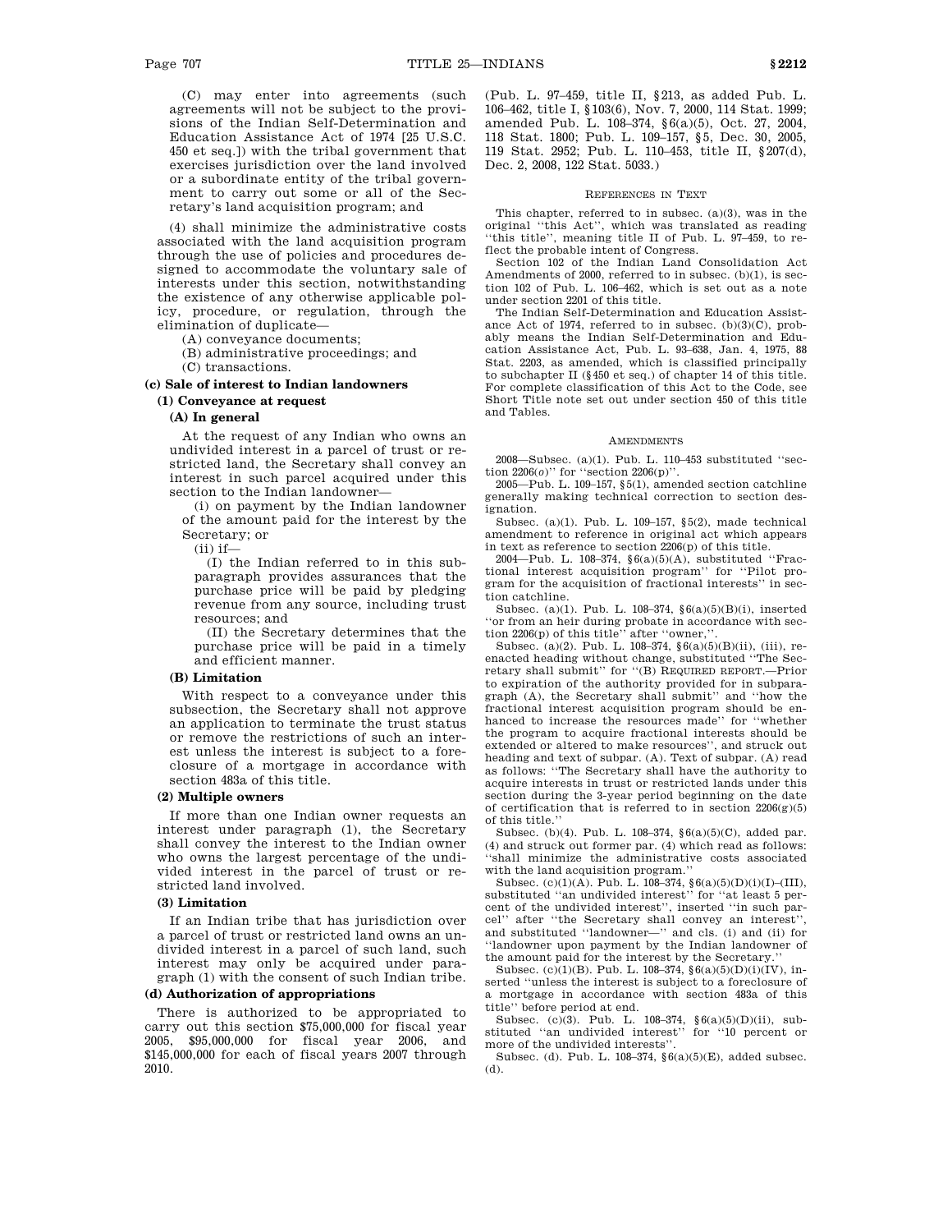(C) may enter into agreements (such agreements will not be subject to the provisions of the Indian Self-Determination and Education Assistance Act of 1974 [25 U.S.C. 450 et seq.]) with the tribal government that exercises jurisdiction over the land involved or a subordinate entity of the tribal government to carry out some or all of the Secretary's land acquisition program; and

(4) shall minimize the administrative costs associated with the land acquisition program through the use of policies and procedures designed to accommodate the voluntary sale of interests under this section, notwithstanding the existence of any otherwise applicable policy, procedure, or regulation, through the elimination of duplicate—

(A) conveyance documents;

(B) administrative proceedings; and

(C) transactions.

### (c) Sale of interest to Indian landowners

#### (1) Conveyance at request

##### (A) In general

At the request of any Indian who owns an undivided interest in a parcel of trust or restricted land, the Secretary shall convey an interest in such parcel acquired under this section to the Indian landowner—

(i) on payment by the Indian landowner of the amount paid for the interest by the Secretary; or

(ii) if—

(I) the Indian referred to in this subparagraph provides assurances that the purchase price will be paid by pledging revenue from any source, including trust resources; and

(II) the Secretary determines that the purchase price will be paid in a timely and efficient manner.

##### (B) Limitation

With respect to a conveyance under this subsection, the Secretary shall not approve an application to terminate the trust status or remove the restrictions of such an interest unless the interest is subject to a foreclosure of a mortgage in accordance with section 483a of this title.

#### (2) Multiple owners

If more than one Indian owner requests an interest under paragraph (1), the Secretary shall convey the interest to the Indian owner who owns the largest percentage of the undivided interest in the parcel of trust or restricted land involved.

#### (3) Limitation

If an Indian tribe that has jurisdiction over a parcel of trust or restricted land owns an undivided interest in a parcel of such land, such interest may only be acquired under paragraph (1) with the consent of such Indian tribe.

### (d) Authorization of appropriations

There is authorized to be appropriated to carry out this section $75,000,000 for fiscal year 2005, $95,000,000 for fiscal year 2006, and $145,000,000 for each of fiscal years 2007 through 2010.

(Pub. L. 97–459, title II, §213, as added Pub. L. 106–462, title I, §103(6), Nov. 7, 2000, 114 Stat. 1999; amended Pub. L. 108–374, §6(a)(5), Oct. 27, 2004, 118 Stat. 1800; Pub. L. 109–157, §5, Dec. 30, 2005, 119 Stat. 2952; Pub. L. 110–453, title II, §207(d), Dec. 2, 2008, 122 Stat. 5033.)

REFERENCES IN TEXT

This chapter, referred to in subsec. (a)(3), was in the original "this Act", which was translated as reading "this title", meaning title II of Pub. L. 97–459, to reflect the probable intent of Congress.

Section 102 of the Indian Land Consolidation Act Amendments of 2000, referred to in subsec. (b)(1), is section 102 of Pub. L. 106–462, which is set out as a note under section 2201 of this title.

The Indian Self-Determination and Education Assistance Act of 1974, referred to in subsec. (b)(3)(C), probably means the Indian Self-Determination and Education Assistance Act, Pub. L. 93–638, Jan. 4, 1975, 88 Stat. 2203, as amended, which is classified principally to subchapter II (§450 et seq.) of chapter 14 of this title. For complete classification of this Act to the Code, see Short Title note set out under section 450 of this title and Tables.

AMENDMENTS

2008—Subsec. (a)(1). Pub. L. 110–453 substituted "section 2206(*o*)" for "section 2206(p)".

2005—Pub. L. 109–157, §5(1), amended section catchline generally making technical correction to section designation.

Subsec. (a)(1). Pub. L. 109–157, §5(2), made technical amendment to reference in original act which appears in text as reference to section 2206(p) of this title.

2004—Pub. L. 108–374, §6(a)(5)(A), substituted "Fractional interest acquisition program" for "Pilot program for the acquisition of fractional interests" in section catchline.

Subsec. (a)(1). Pub. L. 108–374, §6(a)(5)(B)(i), inserted "or from an heir during probate in accordance with section 2206(p) of this title" after "owner,".

Subsec. (a)(2). Pub. L. 108–374, §6(a)(5)(B)(ii), (iii), reenacted heading without change, substituted "The Secretary shall submit" for "(B) REQUIRED REPORT.—Prior to expiration of the authority provided for in subparagraph (A), the Secretary shall submit" and "how the fractional interest acquisition program should be enhanced to increase the resources made" for "whether the program to acquire fractional interests should be extended or altered to make resources", and struck out heading and text of subpar. (A). Text of subpar. (A) read as follows: "The Secretary shall have the authority to acquire interests in trust or restricted lands under this section during the 3-year period beginning on the date of certification that is referred to in section 2206(g)(5) of this title."

Subsec. (b)(4). Pub. L. 108–374, §6(a)(5)(C), added par. (4) and struck out former par. (4) which read as follows: "shall minimize the administrative costs associated with the land acquisition program."

Subsec. (c)(1)(A). Pub. L. 108–374, §6(a)(5)(D)(i)(I)–(III), substituted "an undivided interest" for "at least 5 percent of the undivided interest", inserted "in such parcel" after "the Secretary shall convey an interest", and substituted "landowner—" and cls. (i) and (ii) for "landowner upon payment by the Indian landowner of the amount paid for the interest by the Secretary."

Subsec. (c)(1)(B). Pub. L. 108–374, §6(a)(5)(D)(i)(IV), inserted "unless the interest is subject to a foreclosure of a mortgage in accordance with section 483a of this title" before period at end.

Subsec. (c)(3). Pub. L. 108–374, §6(a)(5)(D)(ii), substituted "an undivided interest" for "10 percent or more of the undivided interests".

Subsec. (d). Pub. L. 108–374, §6(a)(5)(E), added subsec. (d).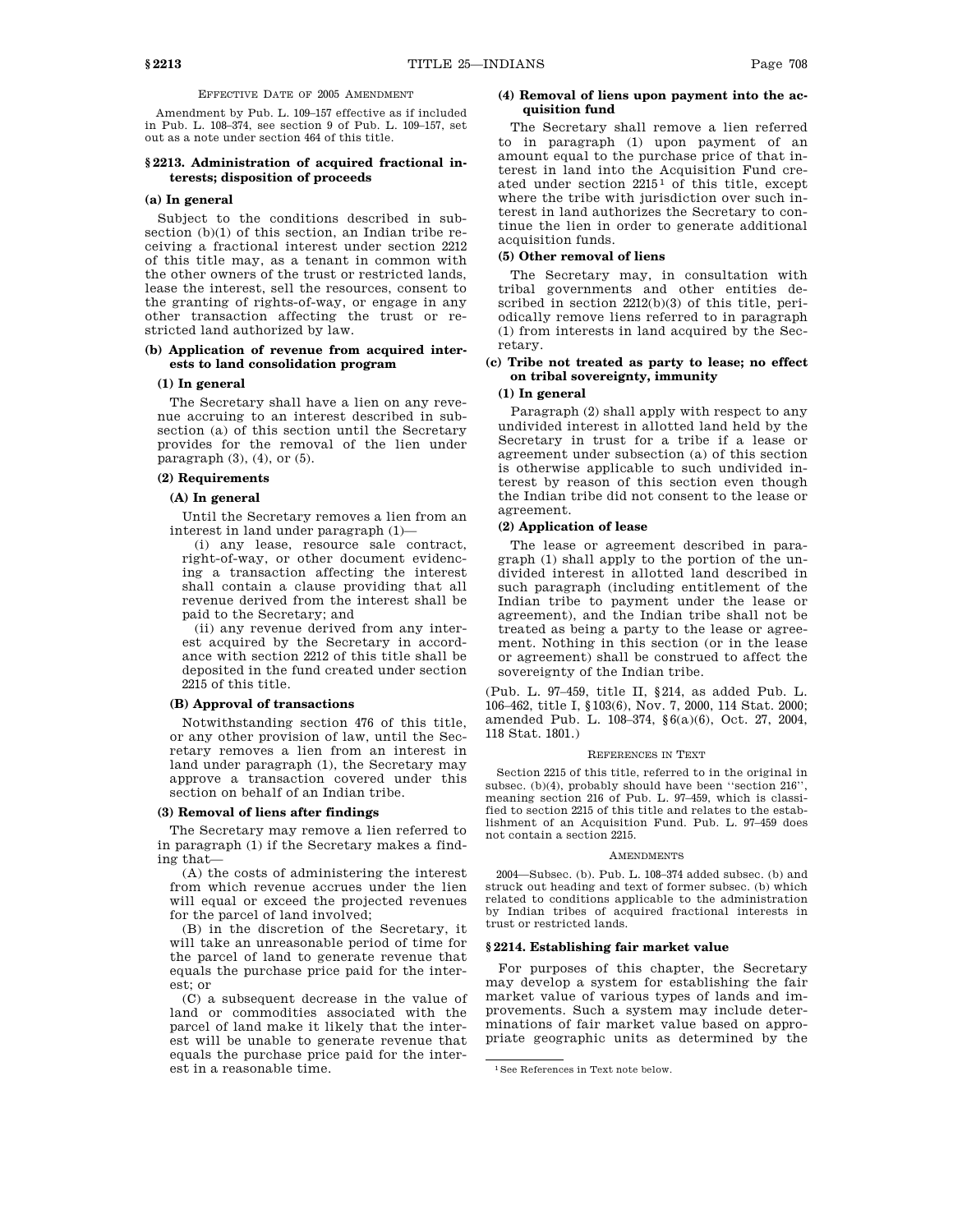EFFECTIVE DATE OF 2005 AMENDMENT

Amendment by Pub. L. 109–157 effective as if included in Pub. L. 108–374, see section 9 of Pub. L. 109–157, set out as a note under section 464 of this title.

### § 2213. Administration of acquired fractional interests; disposition of proceeds

#### (a) In general

Subject to the conditions described in subsection (b)(1) of this section, an Indian tribe receiving a fractional interest under section 2212 of this title may, as a tenant in common with the other owners of the trust or restricted lands, lease the interest, sell the resources, consent to the granting of rights-of-way, or engage in any other transaction affecting the trust or restricted land authorized by law.

#### (b) Application of revenue from acquired interests to land consolidation program

##### (1) In general

The Secretary shall have a lien on any revenue accruing to an interest described in subsection (a) of this section until the Secretary provides for the removal of the lien under paragraph (3), (4), or (5).

##### (2) Requirements

###### (A) In general

Until the Secretary removes a lien from an interest in land under paragraph (1)—

(i) any lease, resource sale contract, right-of-way, or other document evidencing a transaction affecting the interest shall contain a clause providing that all revenue derived from the interest shall be paid to the Secretary; and

(ii) any revenue derived from any interest acquired by the Secretary in accordance with section 2212 of this title shall be deposited in the fund created under section 2215 of this title.

###### (B) Approval of transactions

Notwithstanding section 476 of this title, or any other provision of law, until the Secretary removes a lien from an interest in land under paragraph (1), the Secretary may approve a transaction covered under this section on behalf of an Indian tribe.

##### (3) Removal of liens after findings

The Secretary may remove a lien referred to in paragraph (1) if the Secretary makes a finding that—

(A) the costs of administering the interest from which revenue accrues under the lien will equal or exceed the projected revenues for the parcel of land involved;

(B) in the discretion of the Secretary, it will take an unreasonable period of time for the parcel of land to generate revenue that equals the purchase price paid for the interest; or

(C) a subsequent decrease in the value of land or commodities associated with the parcel of land make it likely that the interest will be unable to generate revenue that equals the purchase price paid for the interest in a reasonable time.

##### (4) Removal of liens upon payment into the acquisition fund

The Secretary shall remove a lien referred to in paragraph (1) upon payment of an amount equal to the purchase price of that interest in land into the Acquisition Fund created under section 2215[1] of this title, except where the tribe with jurisdiction over such interest in land authorizes the Secretary to continue the lien in order to generate additional acquisition funds.

##### (5) Other removal of liens

The Secretary may, in consultation with tribal governments and other entities described in section 2212(b)(3) of this title, periodically remove liens referred to in paragraph (1) from interests in land acquired by the Secretary.

#### (c) Tribe not treated as party to lease; no effect on tribal sovereignty, immunity

##### (1) In general

Paragraph (2) shall apply with respect to any undivided interest in allotted land held by the Secretary in trust for a tribe if a lease or agreement under subsection (a) of this section is otherwise applicable to such undivided interest by reason of this section even though the Indian tribe did not consent to the lease or agreement.

##### (2) Application of lease

The lease or agreement described in paragraph (1) shall apply to the portion of the undivided interest in allotted land described in such paragraph (including entitlement of the Indian tribe to payment under the lease or agreement), and the Indian tribe shall not be treated as being a party to the lease or agreement. Nothing in this section (or in the lease or agreement) shall be construed to affect the sovereignty of the Indian tribe.

(Pub. L. 97–459, title II, § 214, as added Pub. L. 106–462, title I, § 103(6), Nov. 7, 2000, 114 Stat. 2000; amended Pub. L. 108–374, § 6(a)(6), Oct. 27, 2004, 118 Stat. 1801.)

REFERENCES IN TEXT

Section 2215 of this title, referred to in the original in subsec. (b)(4), probably should have been "section 216", meaning section 216 of Pub. L. 97–459, which is classified to section 2215 of this title and relates to the establishment of an Acquisition Fund. Pub. L. 97–459 does not contain a section 2215.

AMENDMENTS

2004—Subsec. (b). Pub. L. 108–374 added subsec. (b) and struck out heading and text of former subsec. (b) which related to conditions applicable to the administration by Indian tribes of acquired fractional interests in trust or restricted lands.

### § 2214. Establishing fair market value

For purposes of this chapter, the Secretary may develop a system for establishing the fair market value of various types of lands and improvements. Such a system may include determinations of fair market value based on appropriate geographic units as determined by the

[1] See References in Text note below.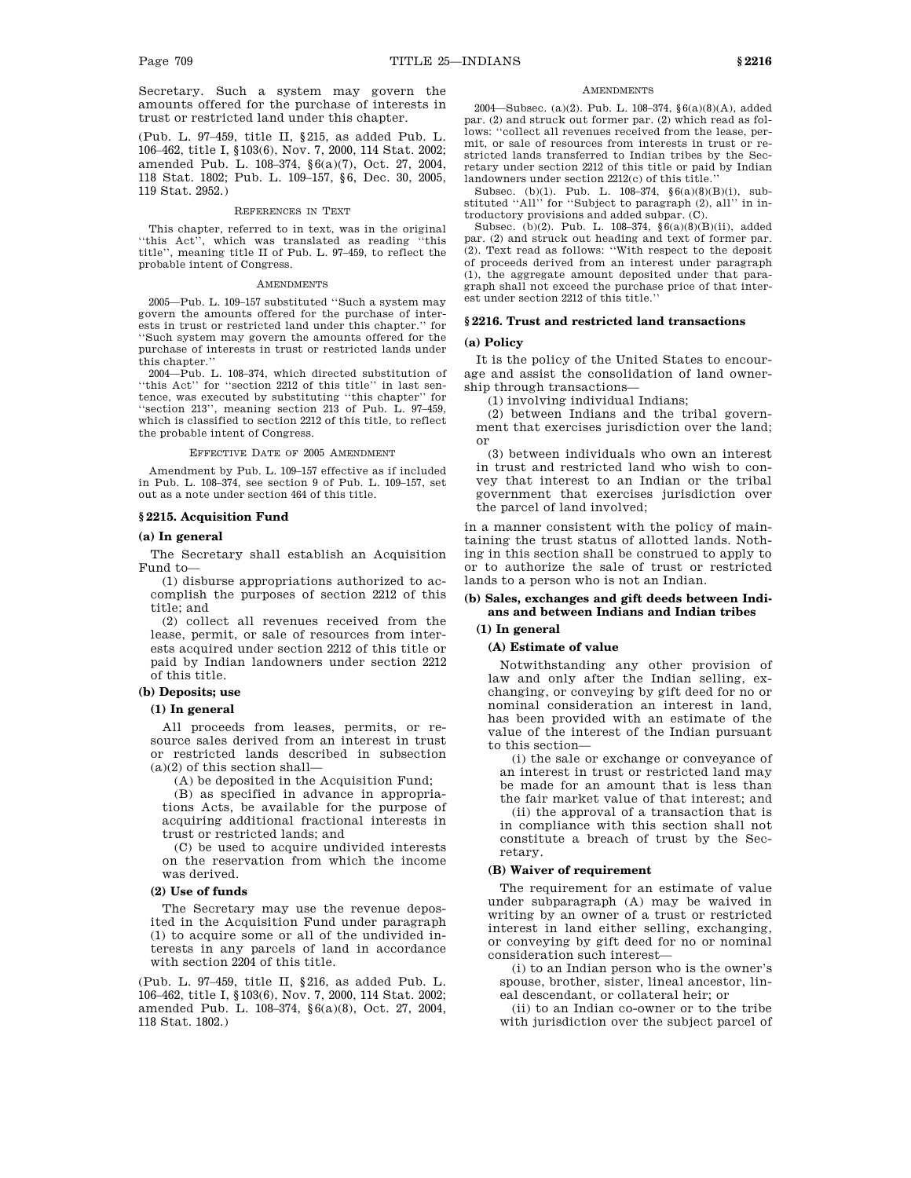Secretary. Such a system may govern the amounts offered for the purchase of interests in trust or restricted land under this chapter.

(Pub. L. 97–459, title II, §215, as added Pub. L. 106–462, title I, §103(6), Nov. 7, 2000, 114 Stat. 2002; amended Pub. L. 108–374, §6(a)(7), Oct. 27, 2004, 118 Stat. 1802; Pub. L. 109–157, §6, Dec. 30, 2005, 119 Stat. 2952.)

REFERENCES IN TEXT

This chapter, referred to in text, was in the original "this Act", which was translated as reading "this title", meaning title II of Pub. L. 97–459, to reflect the probable intent of Congress.

AMENDMENTS

2005—Pub. L. 109–157 substituted "Such a system may govern the amounts offered for the purchase of interests in trust or restricted land under this chapter." for "Such system may govern the amounts offered for the purchase of interests in trust or restricted lands under this chapter."

2004—Pub. L. 108–374, which directed substitution of "this Act" for "section 2212 of this title" in last sentence, was executed by substituting "this chapter" for "section 213", meaning section 213 of Pub. L. 97–459, which is classified to section 2212 of this title, to reflect the probable intent of Congress.

EFFECTIVE DATE OF 2005 AMENDMENT

Amendment by Pub. L. 109–157 effective as if included in Pub. L. 108–374, see section 9 of Pub. L. 109–157, set out as a note under section 464 of this title.

## §2215. Acquisition Fund

### (a) In general

The Secretary shall establish an Acquisition Fund to—

(1) disburse appropriations authorized to accomplish the purposes of section 2212 of this title; and

(2) collect all revenues received from the lease, permit, or sale of resources from interests acquired under section 2212 of this title or paid by Indian landowners under section 2212 of this title.

### (b) Deposits; use

#### (1) In general

All proceeds from leases, permits, or resource sales derived from an interest in trust or restricted lands described in subsection (a)(2) of this section shall—

(A) be deposited in the Acquisition Fund;

(B) as specified in advance in appropriations Acts, be available for the purpose of acquiring additional fractional interests in trust or restricted lands; and

(C) be used to acquire undivided interests on the reservation from which the income was derived.

#### (2) Use of funds

The Secretary may use the revenue deposited in the Acquisition Fund under paragraph (1) to acquire some or all of the undivided interests in any parcels of land in accordance with section 2204 of this title.

(Pub. L. 97–459, title II, §216, as added Pub. L. 106–462, title I, §103(6), Nov. 7, 2000, 114 Stat. 2002; amended Pub. L. 108–374, §6(a)(8), Oct. 27, 2004, 118 Stat. 1802.)

AMENDMENTS

2004—Subsec. (a)(2). Pub. L. 108–374, §6(a)(8)(A), added par. (2) and struck out former par. (2) which read as follows: "collect all revenues received from the lease, permit, or sale of resources from interests in trust or restricted lands transferred to Indian tribes by the Secretary under section 2212 of this title or paid by Indian landowners under section 2212(c) of this title."

Subsec. (b)(1). Pub. L. 108–374, §6(a)(8)(B)(i), substituted "All" for "Subject to paragraph (2), all" in introductory provisions and added subpar. (C).

Subsec. (b)(2). Pub. L. 108–374, §6(a)(8)(B)(ii), added par. (2) and struck out heading and text of former par. (2). Text read as follows: "With respect to the deposit of proceeds derived from an interest under paragraph (1), the aggregate amount deposited under that paragraph shall not exceed the purchase price of that interest under section 2212 of this title."

## §2216. Trust and restricted land transactions

### (a) Policy

It is the policy of the United States to encourage and assist the consolidation of land ownership through transactions—

(1) involving individual Indians;

(2) between Indians and the tribal government that exercises jurisdiction over the land; or

(3) between individuals who own an interest in trust and restricted land who wish to convey that interest to an Indian or the tribal government that exercises jurisdiction over the parcel of land involved;

in a manner consistent with the policy of maintaining the trust status of allotted lands. Nothing in this section shall be construed to apply to or to authorize the sale of trust or restricted lands to a person who is not an Indian.

### (b) Sales, exchanges and gift deeds between Indians and between Indians and Indian tribes

#### (1) In general

##### (A) Estimate of value

Notwithstanding any other provision of law and only after the Indian selling, exchanging, or conveying by gift deed for no or nominal consideration an interest in land, has been provided with an estimate of the value of the interest of the Indian pursuant to this section—

(i) the sale or exchange or conveyance of an interest in trust or restricted land may be made for an amount that is less than the fair market value of that interest; and

(ii) the approval of a transaction that is in compliance with this section shall not constitute a breach of trust by the Secretary.

##### (B) Waiver of requirement

The requirement for an estimate of value under subparagraph (A) may be waived in writing by an owner of a trust or restricted interest in land either selling, exchanging, or conveying by gift deed for no or nominal consideration such interest—

(i) to an Indian person who is the owner's spouse, brother, sister, lineal ancestor, lineal descendant, or collateral heir; or

(ii) to an Indian co-owner or to the tribe with jurisdiction over the subject parcel of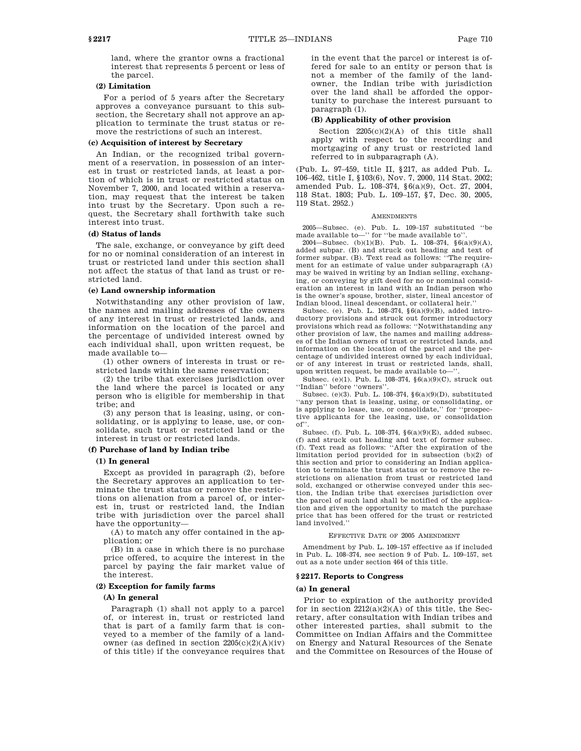land, where the grantor owns a fractional interest that represents 5 percent or less of the parcel.

**(2) Limitation**

For a period of 5 years after the Secretary approves a conveyance pursuant to this subsection, the Secretary shall not approve an application to terminate the trust status or remove the restrictions of such an interest.

**(c) Acquisition of interest by Secretary**

An Indian, or the recognized tribal government of a reservation, in possession of an interest in trust or restricted lands, at least a portion of which is in trust or restricted status on November 7, 2000, and located within a reservation, may request that the interest be taken into trust by the Secretary. Upon such a request, the Secretary shall forthwith take such interest into trust.

**(d) Status of lands**

The sale, exchange, or conveyance by gift deed for no or nominal consideration of an interest in trust or restricted land under this section shall not affect the status of that land as trust or restricted land.

**(e) Land ownership information**

Notwithstanding any other provision of law, the names and mailing addresses of the owners of any interest in trust or restricted lands, and information on the location of the parcel and the percentage of undivided interest owned by each individual shall, upon written request, be made available to—

(1) other owners of interests in trust or restricted lands within the same reservation;

(2) the tribe that exercises jurisdiction over the land where the parcel is located or any person who is eligible for membership in that tribe; and

(3) any person that is leasing, using, or consolidating, or is applying to lease, use, or consolidate, such trust or restricted land or the interest in trust or restricted lands.

**(f) Purchase of land by Indian tribe**

**(1) In general**

Except as provided in paragraph (2), before the Secretary approves an application to terminate the trust status or remove the restrictions on alienation from a parcel of, or interest in, trust or restricted land, the Indian tribe with jurisdiction over the parcel shall have the opportunity—

(A) to match any offer contained in the application; or

(B) in a case in which there is no purchase price offered, to acquire the interest in the parcel by paying the fair market value of the interest.

**(2) Exception for family farms**

**(A) In general**

Paragraph (1) shall not apply to a parcel of, or interest in, trust or restricted land that is part of a family farm that is conveyed to a member of the family of a landowner (as defined in section 2205(c)(2)(A)(iv) of this title) if the conveyance requires that in the event that the parcel or interest is offered for sale to an entity or person that is not a member of the family of the landowner, the Indian tribe with jurisdiction over the land shall be afforded the opportunity to purchase the interest pursuant to paragraph (1).

**(B) Applicability of other provision**

Section 2205(c)(2)(A) of this title shall apply with respect to the recording and mortgaging of any trust or restricted land referred to in subparagraph (A).

(Pub. L. 97–459, title II, §217, as added Pub. L. 106–462, title I, §103(6), Nov. 7, 2000, 114 Stat. 2002; amended Pub. L. 108–374, §6(a)(9), Oct. 27, 2004, 118 Stat. 1803; Pub. L. 109–157, §7, Dec. 30, 2005, 119 Stat. 2952.)

AMENDMENTS

2005—Subsec. (e). Pub. L. 109–157 substituted "be made available to—" for "be made available to".

2004—Subsec. (b)(1)(B). Pub. L. 108–374, §6(a)(9)(A), added subpar. (B) and struck out heading and text of former subpar. (B). Text read as follows: "The requirement for an estimate of value under subparagraph (A) may be waived in writing by an Indian selling, exchanging, or conveying by gift deed for no or nominal consideration an interest in land with an Indian person who is the owner's spouse, brother, sister, lineal ancestor of Indian blood, lineal descendant, or collateral heir."

Subsec. (e). Pub. L. 108–374, §6(a)(9)(B), added introductory provisions and struck out former introductory provisions which read as follows: "Notwithstanding any other provision of law, the names and mailing addresses of the Indian owners of trust or restricted lands, and information on the location of the parcel and the percentage of undivided interest owned by each individual, or of any interest in trust or restricted lands, shall, upon written request, be made available to—".

Subsec. (e)(1). Pub. L. 108–374, §6(a)(9)(C), struck out "Indian" before "owners".

Subsec. (e)(3). Pub. L. 108–374, §6(a)(9)(D), substituted "any person that is leasing, using, or consolidating, or is applying to lease, use, or consolidate," for "prospective applicants for the leasing, use, or consolidation of".

Subsec. (f). Pub. L. 108–374, §6(a)(9)(E), added subsec. (f) and struck out heading and text of former subsec. (f). Text read as follows: "After the expiration of the limitation period provided for in subsection (b)(2) of this section and prior to considering an Indian application to terminate the trust status or to remove the restrictions on alienation from trust or restricted land sold, exchanged or otherwise conveyed under this section, the Indian tribe that exercises jurisdiction over the parcel of such land shall be notified of the application and given the opportunity to match the purchase price that has been offered for the trust or restricted land involved."

EFFECTIVE DATE OF 2005 AMENDMENT

Amendment by Pub. L. 109–157 effective as if included in Pub. L. 108–374, see section 9 of Pub. L. 109–157, set out as a note under section 464 of this title.

## §2217. Reports to Congress

**(a) In general**

Prior to expiration of the authority provided for in section 2212(a)(2)(A) of this title, the Secretary, after consultation with Indian tribes and other interested parties, shall submit to the Committee on Indian Affairs and the Committee on Energy and Natural Resources of the Senate and the Committee on Resources of the House of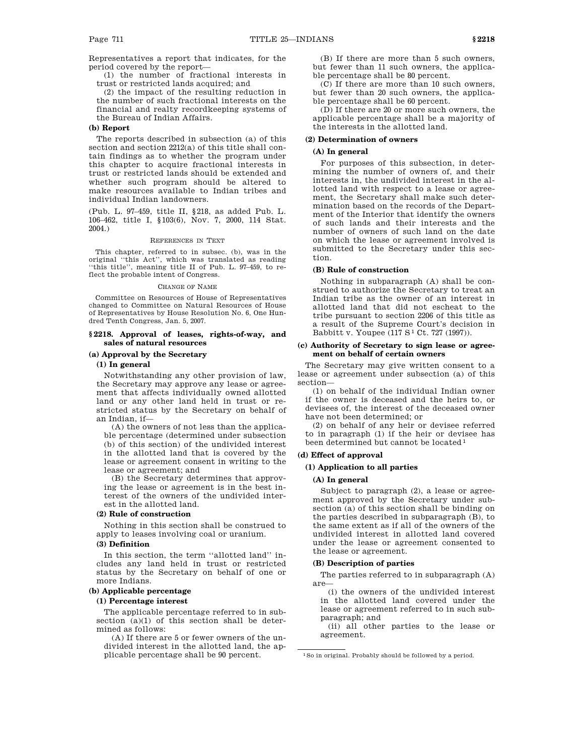Representatives a report that indicates, for the period covered by the report—

(1) the number of fractional interests in trust or restricted lands acquired; and

(2) the impact of the resulting reduction in the number of such fractional interests on the financial and realty recordkeeping systems of the Bureau of Indian Affairs.

**(b) Report**

The reports described in subsection (a) of this section and section 2212(a) of this title shall contain findings as to whether the program under this chapter to acquire fractional interests in trust or restricted lands should be extended and whether such program should be altered to make resources available to Indian tribes and individual Indian landowners.

(Pub. L. 97–459, title II, §218, as added Pub. L. 106–462, title I, §103(6), Nov. 7, 2000, 114 Stat. 2004.)

REFERENCES IN TEXT

This chapter, referred to in subsec. (b), was in the original "this Act", which was translated as reading "this title", meaning title II of Pub. L. 97–459, to reflect the probable intent of Congress.

CHANGE OF NAME

Committee on Resources of House of Representatives changed to Committee on Natural Resources of House of Representatives by House Resolution No. 6, One Hundred Tenth Congress, Jan. 5, 2007.

### §2218. Approval of leases, rights-of-way, and sales of natural resources

**(a) Approval by the Secretary**

**(1) In general**

Notwithstanding any other provision of law, the Secretary may approve any lease or agreement that affects individually owned allotted land or any other land held in trust or restricted status by the Secretary on behalf of an Indian, if—

(A) the owners of not less than the applicable percentage (determined under subsection (b) of this section) of the undivided interest in the allotted land that is covered by the lease or agreement consent in writing to the lease or agreement; and

(B) the Secretary determines that approving the lease or agreement is in the best interest of the owners of the undivided interest in the allotted land.

**(2) Rule of construction**

Nothing in this section shall be construed to apply to leases involving coal or uranium.

**(3) Definition**

In this section, the term "allotted land" includes any land held in trust or restricted status by the Secretary on behalf of one or more Indians.

**(b) Applicable percentage**

**(1) Percentage interest**

The applicable percentage referred to in subsection (a)(1) of this section shall be determined as follows:

(A) If there are 5 or fewer owners of the undivided interest in the allotted land, the applicable percentage shall be 90 percent.

(B) If there are more than 5 such owners, but fewer than 11 such owners, the applicable percentage shall be 80 percent.

(C) If there are more than 10 such owners, but fewer than 20 such owners, the applicable percentage shall be 60 percent.

(D) If there are 20 or more such owners, the applicable percentage shall be a majority of the interests in the allotted land.

**(2) Determination of owners**

**(A) In general**

For purposes of this subsection, in determining the number of owners of, and their interests in, the undivided interest in the allotted land with respect to a lease or agreement, the Secretary shall make such determination based on the records of the Department of the Interior that identify the owners of such lands and their interests and the number of owners of such land on the date on which the lease or agreement involved is submitted to the Secretary under this section.

**(B) Rule of construction**

Nothing in subparagraph (A) shall be construed to authorize the Secretary to treat an Indian tribe as the owner of an interest in allotted land that did not escheat to the tribe pursuant to section 2206 of this title as a result of the Supreme Court's decision in Babbitt v. Youpee (117 S[1] Ct. 727 (1997)).

**(c) Authority of Secretary to sign lease or agreement on behalf of certain owners**

The Secretary may give written consent to a lease or agreement under subsection (a) of this section—

(1) on behalf of the individual Indian owner if the owner is deceased and the heirs to, or devisees of, the interest of the deceased owner have not been determined; or

(2) on behalf of any heir or devisee referred to in paragraph (1) if the heir or devisee has been determined but cannot be located[1]

**(d) Effect of approval**

**(1) Application to all parties**

**(A) In general**

Subject to paragraph (2), a lease or agreement approved by the Secretary under subsection (a) of this section shall be binding on the parties described in subparagraph (B), to the same extent as if all of the owners of the undivided interest in allotted land covered under the lease or agreement consented to the lease or agreement.

**(B) Description of parties**

The parties referred to in subparagraph (A) are—

(i) the owners of the undivided interest in the allotted land covered under the lease or agreement referred to in such subparagraph; and

(ii) all other parties to the lease or agreement.

[1] So in original. Probably should be followed by a period.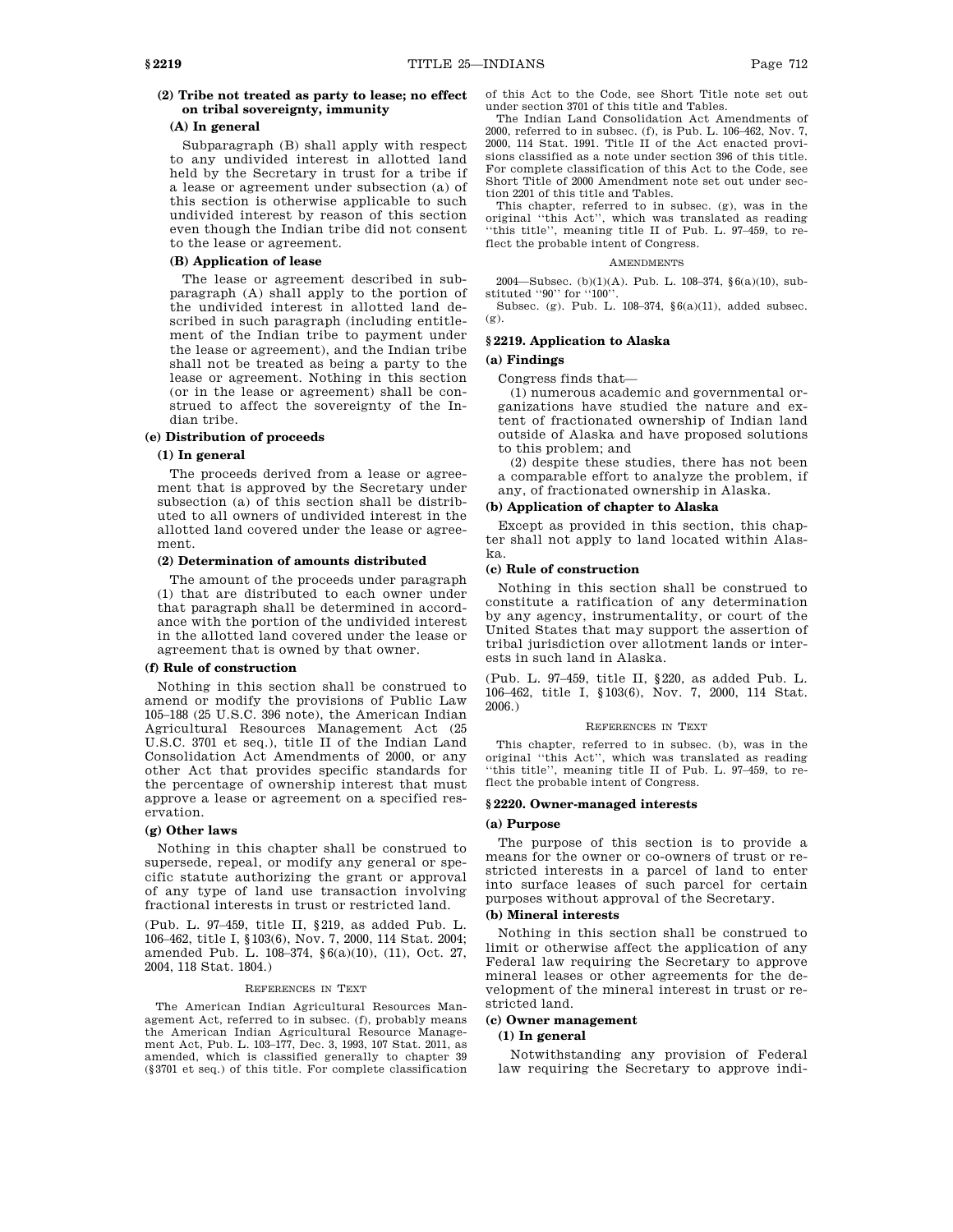**(2) Tribe not treated as party to lease; no effect on tribal sovereignty, immunity**

**(A) In general**

Subparagraph (B) shall apply with respect to any undivided interest in allotted land held by the Secretary in trust for a tribe if a lease or agreement under subsection (a) of this section is otherwise applicable to such undivided interest by reason of this section even though the Indian tribe did not consent to the lease or agreement.

**(B) Application of lease**

The lease or agreement described in subparagraph (A) shall apply to the portion of the undivided interest in allotted land described in such paragraph (including entitlement of the Indian tribe to payment under the lease or agreement), and the Indian tribe shall not be treated as being a party to the lease or agreement. Nothing in this section (or in the lease or agreement) shall be construed to affect the sovereignty of the Indian tribe.

**(e) Distribution of proceeds**

**(1) In general**

The proceeds derived from a lease or agreement that is approved by the Secretary under subsection (a) of this section shall be distributed to all owners of undivided interest in the allotted land covered under the lease or agreement.

**(2) Determination of amounts distributed**

The amount of the proceeds under paragraph (1) that are distributed to each owner under that paragraph shall be determined in accordance with the portion of the undivided interest in the allotted land covered under the lease or agreement that is owned by that owner.

**(f) Rule of construction**

Nothing in this section shall be construed to amend or modify the provisions of Public Law 105–188 (25 U.S.C. 396 note), the American Indian Agricultural Resources Management Act (25 U.S.C. 3701 et seq.), title II of the Indian Land Consolidation Act Amendments of 2000, or any other Act that provides specific standards for the percentage of ownership interest that must approve a lease or agreement on a specified reservation.

**(g) Other laws**

Nothing in this chapter shall be construed to supersede, repeal, or modify any general or specific statute authorizing the grant or approval of any type of land use transaction involving fractional interests in trust or restricted land.

(Pub. L. 97–459, title II, §219, as added Pub. L. 106–462, title I, §103(6), Nov. 7, 2000, 114 Stat. 2004; amended Pub. L. 108–374, §6(a)(10), (11), Oct. 27, 2004, 118 Stat. 1804.)

REFERENCES IN TEXT

The American Indian Agricultural Resources Management Act, referred to in subsec. (f), probably means the American Indian Agricultural Resource Management Act, Pub. L. 103–177, Dec. 3, 1993, 107 Stat. 2011, as amended, which is classified generally to chapter 39 (§3701 et seq.) of this title. For complete classification of this Act to the Code, see Short Title note set out under section 3701 of this title and Tables.

The Indian Land Consolidation Act Amendments of 2000, referred to in subsec. (f), is Pub. L. 106–462, Nov. 7, 2000, 114 Stat. 1991. Title II of the Act enacted provisions classified as a note under section 396 of this title. For complete classification of this Act to the Code, see Short Title of 2000 Amendment note set out under section 2201 of this title and Tables.

This chapter, referred to in subsec. (g), was in the original "this Act", which was translated as reading "this title", meaning title II of Pub. L. 97–459, to reflect the probable intent of Congress.

AMENDMENTS

2004—Subsec. (b)(1)(A). Pub. L. 108–374, §6(a)(10), substituted "90" for "100".

Subsec. (g). Pub. L. 108–374, §6(a)(11), added subsec. (g).

## §2219. Application to Alaska

**(a) Findings**

Congress finds that—

(1) numerous academic and governmental organizations have studied the nature and extent of fractionated ownership of Indian land outside of Alaska and have proposed solutions to this problem; and

(2) despite these studies, there has not been a comparable effort to analyze the problem, if any, of fractionated ownership in Alaska.

**(b) Application of chapter to Alaska**

Except as provided in this section, this chapter shall not apply to land located within Alaska.

**(c) Rule of construction**

Nothing in this section shall be construed to constitute a ratification of any determination by any agency, instrumentality, or court of the United States that may support the assertion of tribal jurisdiction over allotment lands or interests in such land in Alaska.

(Pub. L. 97–459, title II, §220, as added Pub. L. 106–462, title I, §103(6), Nov. 7, 2000, 114 Stat. 2006.)

REFERENCES IN TEXT

This chapter, referred to in subsec. (b), was in the original "this Act", which was translated as reading "this title", meaning title II of Pub. L. 97–459, to reflect the probable intent of Congress.

## §2220. Owner-managed interests

**(a) Purpose**

The purpose of this section is to provide a means for the owner or co-owners of trust or restricted interests in a parcel of land to enter into surface leases of such parcel for certain purposes without approval of the Secretary.

**(b) Mineral interests**

Nothing in this section shall be construed to limit or otherwise affect the application of any Federal law requiring the Secretary to approve mineral leases or other agreements for the development of the mineral interest in trust or restricted land.

**(c) Owner management**

**(1) In general**

Notwithstanding any provision of Federal law requiring the Secretary to approve indi-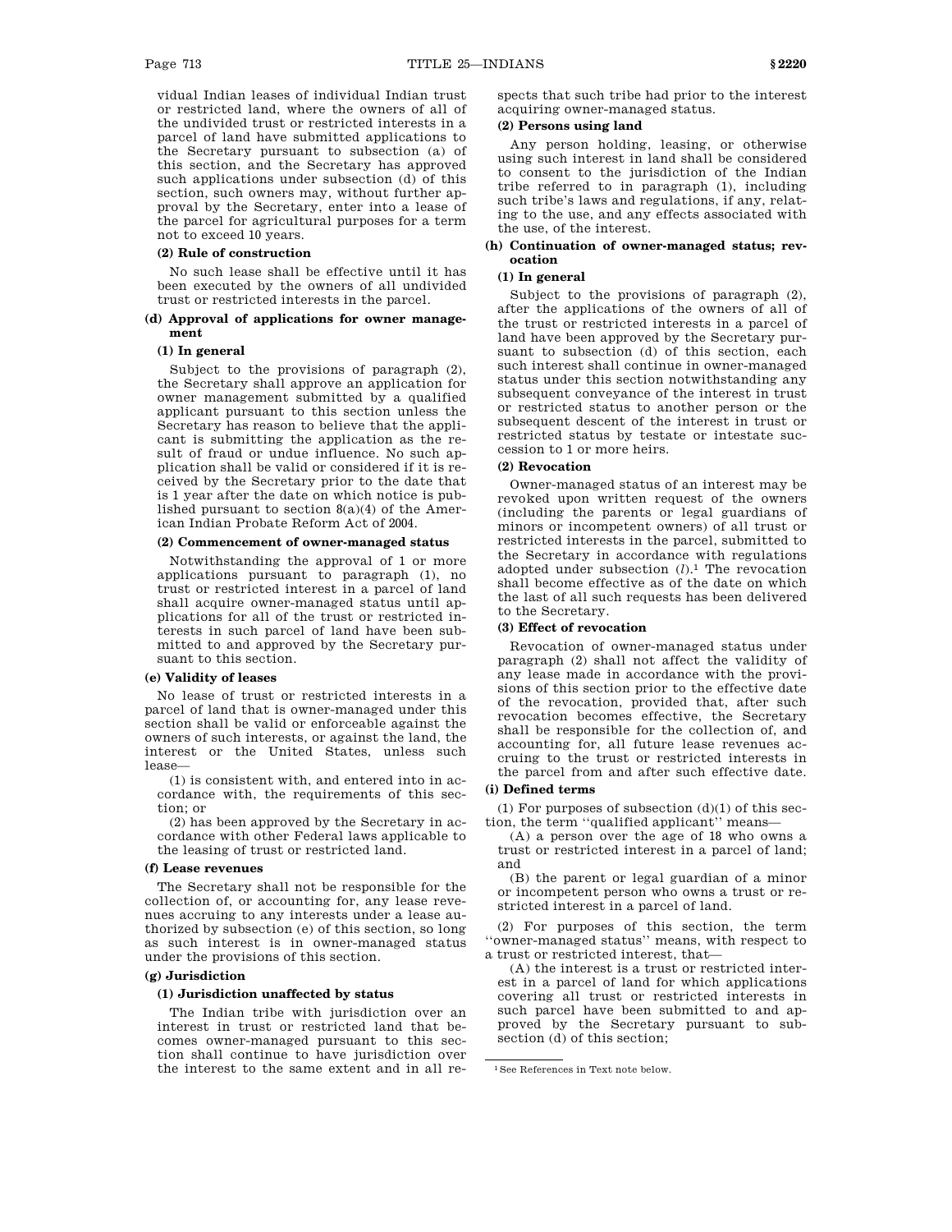vidual Indian leases of individual Indian trust or restricted land, where the owners of all of the undivided trust or restricted interests in a parcel of land have submitted applications to the Secretary pursuant to subsection (a) of this section, and the Secretary has approved such applications under subsection (d) of this section, such owners may, without further approval by the Secretary, enter into a lease of the parcel for agricultural purposes for a term not to exceed 10 years.

**(2) Rule of construction**

No such lease shall be effective until it has been executed by the owners of all undivided trust or restricted interests in the parcel.

**(d) Approval of applications for owner management**

**(1) In general**

Subject to the provisions of paragraph (2), the Secretary shall approve an application for owner management submitted by a qualified applicant pursuant to this section unless the Secretary has reason to believe that the applicant is submitting the application as the result of fraud or undue influence. No such application shall be valid or considered if it is received by the Secretary prior to the date that is 1 year after the date on which notice is published pursuant to section 8(a)(4) of the American Indian Probate Reform Act of 2004.

**(2) Commencement of owner-managed status**

Notwithstanding the approval of 1 or more applications pursuant to paragraph (1), no trust or restricted interest in a parcel of land shall acquire owner-managed status until applications for all of the trust or restricted interests in such parcel of land have been submitted to and approved by the Secretary pursuant to this section.

**(e) Validity of leases**

No lease of trust or restricted interests in a parcel of land that is owner-managed under this section shall be valid or enforceable against the owners of such interests, or against the land, the interest or the United States, unless such lease—

(1) is consistent with, and entered into in accordance with, the requirements of this section; or

(2) has been approved by the Secretary in accordance with other Federal laws applicable to the leasing of trust or restricted land.

**(f) Lease revenues**

The Secretary shall not be responsible for the collection of, or accounting for, any lease revenues accruing to any interests under a lease authorized by subsection (e) of this section, so long as such interest is in owner-managed status under the provisions of this section.

**(g) Jurisdiction**

**(1) Jurisdiction unaffected by status**

The Indian tribe with jurisdiction over an interest in trust or restricted land that becomes owner-managed pursuant to this section shall continue to have jurisdiction over the interest to the same extent and in all respects that such tribe had prior to the interest acquiring owner-managed status.

**(2) Persons using land**

Any person holding, leasing, or otherwise using such interest in land shall be considered to consent to the jurisdiction of the Indian tribe referred to in paragraph (1), including such tribe's laws and regulations, if any, relating to the use, and any effects associated with the use, of the interest.

**(h) Continuation of owner-managed status; revocation**

**(1) In general**

Subject to the provisions of paragraph (2), after the applications of the owners of all of the trust or restricted interests in a parcel of land have been approved by the Secretary pursuant to subsection (d) of this section, each such interest shall continue in owner-managed status under this section notwithstanding any subsequent conveyance of the interest in trust or restricted status to another person or the subsequent descent of the interest in trust or restricted status by testate or intestate succession to 1 or more heirs.

**(2) Revocation**

Owner-managed status of an interest may be revoked upon written request of the owners (including the parents or legal guardians of minors or incompetent owners) of all trust or restricted interests in the parcel, submitted to the Secretary in accordance with regulations adopted under subsection (*l*).[1] The revocation shall become effective as of the date on which the last of all such requests has been delivered to the Secretary.

**(3) Effect of revocation**

Revocation of owner-managed status under paragraph (2) shall not affect the validity of any lease made in accordance with the provisions of this section prior to the effective date of the revocation, provided that, after such revocation becomes effective, the Secretary shall be responsible for the collection of, and accounting for, all future lease revenues accruing to the trust or restricted interests in the parcel from and after such effective date.

**(i) Defined terms**

(1) For purposes of subsection (d)(1) of this section, the term "qualified applicant" means—

(A) a person over the age of 18 who owns a trust or restricted interest in a parcel of land; and

(B) the parent or legal guardian of a minor or incompetent person who owns a trust or restricted interest in a parcel of land.

(2) For purposes of this section, the term "owner-managed status" means, with respect to a trust or restricted interest, that—

(A) the interest is a trust or restricted interest in a parcel of land for which applications covering all trust or restricted interests in such parcel have been submitted to and approved by the Secretary pursuant to subsection (d) of this section;

---

[1] See References in Text note below.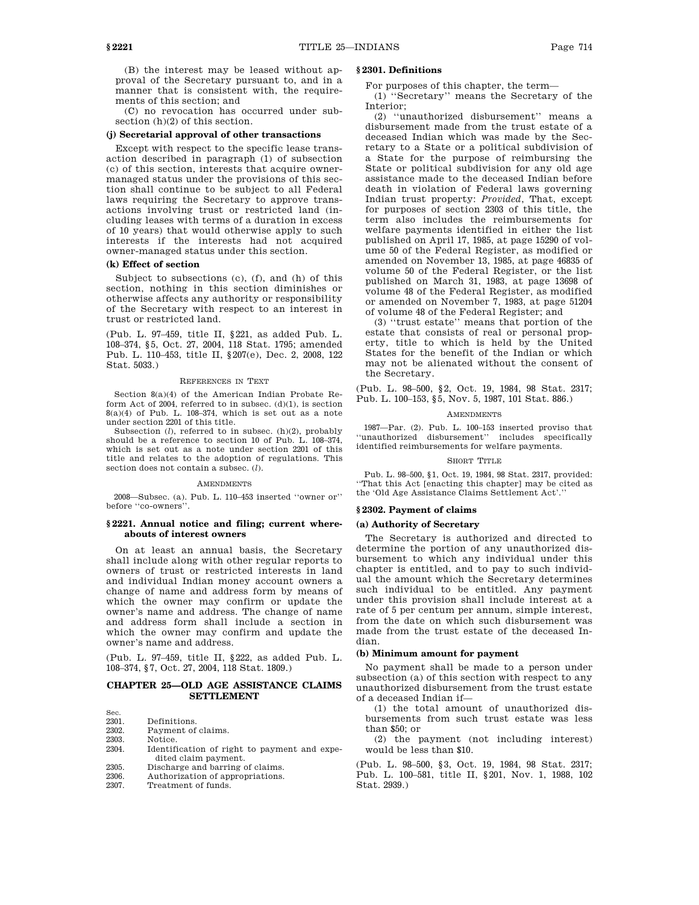(B) the interest may be leased without approval of the Secretary pursuant to, and in a manner that is consistent with, the requirements of this section; and

(C) no revocation has occurred under subsection (h)(2) of this section.

**(j) Secretarial approval of other transactions**

Except with respect to the specific lease transaction described in paragraph (1) of subsection (c) of this section, interests that acquire owner-managed status under the provisions of this section shall continue to be subject to all Federal laws requiring the Secretary to approve transactions involving trust or restricted land (including leases with terms of a duration in excess of 10 years) that would otherwise apply to such interests if the interests had not acquired owner-managed status under this section.

**(k) Effect of section**

Subject to subsections (c), (f), and (h) of this section, nothing in this section diminishes or otherwise affects any authority or responsibility of the Secretary with respect to an interest in trust or restricted land.

(Pub. L. 97–459, title II, §221, as added Pub. L. 108–374, §5, Oct. 27, 2004, 118 Stat. 1795; amended Pub. L. 110–453, title II, §207(e), Dec. 2, 2008, 122 Stat. 5033.)

REFERENCES IN TEXT

Section 8(a)(4) of the American Indian Probate Reform Act of 2004, referred to in subsec. (d)(1), is section 8(a)(4) of Pub. L. 108–374, which is set out as a note under section 2201 of this title.

Subsection (*l*), referred to in subsec. (h)(2), probably should be a reference to section 10 of Pub. L. 108–374, which is set out as a note under section 2201 of this title and relates to the adoption of regulations. This section does not contain a subsec. (*l*).

AMENDMENTS

2008—Subsec. (a). Pub. L. 110–453 inserted "owner or" before "co-owners".

### §2221. Annual notice and filing; current whereabouts of interest owners

On at least an annual basis, the Secretary shall include along with other regular reports to owners of trust or restricted interests in land and individual Indian money account owners a change of name and address form by means of which the owner may confirm or update the owner's name and address. The change of name and address form shall include a section in which the owner may confirm and update the owner's name and address.

(Pub. L. 97–459, title II, §222, as added Pub. L. 108–374, §7, Oct. 27, 2004, 118 Stat. 1809.)

## CHAPTER 25—OLD AGE ASSISTANCE CLAIMS SETTLEMENT

| Sec. | |
|---|---|
| 2301. | Definitions. |
| 2302. | Payment of claims. |
| 2303. | Notice. |
| 2304. | Identification of right to payment and expedited claim payment. |
| 2305. | Discharge and barring of claims. |
| 2306. | Authorization of appropriations. |
| 2307. | Treatment of funds. |

### §2301. Definitions

For purposes of this chapter, the term—

(1) "Secretary" means the Secretary of the Interior;

(2) "unauthorized disbursement" means a disbursement made from the trust estate of a deceased Indian which was made by the Secretary to a State or a political subdivision of a State for the purpose of reimbursing the State or political subdivision for any old age assistance made to the deceased Indian before death in violation of Federal laws governing Indian trust property: *Provided*, That, except for purposes of section 2303 of this title, the term also includes the reimbursements for welfare payments identified in either the list published on April 17, 1985, at page 15290 of volume 50 of the Federal Register, as modified or amended on November 13, 1985, at page 46835 of volume 50 of the Federal Register, or the list published on March 31, 1983, at page 13698 of volume 48 of the Federal Register, as modified or amended on November 7, 1983, at page 51204 of volume 48 of the Federal Register; and

(3) "trust estate" means that portion of the estate that consists of real or personal property, title to which is held by the United States for the benefit of the Indian or which may not be alienated without the consent of the Secretary.

(Pub. L. 98–500, §2, Oct. 19, 1984, 98 Stat. 2317; Pub. L. 100–153, §5, Nov. 5, 1987, 101 Stat. 886.)

AMENDMENTS

1987—Par. (2). Pub. L. 100–153 inserted proviso that "unauthorized disbursement" includes specifically identified reimbursements for welfare payments.

SHORT TITLE

Pub. L. 98–500, §1, Oct. 19, 1984, 98 Stat. 2317, provided: "That this Act [enacting this chapter] may be cited as the 'Old Age Assistance Claims Settlement Act'."

### §2302. Payment of claims

**(a) Authority of Secretary**

The Secretary is authorized and directed to determine the portion of any unauthorized disbursement to which any individual under this chapter is entitled, and to pay to such individual the amount which the Secretary determines such individual to be entitled. Any payment under this provision shall include interest at a rate of 5 per centum per annum, simple interest, from the date on which such disbursement was made from the trust estate of the deceased Indian.

**(b) Minimum amount for payment**

No payment shall be made to a person under subsection (a) of this section with respect to any unauthorized disbursement from the trust estate of a deceased Indian if—

(1) the total amount of unauthorized disbursements from such trust estate was less than $50; or

(2) the payment (not including interest) would be less than $10.

(Pub. L. 98–500, §3, Oct. 19, 1984, 98 Stat. 2317; Pub. L. 100–581, title II, §201, Nov. 1, 1988, 102 Stat. 2939.)